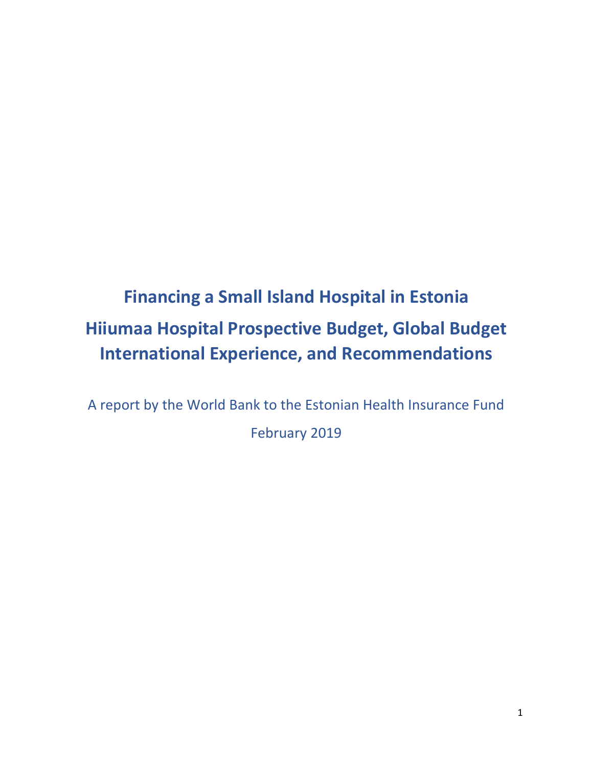# Financing a Small Island Hospital in Estonia
# Hiiumaa Hospital Prospective Budget, Global Budget International Experience, and Recommendations

A report by the World Bank to the Estonian Health Insurance Fund

February 2019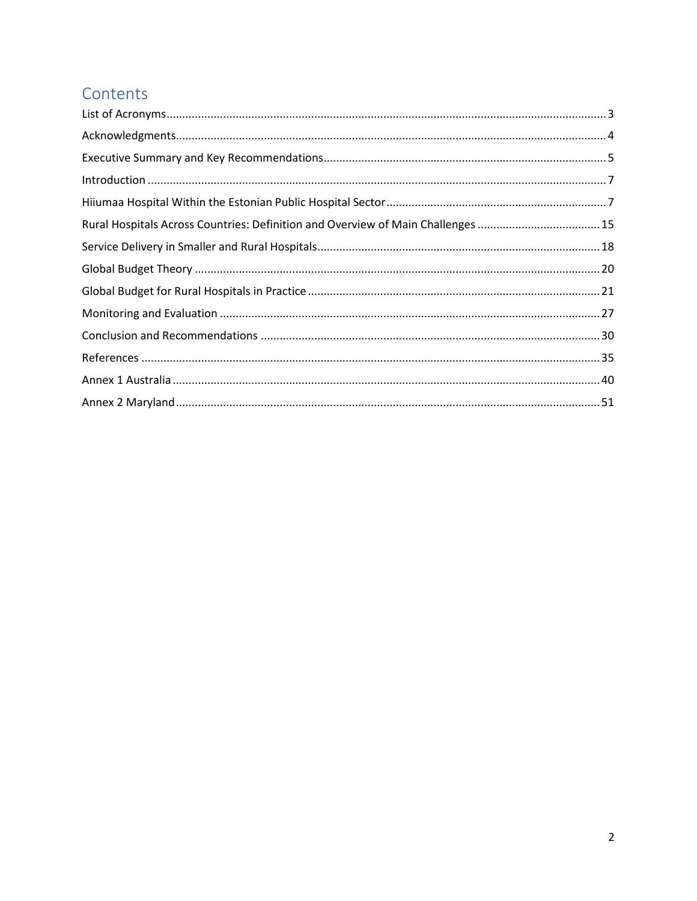# Contents

List of Acronyms ... 3

Acknowledgments ... 4

Executive Summary and Key Recommendations ... 5

Introduction ... 7

Hiiumaa Hospital Within the Estonian Public Hospital Sector ... 7

Rural Hospitals Across Countries: Definition and Overview of Main Challenges ... 15

Service Delivery in Smaller and Rural Hospitals ... 18

Global Budget Theory ... 20

Global Budget for Rural Hospitals in Practice ... 21

Monitoring and Evaluation ... 27

Conclusion and Recommendations ... 30

References ... 35

Annex 1 Australia ... 40

Annex 2 Maryland ... 51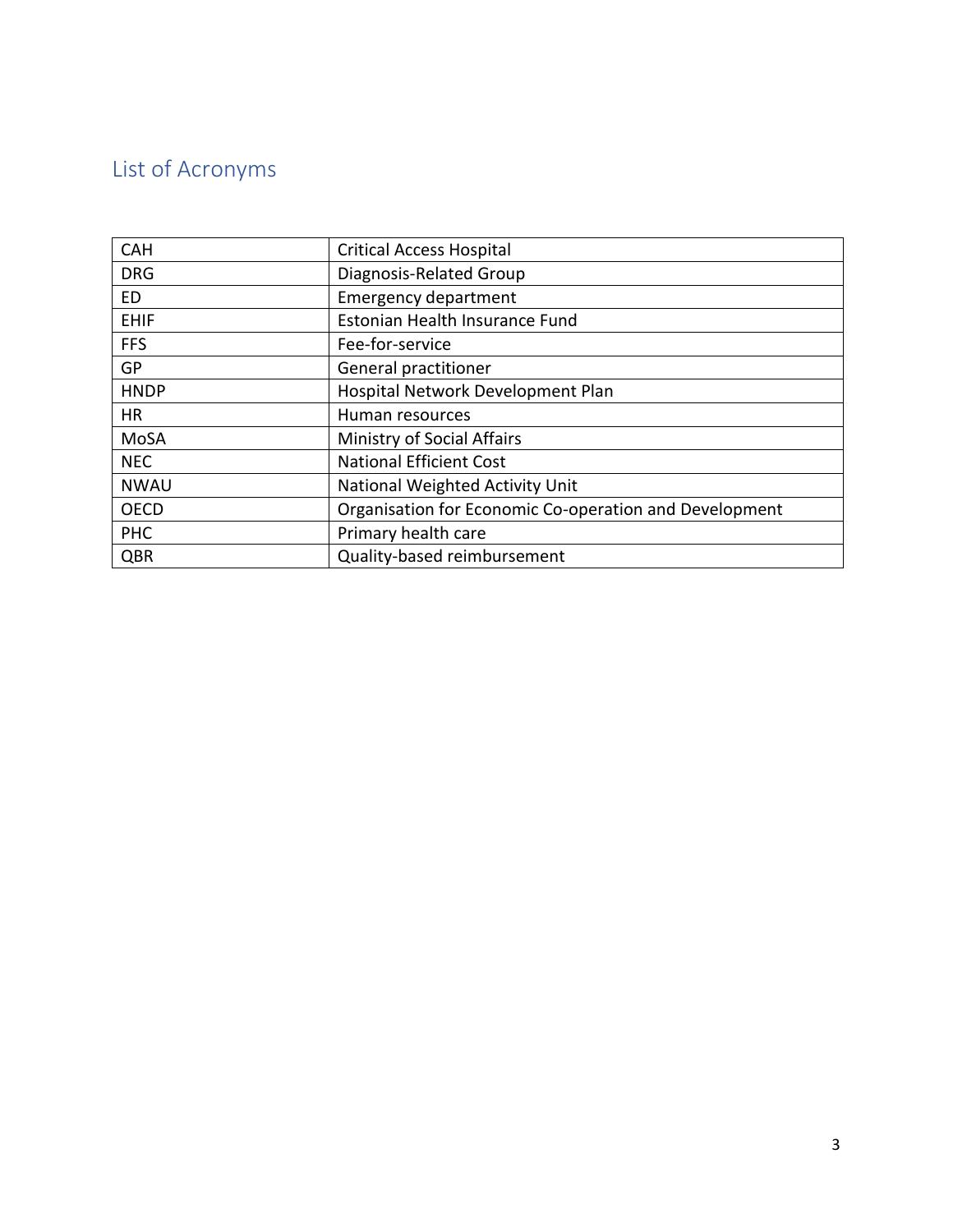## List of Acronyms

| | |
|---|---|
| CAH | Critical Access Hospital |
| DRG | Diagnosis-Related Group |
| ED | Emergency department |
| EHIF | Estonian Health Insurance Fund |
| FFS | Fee-for-service |
| GP | General practitioner |
| HNDP | Hospital Network Development Plan |
| HR | Human resources |
| MoSA | Ministry of Social Affairs |
| NEC | National Efficient Cost |
| NWAU | National Weighted Activity Unit |
| OECD | Organisation for Economic Co-operation and Development |
| PHC | Primary health care |
| QBR | Quality-based reimbursement |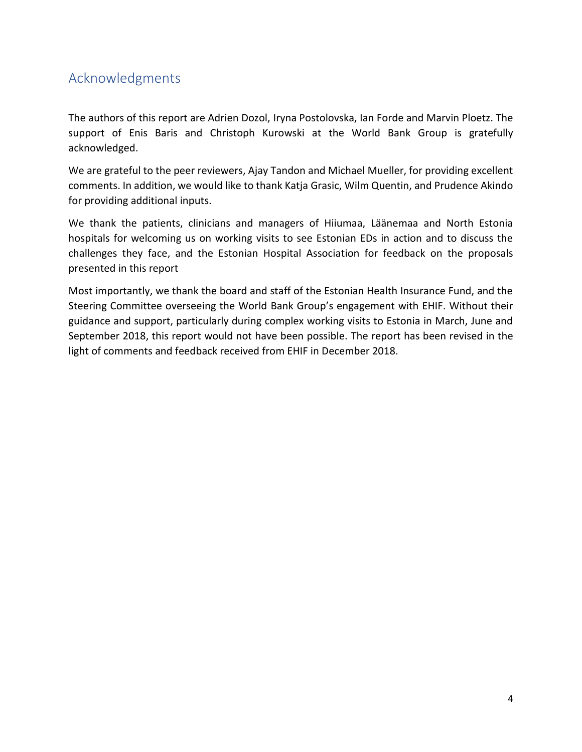## Acknowledgments

The authors of this report are Adrien Dozol, Iryna Postolovska, Ian Forde and Marvin Ploetz. The support of Enis Baris and Christoph Kurowski at the World Bank Group is gratefully acknowledged.

We are grateful to the peer reviewers, Ajay Tandon and Michael Mueller, for providing excellent comments. In addition, we would like to thank Katja Grasic, Wilm Quentin, and Prudence Akindo for providing additional inputs.

We thank the patients, clinicians and managers of Hiiumaa, Läänemaa and North Estonia hospitals for welcoming us on working visits to see Estonian EDs in action and to discuss the challenges they face, and the Estonian Hospital Association for feedback on the proposals presented in this report

Most importantly, we thank the board and staff of the Estonian Health Insurance Fund, and the Steering Committee overseeing the World Bank Group's engagement with EHIF. Without their guidance and support, particularly during complex working visits to Estonia in March, June and September 2018, this report would not have been possible. The report has been revised in the light of comments and feedback received from EHIF in December 2018.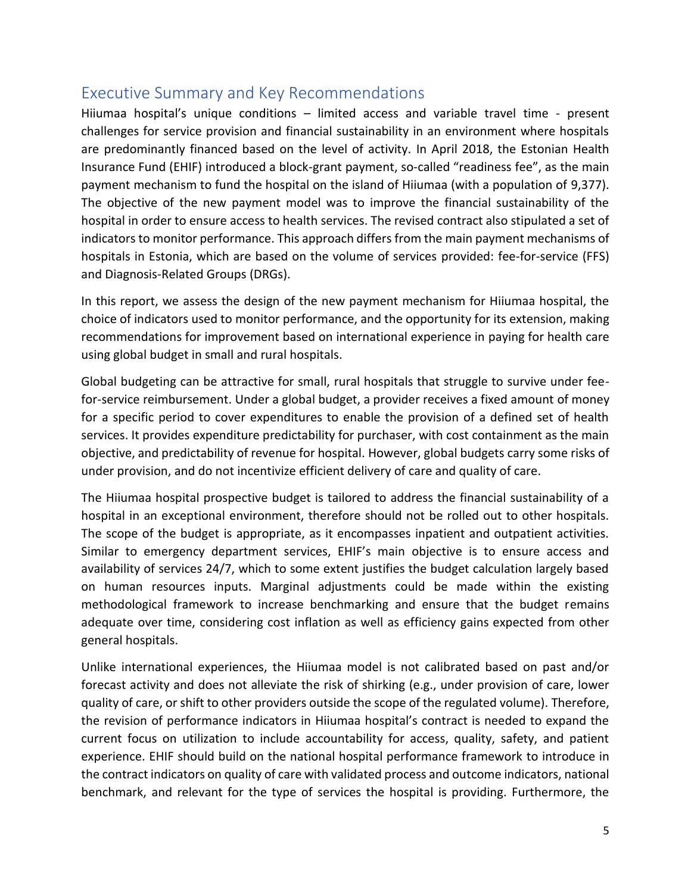## Executive Summary and Key Recommendations

Hiiumaa hospital's unique conditions – limited access and variable travel time - present challenges for service provision and financial sustainability in an environment where hospitals are predominantly financed based on the level of activity. In April 2018, the Estonian Health Insurance Fund (EHIF) introduced a block-grant payment, so-called "readiness fee", as the main payment mechanism to fund the hospital on the island of Hiiumaa (with a population of 9,377). The objective of the new payment model was to improve the financial sustainability of the hospital in order to ensure access to health services. The revised contract also stipulated a set of indicators to monitor performance. This approach differs from the main payment mechanisms of hospitals in Estonia, which are based on the volume of services provided: fee-for-service (FFS) and Diagnosis-Related Groups (DRGs).

In this report, we assess the design of the new payment mechanism for Hiiumaa hospital, the choice of indicators used to monitor performance, and the opportunity for its extension, making recommendations for improvement based on international experience in paying for health care using global budget in small and rural hospitals.

Global budgeting can be attractive for small, rural hospitals that struggle to survive under fee-for-service reimbursement. Under a global budget, a provider receives a fixed amount of money for a specific period to cover expenditures to enable the provision of a defined set of health services. It provides expenditure predictability for purchaser, with cost containment as the main objective, and predictability of revenue for hospital. However, global budgets carry some risks of under provision, and do not incentivize efficient delivery of care and quality of care.

The Hiiumaa hospital prospective budget is tailored to address the financial sustainability of a hospital in an exceptional environment, therefore should not be rolled out to other hospitals. The scope of the budget is appropriate, as it encompasses inpatient and outpatient activities. Similar to emergency department services, EHIF's main objective is to ensure access and availability of services 24/7, which to some extent justifies the budget calculation largely based on human resources inputs. Marginal adjustments could be made within the existing methodological framework to increase benchmarking and ensure that the budget remains adequate over time, considering cost inflation as well as efficiency gains expected from other general hospitals.

Unlike international experiences, the Hiiumaa model is not calibrated based on past and/or forecast activity and does not alleviate the risk of shirking (e.g., under provision of care, lower quality of care, or shift to other providers outside the scope of the regulated volume). Therefore, the revision of performance indicators in Hiiumaa hospital's contract is needed to expand the current focus on utilization to include accountability for access, quality, safety, and patient experience. EHIF should build on the national hospital performance framework to introduce in the contract indicators on quality of care with validated process and outcome indicators, national benchmark, and relevant for the type of services the hospital is providing. Furthermore, the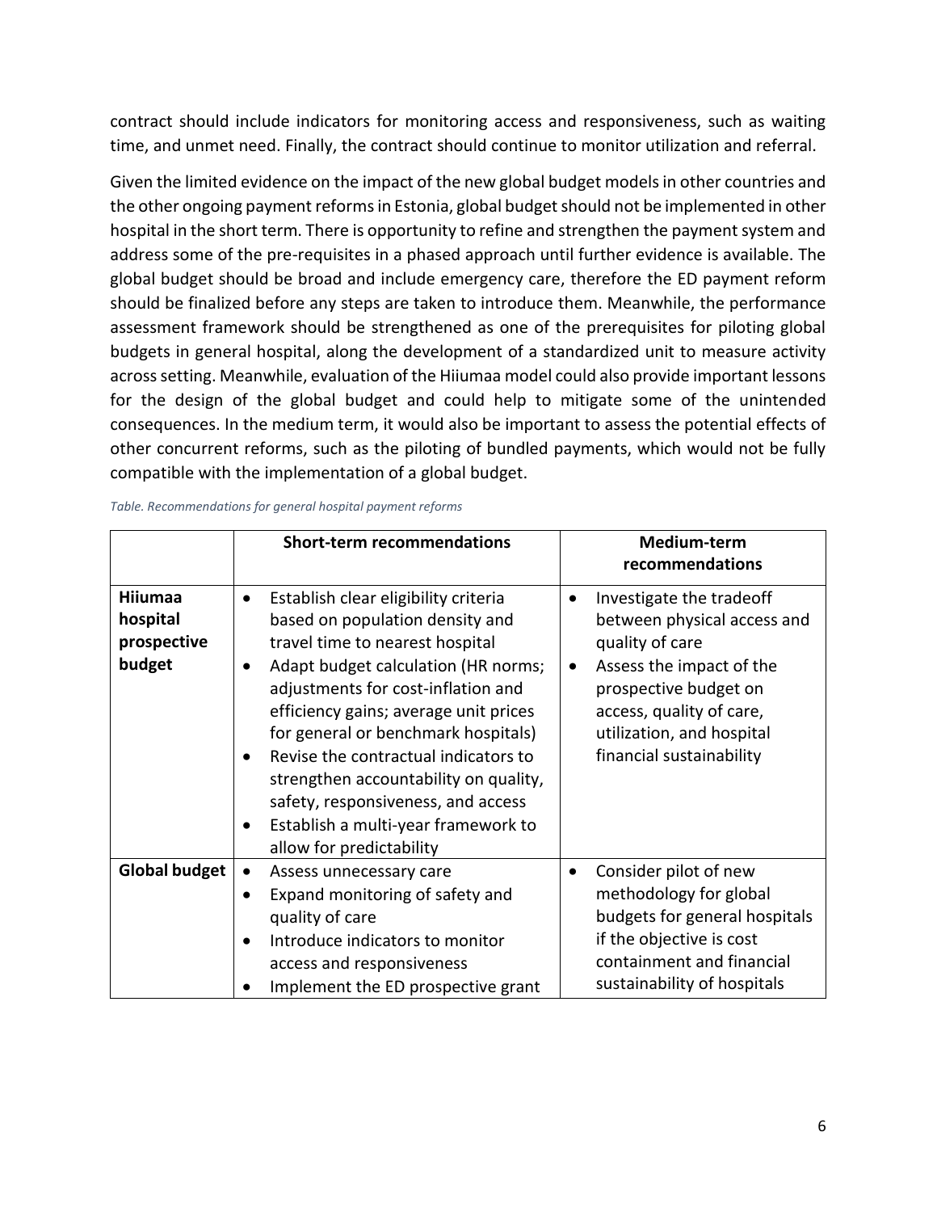contract should include indicators for monitoring access and responsiveness, such as waiting time, and unmet need. Finally, the contract should continue to monitor utilization and referral.

Given the limited evidence on the impact of the new global budget models in other countries and the other ongoing payment reforms in Estonia, global budget should not be implemented in other hospital in the short term. There is opportunity to refine and strengthen the payment system and address some of the pre-requisites in a phased approach until further evidence is available. The global budget should be broad and include emergency care, therefore the ED payment reform should be finalized before any steps are taken to introduce them. Meanwhile, the performance assessment framework should be strengthened as one of the prerequisites for piloting global budgets in general hospital, along the development of a standardized unit to measure activity across setting. Meanwhile, evaluation of the Hiiumaa model could also provide important lessons for the design of the global budget and could help to mitigate some of the unintended consequences. In the medium term, it would also be important to assess the potential effects of other concurrent reforms, such as the piloting of bundled payments, which would not be fully compatible with the implementation of a global budget.

*Table. Recommendations for general hospital payment reforms*

| | **Short-term recommendations** | **Medium-term recommendations** |
|---|---|---|
| **Hiiumaa hospital prospective budget** | • Establish clear eligibility criteria based on population density and travel time to nearest hospital<br>• Adapt budget calculation (HR norms; adjustments for cost-inflation and efficiency gains; average unit prices for general or benchmark hospitals)<br>• Revise the contractual indicators to strengthen accountability on quality, safety, responsiveness, and access<br>• Establish a multi-year framework to allow for predictability | • Investigate the tradeoff between physical access and quality of care<br>• Assess the impact of the prospective budget on access, quality of care, utilization, and hospital financial sustainability |
| **Global budget** | • Assess unnecessary care<br>• Expand monitoring of safety and quality of care<br>• Introduce indicators to monitor access and responsiveness<br>• Implement the ED prospective grant | • Consider pilot of new methodology for global budgets for general hospitals if the objective is cost containment and financial sustainability of hospitals |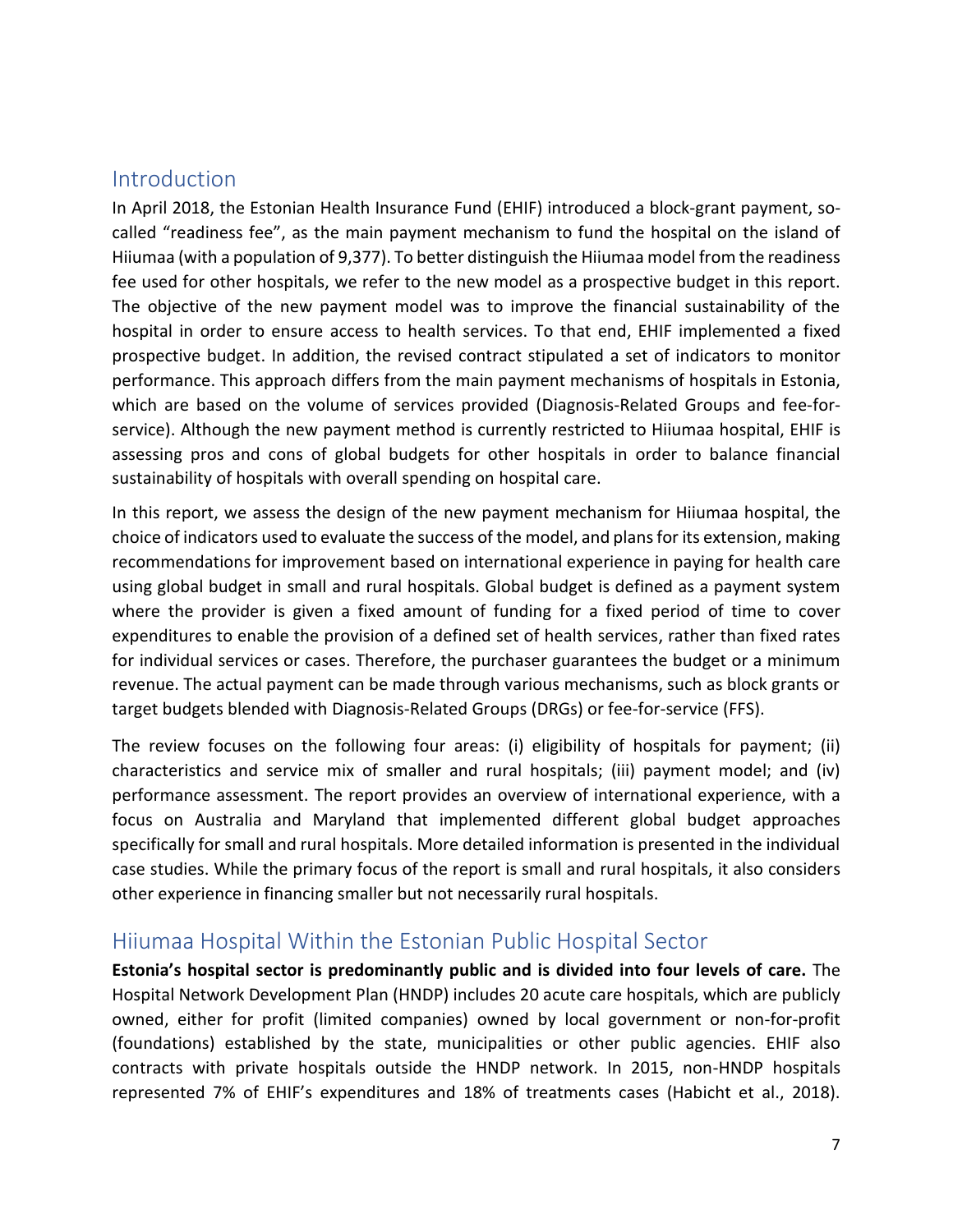## Introduction

In April 2018, the Estonian Health Insurance Fund (EHIF) introduced a block-grant payment, so-called "readiness fee", as the main payment mechanism to fund the hospital on the island of Hiiumaa (with a population of 9,377). To better distinguish the Hiiumaa model from the readiness fee used for other hospitals, we refer to the new model as a prospective budget in this report. The objective of the new payment model was to improve the financial sustainability of the hospital in order to ensure access to health services. To that end, EHIF implemented a fixed prospective budget. In addition, the revised contract stipulated a set of indicators to monitor performance. This approach differs from the main payment mechanisms of hospitals in Estonia, which are based on the volume of services provided (Diagnosis-Related Groups and fee-for-service). Although the new payment method is currently restricted to Hiiumaa hospital, EHIF is assessing pros and cons of global budgets for other hospitals in order to balance financial sustainability of hospitals with overall spending on hospital care.

In this report, we assess the design of the new payment mechanism for Hiiumaa hospital, the choice of indicators used to evaluate the success of the model, and plans for its extension, making recommendations for improvement based on international experience in paying for health care using global budget in small and rural hospitals. Global budget is defined as a payment system where the provider is given a fixed amount of funding for a fixed period of time to cover expenditures to enable the provision of a defined set of health services, rather than fixed rates for individual services or cases. Therefore, the purchaser guarantees the budget or a minimum revenue. The actual payment can be made through various mechanisms, such as block grants or target budgets blended with Diagnosis-Related Groups (DRGs) or fee-for-service (FFS).

The review focuses on the following four areas: (i) eligibility of hospitals for payment; (ii) characteristics and service mix of smaller and rural hospitals; (iii) payment model; and (iv) performance assessment. The report provides an overview of international experience, with a focus on Australia and Maryland that implemented different global budget approaches specifically for small and rural hospitals. More detailed information is presented in the individual case studies. While the primary focus of the report is small and rural hospitals, it also considers other experience in financing smaller but not necessarily rural hospitals.

## Hiiumaa Hospital Within the Estonian Public Hospital Sector

**Estonia's hospital sector is predominantly public and is divided into four levels of care.** The Hospital Network Development Plan (HNDP) includes 20 acute care hospitals, which are publicly owned, either for profit (limited companies) owned by local government or non-for-profit (foundations) established by the state, municipalities or other public agencies. EHIF also contracts with private hospitals outside the HNDP network. In 2015, non-HNDP hospitals represented 7% of EHIF's expenditures and 18% of treatments cases (Habicht et al., 2018).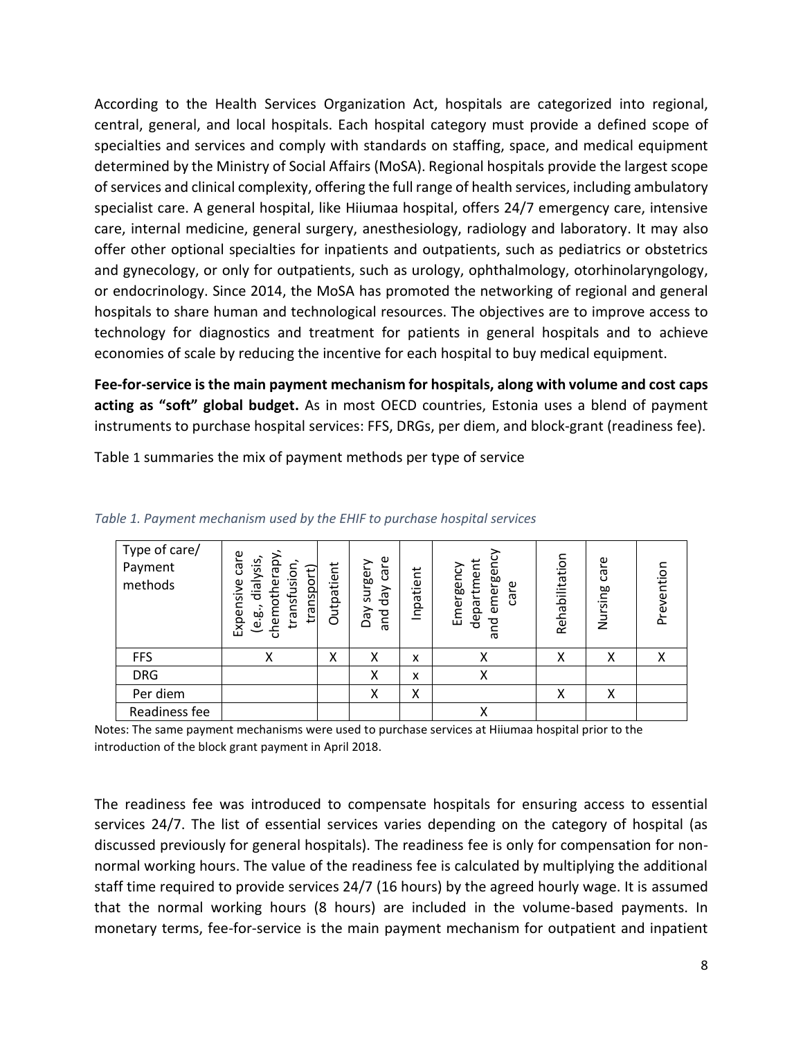According to the Health Services Organization Act, hospitals are categorized into regional, central, general, and local hospitals. Each hospital category must provide a defined scope of specialties and services and comply with standards on staffing, space, and medical equipment determined by the Ministry of Social Affairs (MoSA). Regional hospitals provide the largest scope of services and clinical complexity, offering the full range of health services, including ambulatory specialist care. A general hospital, like Hiiumaa hospital, offers 24/7 emergency care, intensive care, internal medicine, general surgery, anesthesiology, radiology and laboratory. It may also offer other optional specialties for inpatients and outpatients, such as pediatrics or obstetrics and gynecology, or only for outpatients, such as urology, ophthalmology, otorhinolaryngology, or endocrinology. Since 2014, the MoSA has promoted the networking of regional and general hospitals to share human and technological resources. The objectives are to improve access to technology for diagnostics and treatment for patients in general hospitals and to achieve economies of scale by reducing the incentive for each hospital to buy medical equipment.

**Fee-for-service is the main payment mechanism for hospitals, along with volume and cost caps acting as "soft" global budget.** As in most OECD countries, Estonia uses a blend of payment instruments to purchase hospital services: FFS, DRGs, per diem, and block-grant (readiness fee).

Table 1 summaries the mix of payment methods per type of service

*Table 1. Payment mechanism used by the EHIF to purchase hospital services*

| Type of care/ Payment methods | Expensive care (e.g., dialysis, chemotherapy, transfusion, transport) | Outpatient | Day surgery and day care | Inpatient | Emergency department and emergency care | Rehabilitation | Nursing care | Prevention |
|---|---|---|---|---|---|---|---|---|
| FFS | X | X | X | x | X | X | X | X |
| DRG | | | X | x | X | | | |
| Per diem | | | X | X | | X | X | |
| Readiness fee | | | | | X | | | |

Notes: The same payment mechanisms were used to purchase services at Hiiumaa hospital prior to the introduction of the block grant payment in April 2018.

The readiness fee was introduced to compensate hospitals for ensuring access to essential services 24/7. The list of essential services varies depending on the category of hospital (as discussed previously for general hospitals). The readiness fee is only for compensation for non-normal working hours. The value of the readiness fee is calculated by multiplying the additional staff time required to provide services 24/7 (16 hours) by the agreed hourly wage. It is assumed that the normal working hours (8 hours) are included in the volume-based payments. In monetary terms, fee-for-service is the main payment mechanism for outpatient and inpatient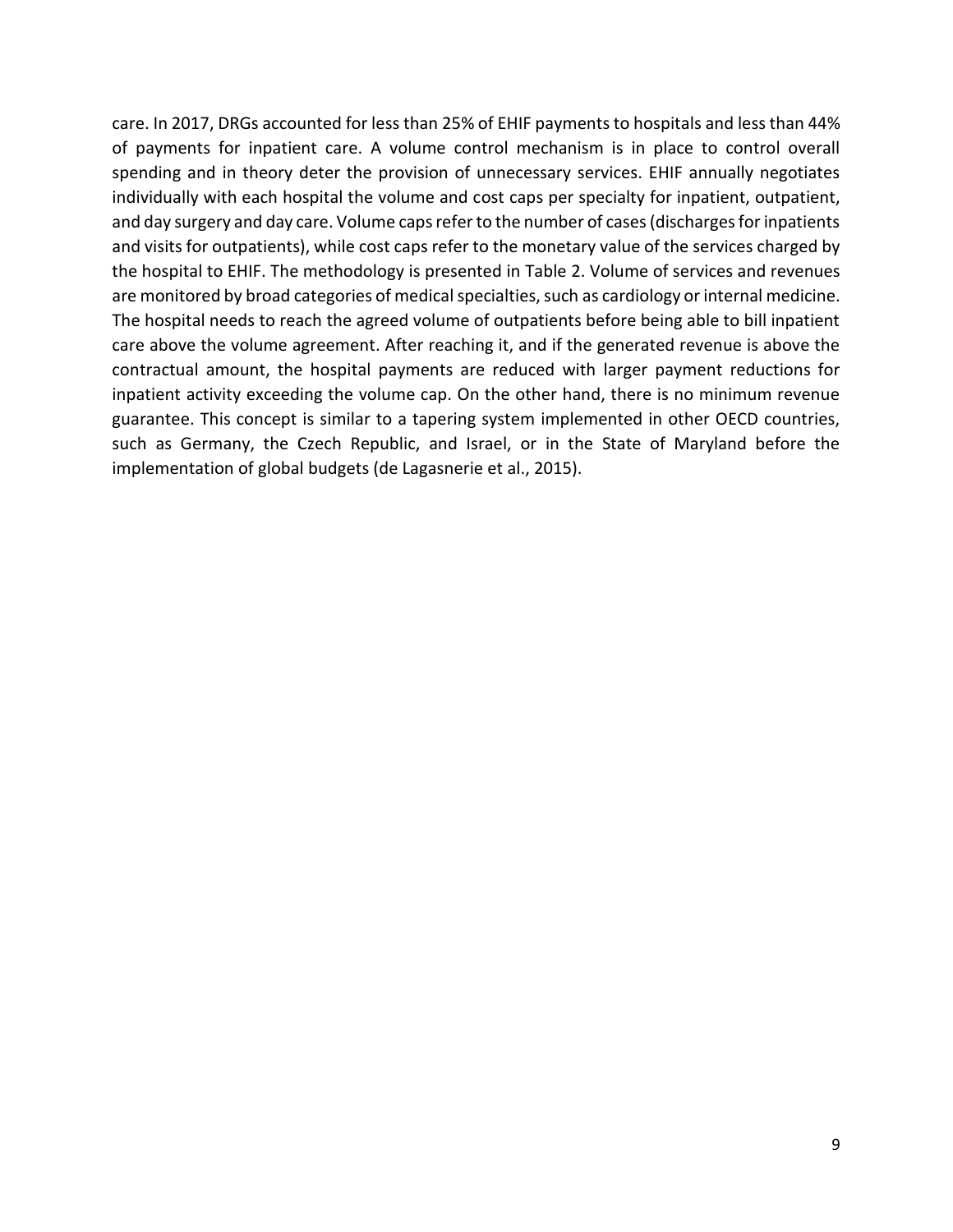care. In 2017, DRGs accounted for less than 25% of EHIF payments to hospitals and less than 44% of payments for inpatient care. A volume control mechanism is in place to control overall spending and in theory deter the provision of unnecessary services. EHIF annually negotiates individually with each hospital the volume and cost caps per specialty for inpatient, outpatient, and day surgery and day care. Volume caps refer to the number of cases (discharges for inpatients and visits for outpatients), while cost caps refer to the monetary value of the services charged by the hospital to EHIF. The methodology is presented in Table 2. Volume of services and revenues are monitored by broad categories of medical specialties, such as cardiology or internal medicine. The hospital needs to reach the agreed volume of outpatients before being able to bill inpatient care above the volume agreement. After reaching it, and if the generated revenue is above the contractual amount, the hospital payments are reduced with larger payment reductions for inpatient activity exceeding the volume cap. On the other hand, there is no minimum revenue guarantee. This concept is similar to a tapering system implemented in other OECD countries, such as Germany, the Czech Republic, and Israel, or in the State of Maryland before the implementation of global budgets (de Lagasnerie et al., 2015).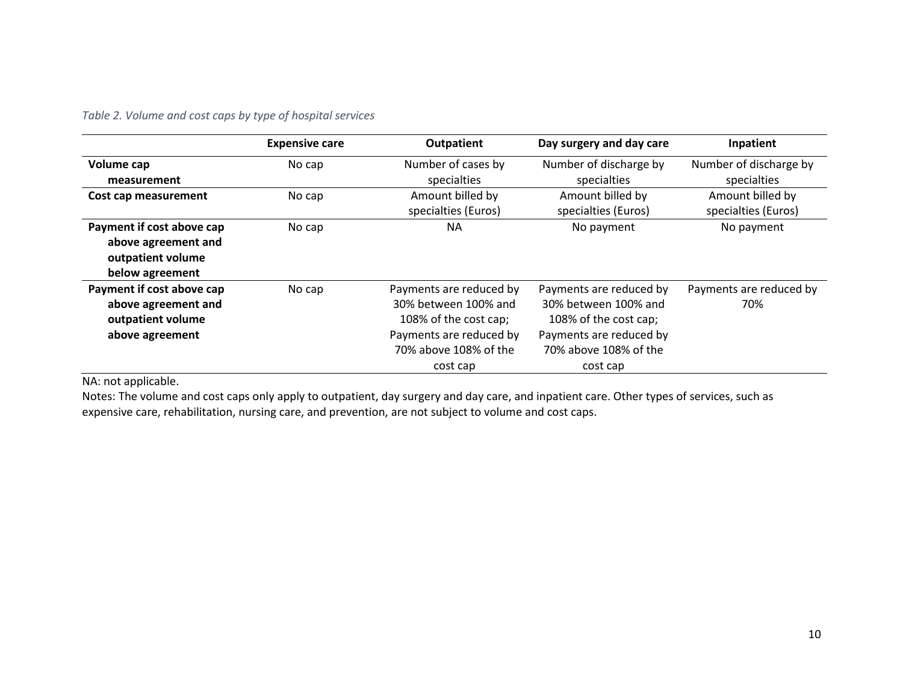*Table 2. Volume and cost caps by type of hospital services*

| | Expensive care | Outpatient | Day surgery and day care | Inpatient |
|---|---|---|---|---|
| **Volume cap measurement** | No cap | Number of cases by specialties | Number of discharge by specialties | Number of discharge by specialties |
| **Cost cap measurement** | No cap | Amount billed by specialties (Euros) | Amount billed by specialties (Euros) | Amount billed by specialties (Euros) |
| **Payment if cost above cap above agreement and outpatient volume below agreement** | No cap | NA | No payment | No payment |
| **Payment if cost above cap above agreement and outpatient volume above agreement** | No cap | Payments are reduced by 30% between 100% and 108% of the cost cap; Payments are reduced by 70% above 108% of the cost cap | Payments are reduced by 30% between 100% and 108% of the cost cap; Payments are reduced by 70% above 108% of the cost cap | Payments are reduced by 70% |

NA: not applicable.

Notes: The volume and cost caps only apply to outpatient, day surgery and day care, and inpatient care. Other types of services, such as expensive care, rehabilitation, nursing care, and prevention, are not subject to volume and cost caps.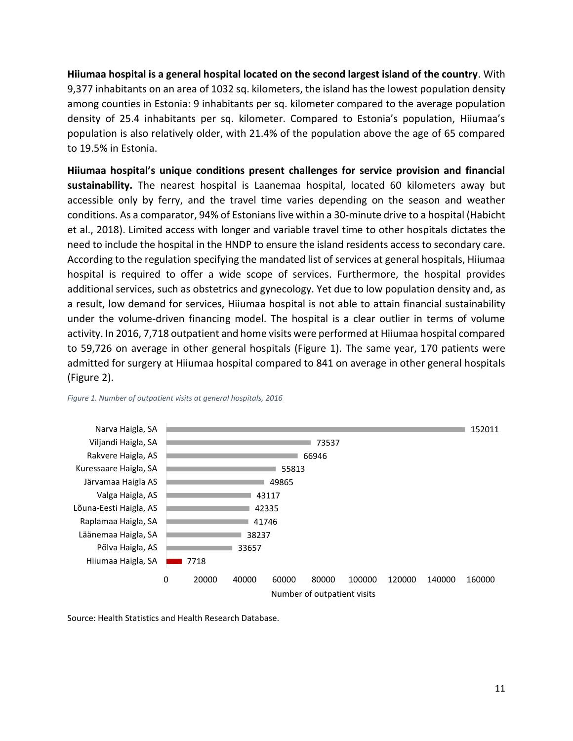**Hiiumaa hospital is a general hospital located on the second largest island of the country**. With 9,377 inhabitants on an area of 1032 sq. kilometers, the island has the lowest population density among counties in Estonia: 9 inhabitants per sq. kilometer compared to the average population density of 25.4 inhabitants per sq. kilometer. Compared to Estonia's population, Hiiumaa's population is also relatively older, with 21.4% of the population above the age of 65 compared to 19.5% in Estonia.

**Hiiumaa hospital's unique conditions present challenges for service provision and financial sustainability.** The nearest hospital is Laanemaa hospital, located 60 kilometers away but accessible only by ferry, and the travel time varies depending on the season and weather conditions. As a comparator, 94% of Estonians live within a 30-minute drive to a hospital (Habicht et al., 2018). Limited access with longer and variable travel time to other hospitals dictates the need to include the hospital in the HNDP to ensure the island residents access to secondary care. According to the regulation specifying the mandated list of services at general hospitals, Hiiumaa hospital is required to offer a wide scope of services. Furthermore, the hospital provides additional services, such as obstetrics and gynecology. Yet due to low population density and, as a result, low demand for services, Hiiumaa hospital is not able to attain financial sustainability under the volume-driven financing model. The hospital is a clear outlier in terms of volume activity. In 2016, 7,718 outpatient and home visits were performed at Hiiumaa hospital compared to 59,726 on average in other general hospitals (Figure 1). The same year, 170 patients were admitted for surgery at Hiiumaa hospital compared to 841 on average in other general hospitals (Figure 2).

*Figure 1. Number of outpatient visits at general hospitals, 2016*

| Hospital | Number of outpatient visits |
|---|---|
| Narva Haigla, SA | 152011 |
| Viljandi Haigla, SA | 73537 |
| Rakvere Haigla, AS | 66946 |
| Kuressaare Haigla, SA | 55813 |
| Järvamaa Haigla AS | 49865 |
| Valga Haigla, AS | 43117 |
| Lõuna-Eesti Haigla, AS | 42335 |
| Raplamaa Haigla, SA | 41746 |
| Läänemaa Haigla, SA | 38237 |
| Põlva Haigla, AS | 33657 |
| Hiiumaa Haigla, SA | 7718 |

Source: Health Statistics and Health Research Database.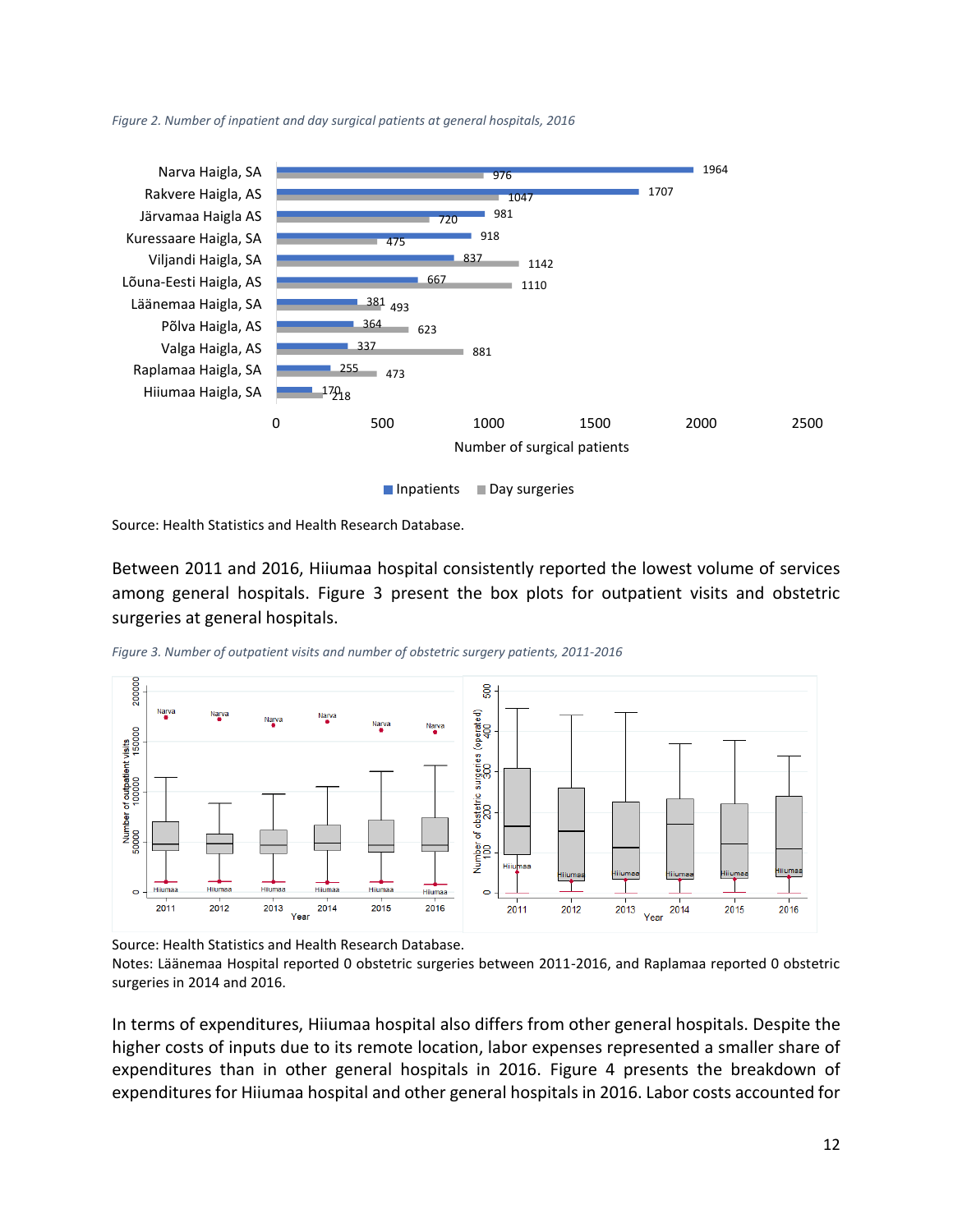*Figure 2. Number of inpatient and day surgical patients at general hospitals, 2016*

| Hospital | Inpatients | Day surgeries |
|---|---|---|
| Narva Haigla, SA | 1964 | 976 |
| Rakvere Haigla, AS | 1707 | 1047 |
| Järvamaa Haigla AS | 981 | 720 |
| Kuressaare Haigla, SA | 918 | 475 |
| Viljandi Haigla, SA | 837 | 1142 |
| Lõuna-Eesti Haigla, AS | 667 | 1110 |
| Läänemaa Haigla, SA | 381 | 493 |
| Põlva Haigla, AS | 364 | 623 |
| Valga Haigla, AS | 337 | 881 |
| Raplamaa Haigla, SA | 255 | 473 |
| Hiiumaa Haigla, SA | 170 | 218 |

Source: Health Statistics and Health Research Database.

Between 2011 and 2016, Hiiumaa hospital consistently reported the lowest volume of services among general hospitals. Figure 3 present the box plots for outpatient visits and obstetric surgeries at general hospitals.

*Figure 3. Number of outpatient visits and number of obstetric surgery patients, 2011-2016*

Source: Health Statistics and Health Research Database.
Notes: Läänemaa Hospital reported 0 obstetric surgeries between 2011-2016, and Raplamaa reported 0 obstetric surgeries in 2014 and 2016.

In terms of expenditures, Hiiumaa hospital also differs from other general hospitals. Despite the higher costs of inputs due to its remote location, labor expenses represented a smaller share of expenditures than in other general hospitals in 2016. Figure 4 presents the breakdown of expenditures for Hiiumaa hospital and other general hospitals in 2016. Labor costs accounted for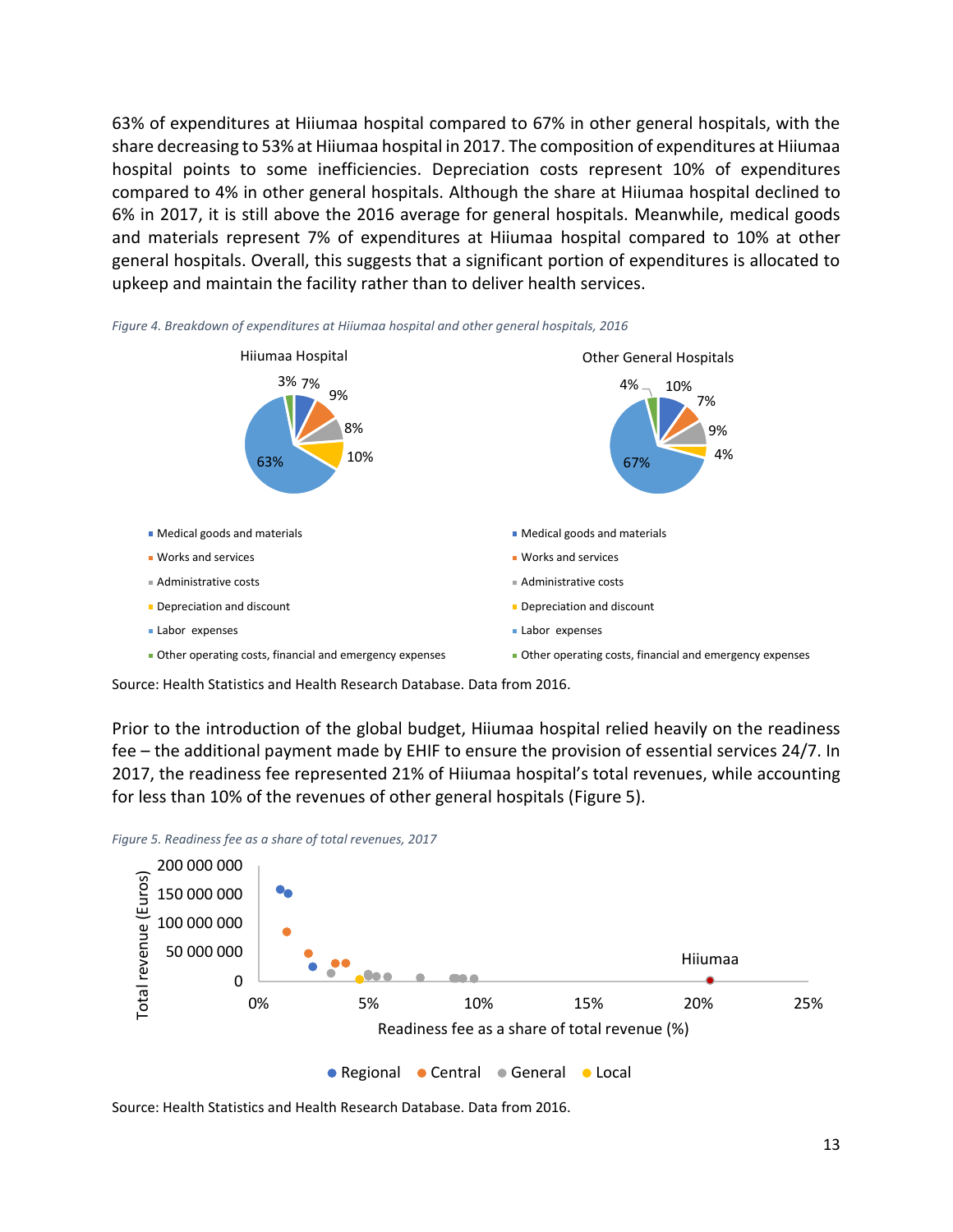63% of expenditures at Hiiumaa hospital compared to 67% in other general hospitals, with the share decreasing to 53% at Hiiumaa hospital in 2017. The composition of expenditures at Hiiumaa hospital points to some inefficiencies. Depreciation costs represent 10% of expenditures compared to 4% in other general hospitals. Although the share at Hiiumaa hospital declined to 6% in 2017, it is still above the 2016 average for general hospitals. Meanwhile, medical goods and materials represent 7% of expenditures at Hiiumaa hospital compared to 10% at other general hospitals. Overall, this suggests that a significant portion of expenditures is allocated to upkeep and maintain the facility rather than to deliver health services.

*Figure 4. Breakdown of expenditures at Hiiumaa hospital and other general hospitals, 2016*

| Category | Hiiumaa Hospital | Other General Hospitals |
| --- | --- | --- |
| Medical goods and materials | 7% | 10% |
| Works and services | 9% | 7% |
| Administrative costs | 8% | 9% |
| Depreciation and discount | 10% | 4% |
| Labor expenses | 63% | 67% |
| Other operating costs, financial and emergency expenses | 3% | 4% |

Source: Health Statistics and Health Research Database. Data from 2016.

Prior to the introduction of the global budget, Hiiumaa hospital relied heavily on the readiness fee – the additional payment made by EHIF to ensure the provision of essential services 24/7. In 2017, the readiness fee represented 21% of Hiiumaa hospital's total revenues, while accounting for less than 10% of the revenues of other general hospitals (Figure 5).

*Figure 5. Readiness fee as a share of total revenues, 2017*

Source: Health Statistics and Health Research Database. Data from 2016.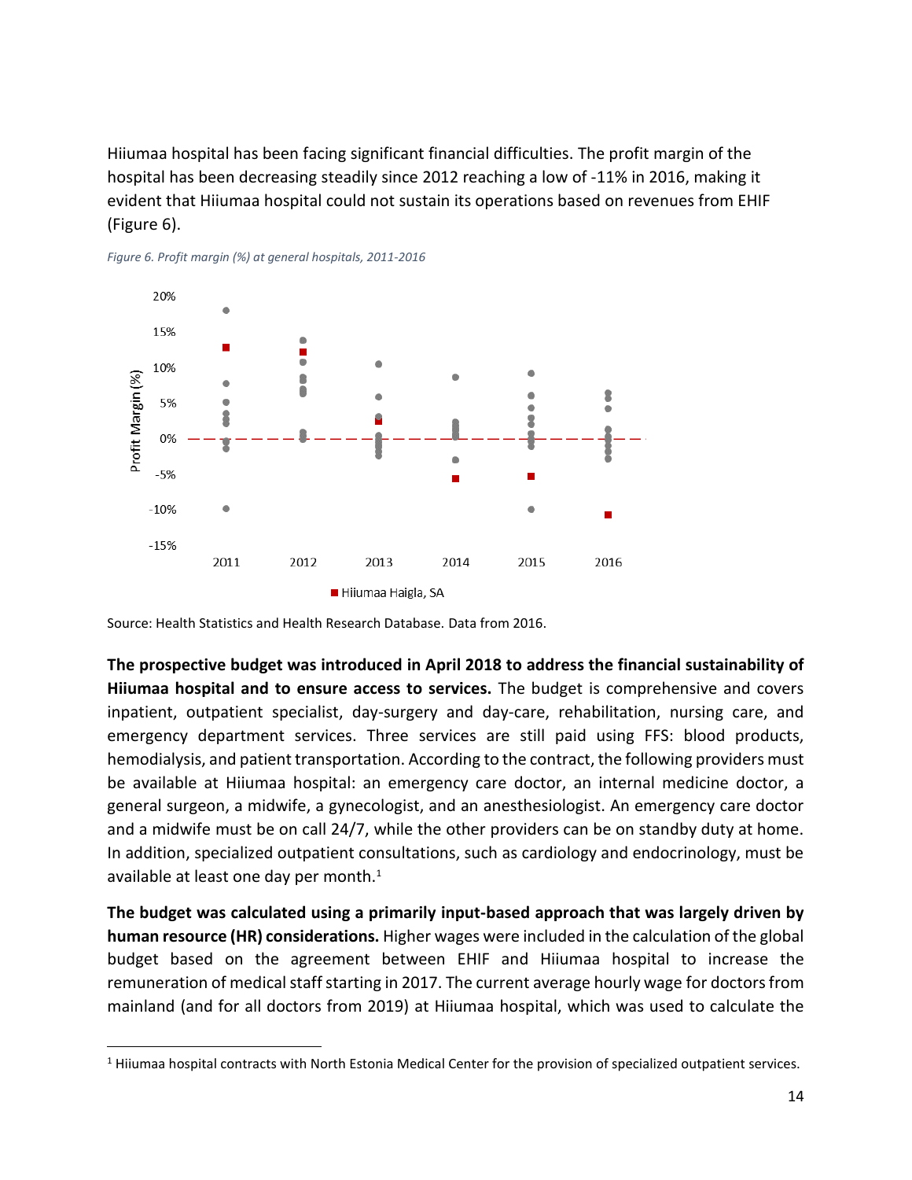Hiiumaa hospital has been facing significant financial difficulties. The profit margin of the hospital has been decreasing steadily since 2012 reaching a low of -11% in 2016, making it evident that Hiiumaa hospital could not sustain its operations based on revenues from EHIF (Figure 6).

*Figure 6. Profit margin (%) at general hospitals, 2011-2016*

Source: Health Statistics and Health Research Database. Data from 2016.

**The prospective budget was introduced in April 2018 to address the financial sustainability of Hiiumaa hospital and to ensure access to services.** The budget is comprehensive and covers inpatient, outpatient specialist, day-surgery and day-care, rehabilitation, nursing care, and emergency department services. Three services are still paid using FFS: blood products, hemodialysis, and patient transportation. According to the contract, the following providers must be available at Hiiumaa hospital: an emergency care doctor, an internal medicine doctor, a general surgeon, a midwife, a gynecologist, and an anesthesiologist. An emergency care doctor and a midwife must be on call 24/7, while the other providers can be on standby duty at home. In addition, specialized outpatient consultations, such as cardiology and endocrinology, must be available at least one day per month.[1]

**The budget was calculated using a primarily input-based approach that was largely driven by human resource (HR) considerations.** Higher wages were included in the calculation of the global budget based on the agreement between EHIF and Hiiumaa hospital to increase the remuneration of medical staff starting in 2017. The current average hourly wage for doctors from mainland (and for all doctors from 2019) at Hiiumaa hospital, which was used to calculate the

[1] Hiiumaa hospital contracts with North Estonia Medical Center for the provision of specialized outpatient services.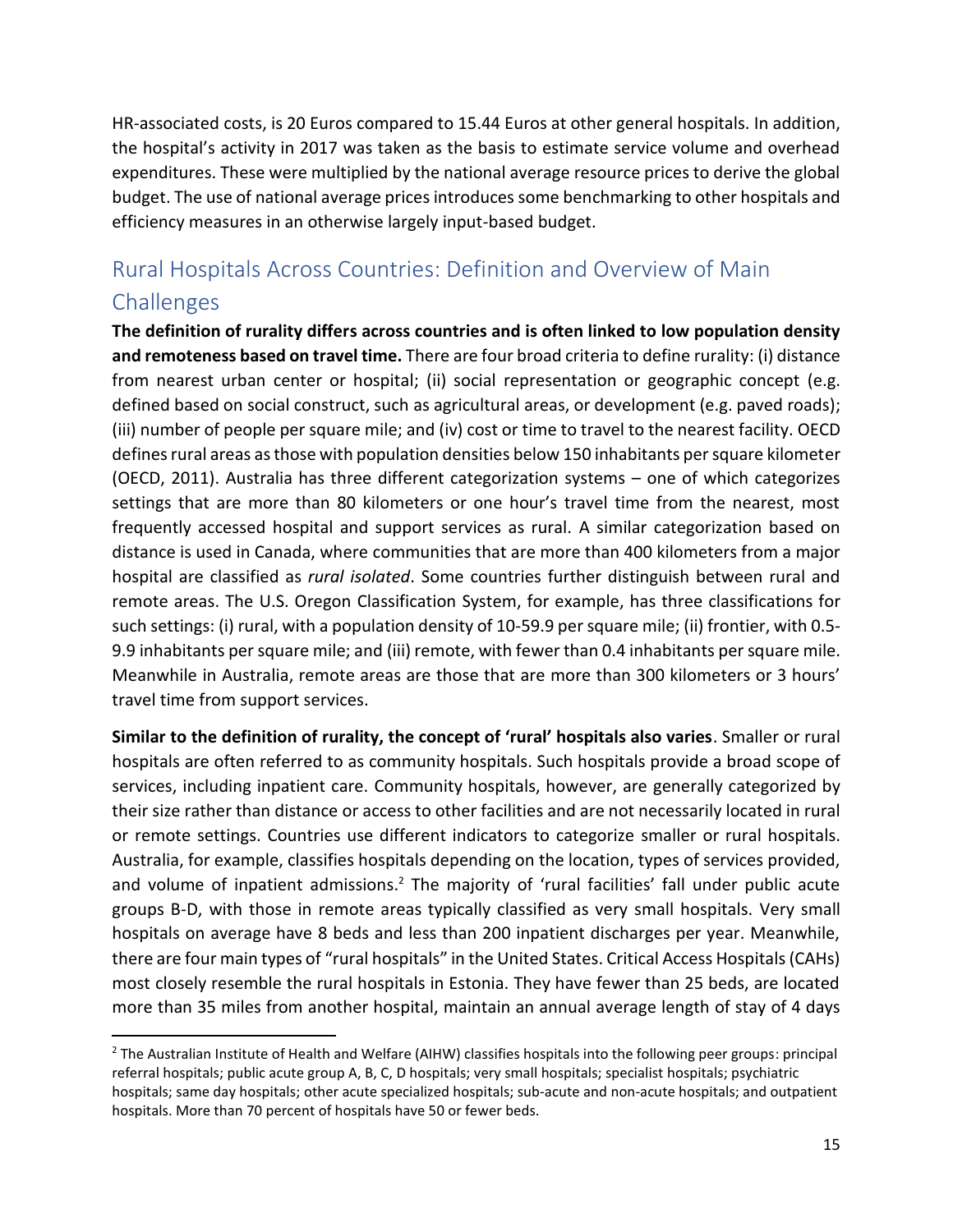HR-associated costs, is 20 Euros compared to 15.44 Euros at other general hospitals. In addition, the hospital's activity in 2017 was taken as the basis to estimate service volume and overhead expenditures. These were multiplied by the national average resource prices to derive the global budget. The use of national average prices introduces some benchmarking to other hospitals and efficiency measures in an otherwise largely input-based budget.

## Rural Hospitals Across Countries: Definition and Overview of Main Challenges

**The definition of rurality differs across countries and is often linked to low population density and remoteness based on travel time.** There are four broad criteria to define rurality: (i) distance from nearest urban center or hospital; (ii) social representation or geographic concept (e.g. defined based on social construct, such as agricultural areas, or development (e.g. paved roads); (iii) number of people per square mile; and (iv) cost or time to travel to the nearest facility. OECD defines rural areas as those with population densities below 150 inhabitants per square kilometer (OECD, 2011). Australia has three different categorization systems – one of which categorizes settings that are more than 80 kilometers or one hour's travel time from the nearest, most frequently accessed hospital and support services as rural. A similar categorization based on distance is used in Canada, where communities that are more than 400 kilometers from a major hospital are classified as *rural isolated*. Some countries further distinguish between rural and remote areas. The U.S. Oregon Classification System, for example, has three classifications for such settings: (i) rural, with a population density of 10-59.9 per square mile; (ii) frontier, with 0.5-9.9 inhabitants per square mile; and (iii) remote, with fewer than 0.4 inhabitants per square mile. Meanwhile in Australia, remote areas are those that are more than 300 kilometers or 3 hours' travel time from support services.

**Similar to the definition of rurality, the concept of 'rural' hospitals also varies**. Smaller or rural hospitals are often referred to as community hospitals. Such hospitals provide a broad scope of services, including inpatient care. Community hospitals, however, are generally categorized by their size rather than distance or access to other facilities and are not necessarily located in rural or remote settings. Countries use different indicators to categorize smaller or rural hospitals. Australia, for example, classifies hospitals depending on the location, types of services provided, and volume of inpatient admissions.[2] The majority of 'rural facilities' fall under public acute groups B-D, with those in remote areas typically classified as very small hospitals. Very small hospitals on average have 8 beds and less than 200 inpatient discharges per year. Meanwhile, there are four main types of "rural hospitals" in the United States. Critical Access Hospitals (CAHs) most closely resemble the rural hospitals in Estonia. They have fewer than 25 beds, are located more than 35 miles from another hospital, maintain an annual average length of stay of 4 days

[2] The Australian Institute of Health and Welfare (AIHW) classifies hospitals into the following peer groups: principal referral hospitals; public acute group A, B, C, D hospitals; very small hospitals; specialist hospitals; psychiatric hospitals; same day hospitals; other acute specialized hospitals; sub-acute and non-acute hospitals; and outpatient hospitals. More than 70 percent of hospitals have 50 or fewer beds.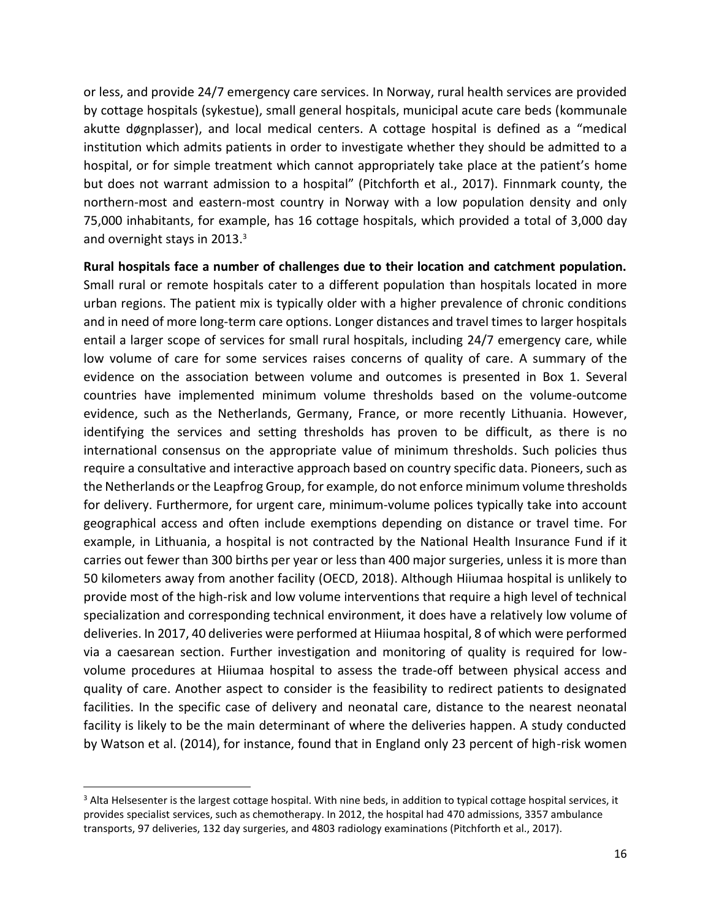or less, and provide 24/7 emergency care services. In Norway, rural health services are provided by cottage hospitals (sykestue), small general hospitals, municipal acute care beds (kommunale akutte døgnplasser), and local medical centers. A cottage hospital is defined as a "medical institution which admits patients in order to investigate whether they should be admitted to a hospital, or for simple treatment which cannot appropriately take place at the patient's home but does not warrant admission to a hospital" (Pitchforth et al., 2017). Finnmark county, the northern-most and eastern-most country in Norway with a low population density and only 75,000 inhabitants, for example, has 16 cottage hospitals, which provided a total of 3,000 day and overnight stays in 2013.[3]

**Rural hospitals face a number of challenges due to their location and catchment population.** Small rural or remote hospitals cater to a different population than hospitals located in more urban regions. The patient mix is typically older with a higher prevalence of chronic conditions and in need of more long-term care options. Longer distances and travel times to larger hospitals entail a larger scope of services for small rural hospitals, including 24/7 emergency care, while low volume of care for some services raises concerns of quality of care. A summary of the evidence on the association between volume and outcomes is presented in Box 1. Several countries have implemented minimum volume thresholds based on the volume-outcome evidence, such as the Netherlands, Germany, France, or more recently Lithuania. However, identifying the services and setting thresholds has proven to be difficult, as there is no international consensus on the appropriate value of minimum thresholds. Such policies thus require a consultative and interactive approach based on country specific data. Pioneers, such as the Netherlands or the Leapfrog Group, for example, do not enforce minimum volume thresholds for delivery. Furthermore, for urgent care, minimum-volume polices typically take into account geographical access and often include exemptions depending on distance or travel time. For example, in Lithuania, a hospital is not contracted by the National Health Insurance Fund if it carries out fewer than 300 births per year or less than 400 major surgeries, unless it is more than 50 kilometers away from another facility (OECD, 2018). Although Hiiumaa hospital is unlikely to provide most of the high-risk and low volume interventions that require a high level of technical specialization and corresponding technical environment, it does have a relatively low volume of deliveries. In 2017, 40 deliveries were performed at Hiiumaa hospital, 8 of which were performed via a caesarean section. Further investigation and monitoring of quality is required for low-volume procedures at Hiiumaa hospital to assess the trade-off between physical access and quality of care. Another aspect to consider is the feasibility to redirect patients to designated facilities. In the specific case of delivery and neonatal care, distance to the nearest neonatal facility is likely to be the main determinant of where the deliveries happen. A study conducted by Watson et al. (2014), for instance, found that in England only 23 percent of high-risk women

[3] Alta Helsesenter is the largest cottage hospital. With nine beds, in addition to typical cottage hospital services, it provides specialist services, such as chemotherapy. In 2012, the hospital had 470 admissions, 3357 ambulance transports, 97 deliveries, 132 day surgeries, and 4803 radiology examinations (Pitchforth et al., 2017).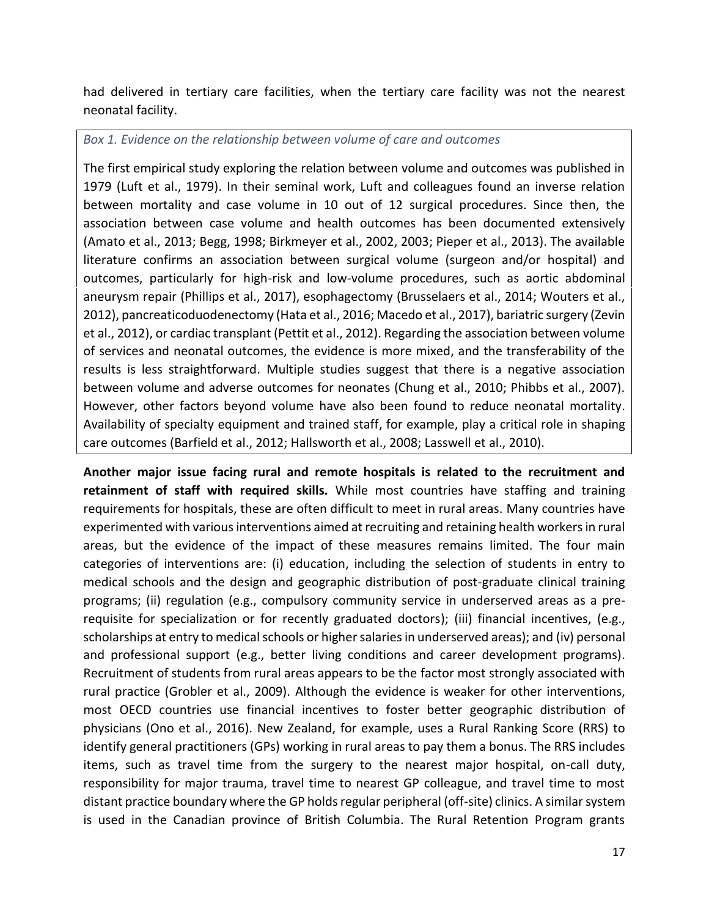had delivered in tertiary care facilities, when the tertiary care facility was not the nearest neonatal facility.

*Box 1. Evidence on the relationship between volume of care and outcomes*

The first empirical study exploring the relation between volume and outcomes was published in 1979 (Luft et al., 1979). In their seminal work, Luft and colleagues found an inverse relation between mortality and case volume in 10 out of 12 surgical procedures. Since then, the association between case volume and health outcomes has been documented extensively (Amato et al., 2013; Begg, 1998; Birkmeyer et al., 2002, 2003; Pieper et al., 2013). The available literature confirms an association between surgical volume (surgeon and/or hospital) and outcomes, particularly for high-risk and low-volume procedures, such as aortic abdominal aneurysm repair (Phillips et al., 2017), esophagectomy (Brusselaers et al., 2014; Wouters et al., 2012), pancreaticoduodenectomy (Hata et al., 2016; Macedo et al., 2017), bariatric surgery (Zevin et al., 2012), or cardiac transplant (Pettit et al., 2012). Regarding the association between volume of services and neonatal outcomes, the evidence is more mixed, and the transferability of the results is less straightforward. Multiple studies suggest that there is a negative association between volume and adverse outcomes for neonates (Chung et al., 2010; Phibbs et al., 2007). However, other factors beyond volume have also been found to reduce neonatal mortality. Availability of specialty equipment and trained staff, for example, play a critical role in shaping care outcomes (Barfield et al., 2012; Hallsworth et al., 2008; Lasswell et al., 2010).

**Another major issue facing rural and remote hospitals is related to the recruitment and retainment of staff with required skills.** While most countries have staffing and training requirements for hospitals, these are often difficult to meet in rural areas. Many countries have experimented with various interventions aimed at recruiting and retaining health workers in rural areas, but the evidence of the impact of these measures remains limited. The four main categories of interventions are: (i) education, including the selection of students in entry to medical schools and the design and geographic distribution of post-graduate clinical training programs; (ii) regulation (e.g., compulsory community service in underserved areas as a pre-requisite for specialization or for recently graduated doctors); (iii) financial incentives, (e.g., scholarships at entry to medical schools or higher salaries in underserved areas); and (iv) personal and professional support (e.g., better living conditions and career development programs). Recruitment of students from rural areas appears to be the factor most strongly associated with rural practice (Grobler et al., 2009). Although the evidence is weaker for other interventions, most OECD countries use financial incentives to foster better geographic distribution of physicians (Ono et al., 2016). New Zealand, for example, uses a Rural Ranking Score (RRS) to identify general practitioners (GPs) working in rural areas to pay them a bonus. The RRS includes items, such as travel time from the surgery to the nearest major hospital, on-call duty, responsibility for major trauma, travel time to nearest GP colleague, and travel time to most distant practice boundary where the GP holds regular peripheral (off-site) clinics. A similar system is used in the Canadian province of British Columbia. The Rural Retention Program grants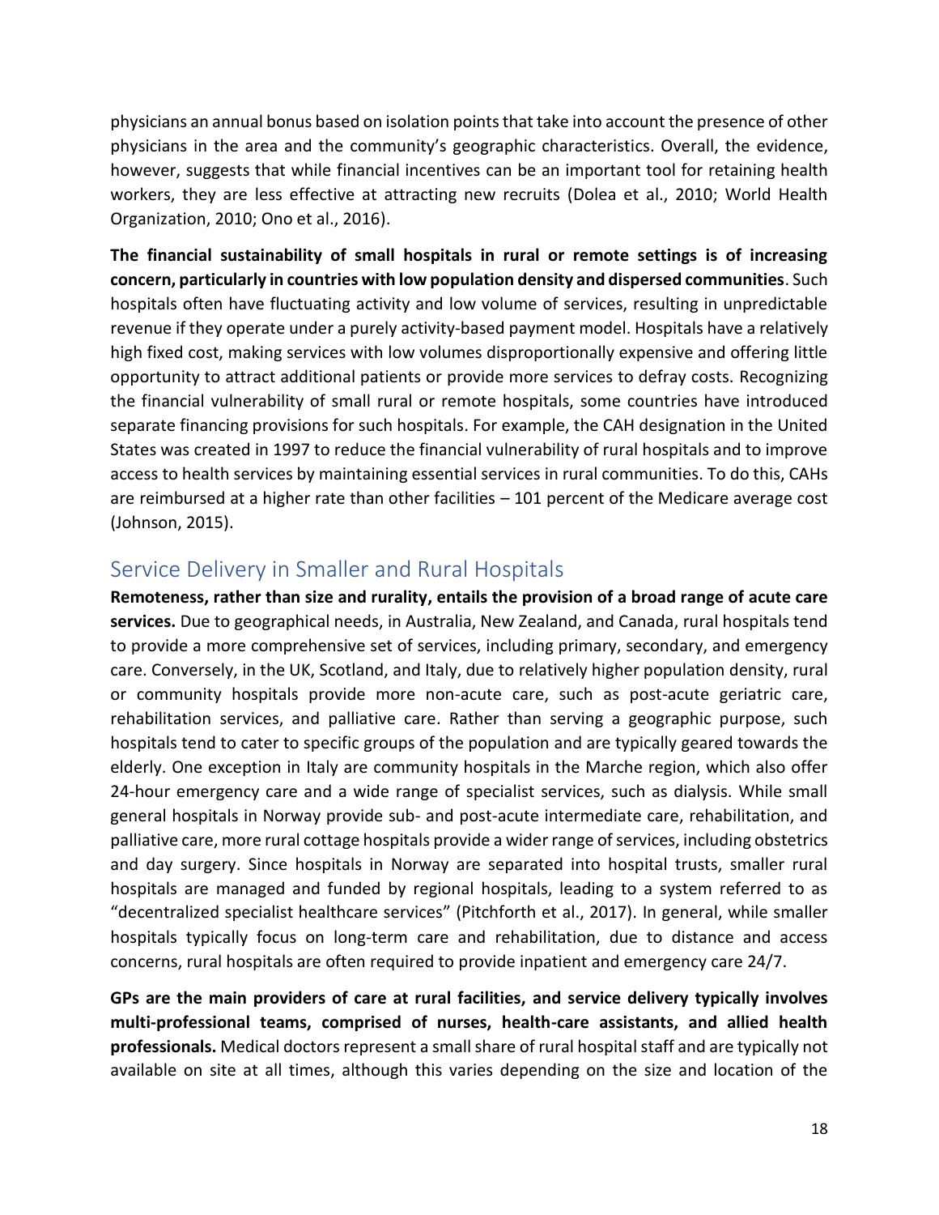physicians an annual bonus based on isolation points that take into account the presence of other physicians in the area and the community's geographic characteristics. Overall, the evidence, however, suggests that while financial incentives can be an important tool for retaining health workers, they are less effective at attracting new recruits (Dolea et al., 2010; World Health Organization, 2010; Ono et al., 2016).

**The financial sustainability of small hospitals in rural or remote settings is of increasing concern, particularly in countries with low population density and dispersed communities**. Such hospitals often have fluctuating activity and low volume of services, resulting in unpredictable revenue if they operate under a purely activity-based payment model. Hospitals have a relatively high fixed cost, making services with low volumes disproportionally expensive and offering little opportunity to attract additional patients or provide more services to defray costs. Recognizing the financial vulnerability of small rural or remote hospitals, some countries have introduced separate financing provisions for such hospitals. For example, the CAH designation in the United States was created in 1997 to reduce the financial vulnerability of rural hospitals and to improve access to health services by maintaining essential services in rural communities. To do this, CAHs are reimbursed at a higher rate than other facilities – 101 percent of the Medicare average cost (Johnson, 2015).

## Service Delivery in Smaller and Rural Hospitals

**Remoteness, rather than size and rurality, entails the provision of a broad range of acute care services.** Due to geographical needs, in Australia, New Zealand, and Canada, rural hospitals tend to provide a more comprehensive set of services, including primary, secondary, and emergency care. Conversely, in the UK, Scotland, and Italy, due to relatively higher population density, rural or community hospitals provide more non-acute care, such as post-acute geriatric care, rehabilitation services, and palliative care. Rather than serving a geographic purpose, such hospitals tend to cater to specific groups of the population and are typically geared towards the elderly. One exception in Italy are community hospitals in the Marche region, which also offer 24-hour emergency care and a wide range of specialist services, such as dialysis. While small general hospitals in Norway provide sub- and post-acute intermediate care, rehabilitation, and palliative care, more rural cottage hospitals provide a wider range of services, including obstetrics and day surgery. Since hospitals in Norway are separated into hospital trusts, smaller rural hospitals are managed and funded by regional hospitals, leading to a system referred to as "decentralized specialist healthcare services" (Pitchforth et al., 2017). In general, while smaller hospitals typically focus on long-term care and rehabilitation, due to distance and access concerns, rural hospitals are often required to provide inpatient and emergency care 24/7.

**GPs are the main providers of care at rural facilities, and service delivery typically involves multi-professional teams, comprised of nurses, health-care assistants, and allied health professionals.** Medical doctors represent a small share of rural hospital staff and are typically not available on site at all times, although this varies depending on the size and location of the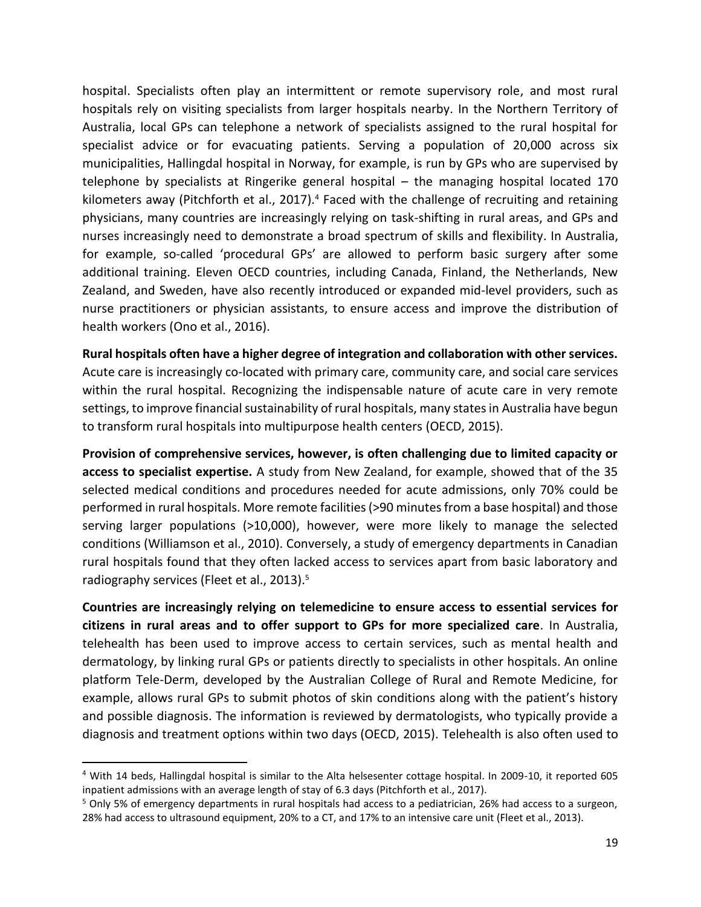hospital. Specialists often play an intermittent or remote supervisory role, and most rural hospitals rely on visiting specialists from larger hospitals nearby. In the Northern Territory of Australia, local GPs can telephone a network of specialists assigned to the rural hospital for specialist advice or for evacuating patients. Serving a population of 20,000 across six municipalities, Hallingdal hospital in Norway, for example, is run by GPs who are supervised by telephone by specialists at Ringerike general hospital – the managing hospital located 170 kilometers away (Pitchforth et al., 2017).[4] Faced with the challenge of recruiting and retaining physicians, many countries are increasingly relying on task-shifting in rural areas, and GPs and nurses increasingly need to demonstrate a broad spectrum of skills and flexibility. In Australia, for example, so-called 'procedural GPs' are allowed to perform basic surgery after some additional training. Eleven OECD countries, including Canada, Finland, the Netherlands, New Zealand, and Sweden, have also recently introduced or expanded mid-level providers, such as nurse practitioners or physician assistants, to ensure access and improve the distribution of health workers (Ono et al., 2016).

**Rural hospitals often have a higher degree of integration and collaboration with other services.** Acute care is increasingly co-located with primary care, community care, and social care services within the rural hospital. Recognizing the indispensable nature of acute care in very remote settings, to improve financial sustainability of rural hospitals, many states in Australia have begun to transform rural hospitals into multipurpose health centers (OECD, 2015).

**Provision of comprehensive services, however, is often challenging due to limited capacity or access to specialist expertise.** A study from New Zealand, for example, showed that of the 35 selected medical conditions and procedures needed for acute admissions, only 70% could be performed in rural hospitals. More remote facilities (>90 minutes from a base hospital) and those serving larger populations (>10,000), however, were more likely to manage the selected conditions (Williamson et al., 2010). Conversely, a study of emergency departments in Canadian rural hospitals found that they often lacked access to services apart from basic laboratory and radiography services (Fleet et al., 2013).[5]

**Countries are increasingly relying on telemedicine to ensure access to essential services for citizens in rural areas and to offer support to GPs for more specialized care**. In Australia, telehealth has been used to improve access to certain services, such as mental health and dermatology, by linking rural GPs or patients directly to specialists in other hospitals. An online platform Tele-Derm, developed by the Australian College of Rural and Remote Medicine, for example, allows rural GPs to submit photos of skin conditions along with the patient's history and possible diagnosis. The information is reviewed by dermatologists, who typically provide a diagnosis and treatment options within two days (OECD, 2015). Telehealth is also often used to

---

[4] With 14 beds, Hallingdal hospital is similar to the Alta helsesenter cottage hospital. In 2009-10, it reported 605 inpatient admissions with an average length of stay of 6.3 days (Pitchforth et al., 2017).

[5] Only 5% of emergency departments in rural hospitals had access to a pediatrician, 26% had access to a surgeon, 28% had access to ultrasound equipment, 20% to a CT, and 17% to an intensive care unit (Fleet et al., 2013).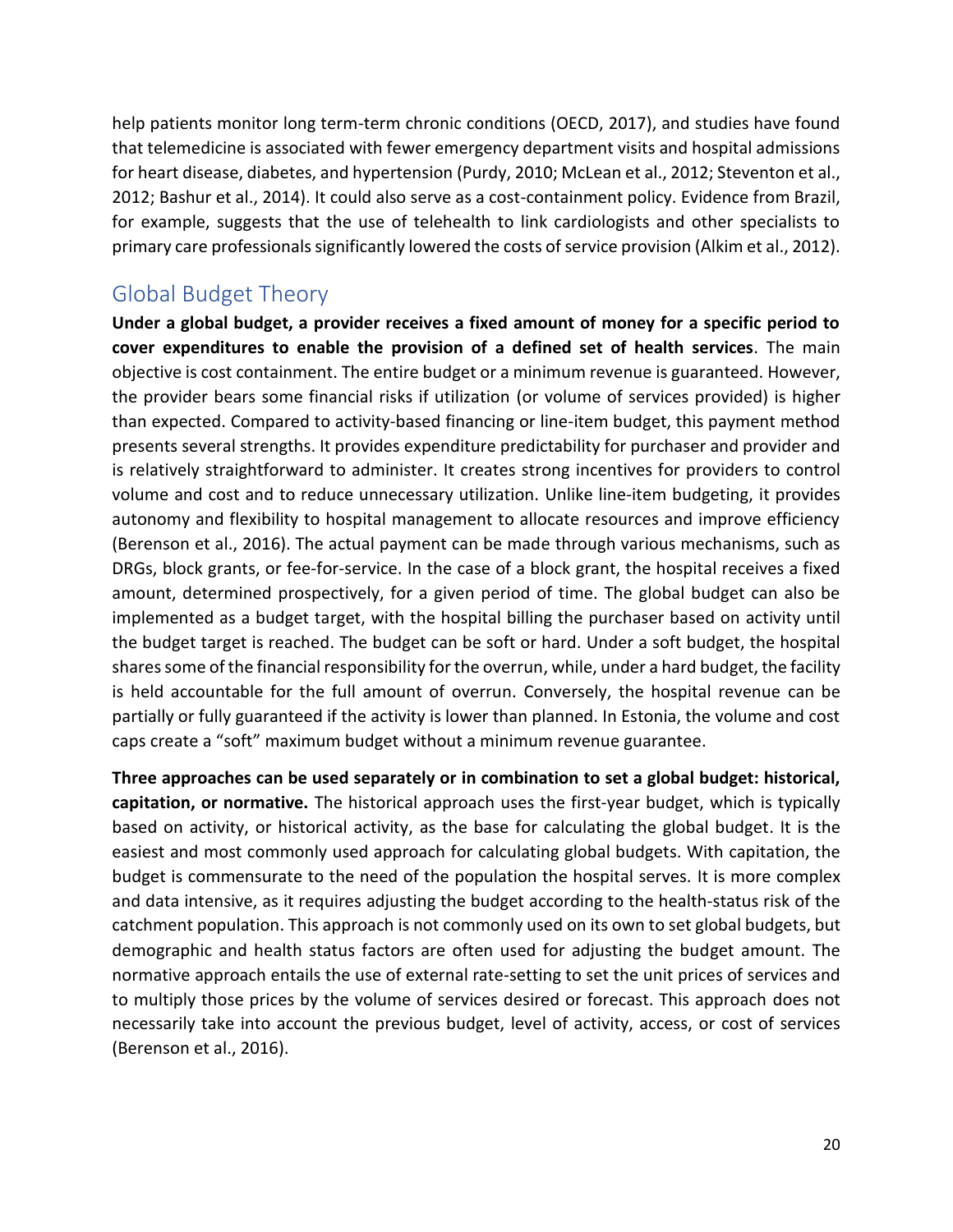help patients monitor long term-term chronic conditions (OECD, 2017), and studies have found that telemedicine is associated with fewer emergency department visits and hospital admissions for heart disease, diabetes, and hypertension (Purdy, 2010; McLean et al., 2012; Steventon et al., 2012; Bashur et al., 2014). It could also serve as a cost-containment policy. Evidence from Brazil, for example, suggests that the use of telehealth to link cardiologists and other specialists to primary care professionals significantly lowered the costs of service provision (Alkim et al., 2012).

## Global Budget Theory

**Under a global budget, a provider receives a fixed amount of money for a specific period to cover expenditures to enable the provision of a defined set of health services**. The main objective is cost containment. The entire budget or a minimum revenue is guaranteed. However, the provider bears some financial risks if utilization (or volume of services provided) is higher than expected. Compared to activity-based financing or line-item budget, this payment method presents several strengths. It provides expenditure predictability for purchaser and provider and is relatively straightforward to administer. It creates strong incentives for providers to control volume and cost and to reduce unnecessary utilization. Unlike line-item budgeting, it provides autonomy and flexibility to hospital management to allocate resources and improve efficiency (Berenson et al., 2016). The actual payment can be made through various mechanisms, such as DRGs, block grants, or fee-for-service. In the case of a block grant, the hospital receives a fixed amount, determined prospectively, for a given period of time. The global budget can also be implemented as a budget target, with the hospital billing the purchaser based on activity until the budget target is reached. The budget can be soft or hard. Under a soft budget, the hospital shares some of the financial responsibility for the overrun, while, under a hard budget, the facility is held accountable for the full amount of overrun. Conversely, the hospital revenue can be partially or fully guaranteed if the activity is lower than planned. In Estonia, the volume and cost caps create a "soft" maximum budget without a minimum revenue guarantee.

**Three approaches can be used separately or in combination to set a global budget: historical, capitation, or normative.** The historical approach uses the first-year budget, which is typically based on activity, or historical activity, as the base for calculating the global budget. It is the easiest and most commonly used approach for calculating global budgets. With capitation, the budget is commensurate to the need of the population the hospital serves. It is more complex and data intensive, as it requires adjusting the budget according to the health-status risk of the catchment population. This approach is not commonly used on its own to set global budgets, but demographic and health status factors are often used for adjusting the budget amount. The normative approach entails the use of external rate-setting to set the unit prices of services and to multiply those prices by the volume of services desired or forecast. This approach does not necessarily take into account the previous budget, level of activity, access, or cost of services (Berenson et al., 2016).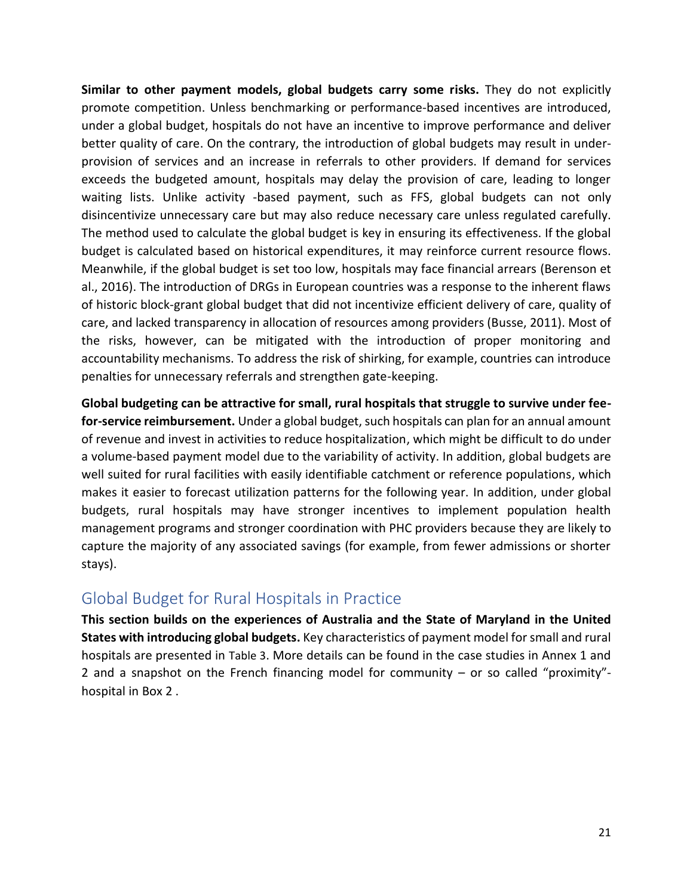**Similar to other payment models, global budgets carry some risks.** They do not explicitly promote competition. Unless benchmarking or performance-based incentives are introduced, under a global budget, hospitals do not have an incentive to improve performance and deliver better quality of care. On the contrary, the introduction of global budgets may result in under-provision of services and an increase in referrals to other providers. If demand for services exceeds the budgeted amount, hospitals may delay the provision of care, leading to longer waiting lists. Unlike activity -based payment, such as FFS, global budgets can not only disincentivize unnecessary care but may also reduce necessary care unless regulated carefully. The method used to calculate the global budget is key in ensuring its effectiveness. If the global budget is calculated based on historical expenditures, it may reinforce current resource flows. Meanwhile, if the global budget is set too low, hospitals may face financial arrears (Berenson et al., 2016). The introduction of DRGs in European countries was a response to the inherent flaws of historic block-grant global budget that did not incentivize efficient delivery of care, quality of care, and lacked transparency in allocation of resources among providers (Busse, 2011). Most of the risks, however, can be mitigated with the introduction of proper monitoring and accountability mechanisms. To address the risk of shirking, for example, countries can introduce penalties for unnecessary referrals and strengthen gate-keeping.

**Global budgeting can be attractive for small, rural hospitals that struggle to survive under fee-for-service reimbursement.** Under a global budget, such hospitals can plan for an annual amount of revenue and invest in activities to reduce hospitalization, which might be difficult to do under a volume-based payment model due to the variability of activity. In addition, global budgets are well suited for rural facilities with easily identifiable catchment or reference populations, which makes it easier to forecast utilization patterns for the following year. In addition, under global budgets, rural hospitals may have stronger incentives to implement population health management programs and stronger coordination with PHC providers because they are likely to capture the majority of any associated savings (for example, from fewer admissions or shorter stays).

## Global Budget for Rural Hospitals in Practice

**This section builds on the experiences of Australia and the State of Maryland in the United States with introducing global budgets.** Key characteristics of payment model for small and rural hospitals are presented in Table 3. More details can be found in the case studies in Annex 1 and 2 and a snapshot on the French financing model for community – or so called "proximity"-hospital in Box 2 .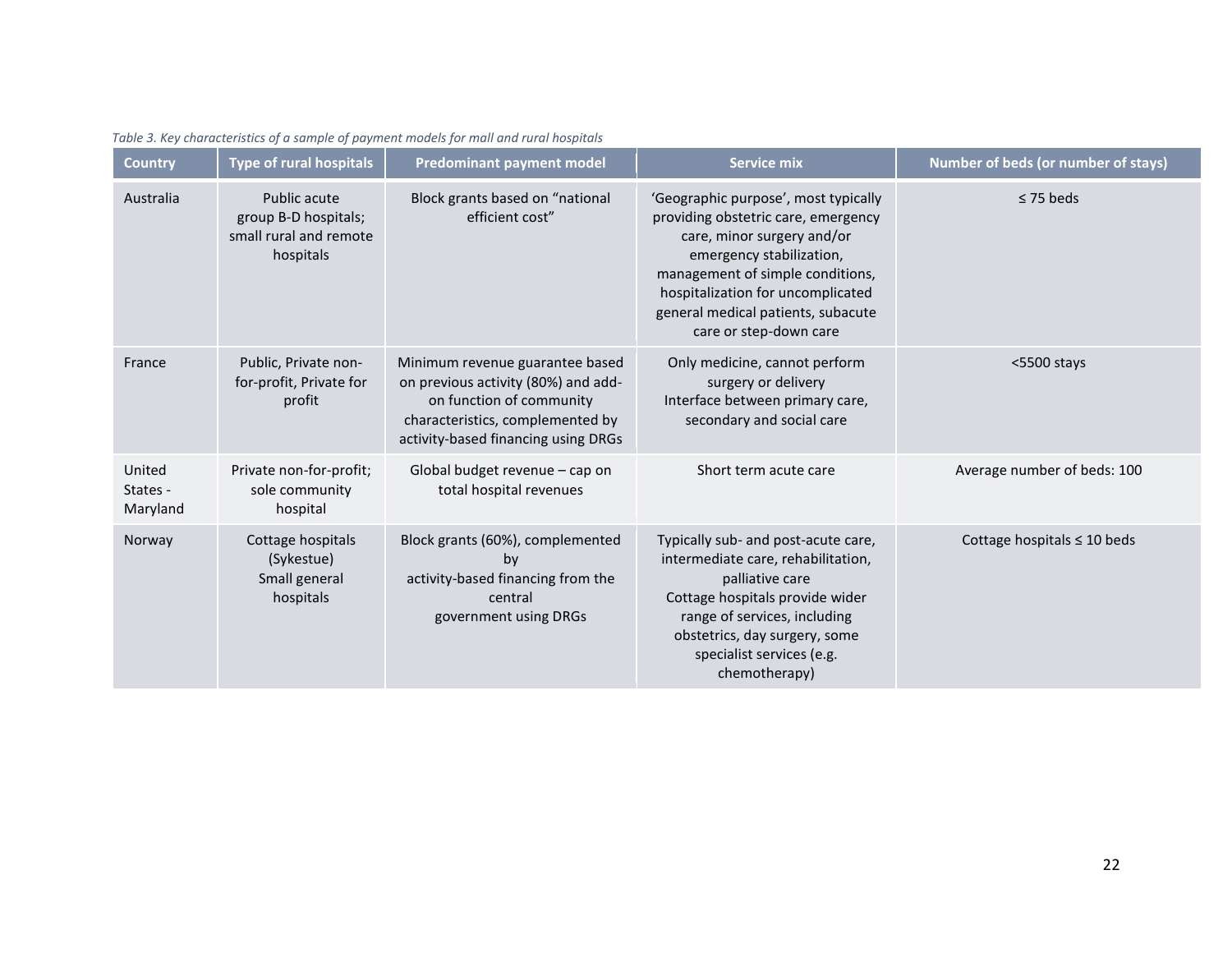*Table 3. Key characteristics of a sample of payment models for mall and rural hospitals*

| Country | Type of rural hospitals | Predominant payment model | Service mix | Number of beds (or number of stays) |
|---|---|---|---|---|
| Australia | Public acute group B-D hospitals; small rural and remote hospitals | Block grants based on "national efficient cost" | 'Geographic purpose', most typically providing obstetric care, emergency care, minor surgery and/or emergency stabilization, management of simple conditions, hospitalization for uncomplicated general medical patients, subacute care or step-down care | ≤ 75 beds |
| France | Public, Private non-for-profit, Private for profit | Minimum revenue guarantee based on previous activity (80%) and add-on function of community characteristics, complemented by activity-based financing using DRGs | Only medicine, cannot perform surgery or delivery<br>Interface between primary care, secondary and social care | <5500 stays |
| United States - Maryland | Private non-for-profit; sole community hospital | Global budget revenue – cap on total hospital revenues | Short term acute care | Average number of beds: 100 |
| Norway | Cottage hospitals (Sykestue)<br>Small general hospitals | Block grants (60%), complemented by activity-based financing from the central government using DRGs | Typically sub- and post-acute care, intermediate care, rehabilitation, palliative care<br>Cottage hospitals provide wider range of services, including obstetrics, day surgery, some specialist services (e.g. chemotherapy) | Cottage hospitals ≤ 10 beds |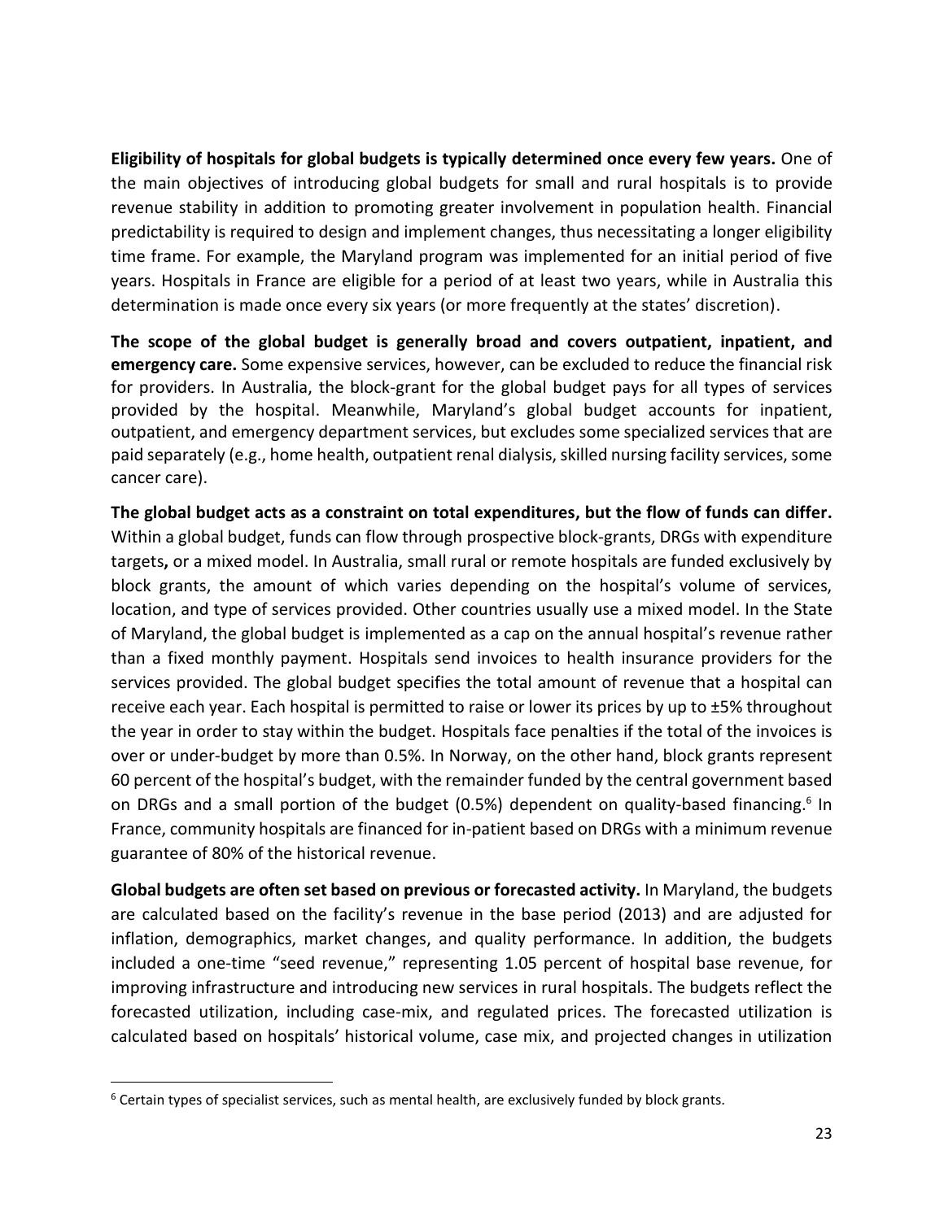**Eligibility of hospitals for global budgets is typically determined once every few years.** One of the main objectives of introducing global budgets for small and rural hospitals is to provide revenue stability in addition to promoting greater involvement in population health. Financial predictability is required to design and implement changes, thus necessitating a longer eligibility time frame. For example, the Maryland program was implemented for an initial period of five years. Hospitals in France are eligible for a period of at least two years, while in Australia this determination is made once every six years (or more frequently at the states' discretion).

**The scope of the global budget is generally broad and covers outpatient, inpatient, and emergency care.** Some expensive services, however, can be excluded to reduce the financial risk for providers. In Australia, the block-grant for the global budget pays for all types of services provided by the hospital. Meanwhile, Maryland's global budget accounts for inpatient, outpatient, and emergency department services, but excludes some specialized services that are paid separately (e.g., home health, outpatient renal dialysis, skilled nursing facility services, some cancer care).

**The global budget acts as a constraint on total expenditures, but the flow of funds can differ.** Within a global budget, funds can flow through prospective block-grants, DRGs with expenditure targets**,** or a mixed model. In Australia, small rural or remote hospitals are funded exclusively by block grants, the amount of which varies depending on the hospital's volume of services, location, and type of services provided. Other countries usually use a mixed model. In the State of Maryland, the global budget is implemented as a cap on the annual hospital's revenue rather than a fixed monthly payment. Hospitals send invoices to health insurance providers for the services provided. The global budget specifies the total amount of revenue that a hospital can receive each year. Each hospital is permitted to raise or lower its prices by up to ±5% throughout the year in order to stay within the budget. Hospitals face penalties if the total of the invoices is over or under-budget by more than 0.5%. In Norway, on the other hand, block grants represent 60 percent of the hospital's budget, with the remainder funded by the central government based on DRGs and a small portion of the budget (0.5%) dependent on quality-based financing.[6] In France, community hospitals are financed for in-patient based on DRGs with a minimum revenue guarantee of 80% of the historical revenue.

**Global budgets are often set based on previous or forecasted activity.** In Maryland, the budgets are calculated based on the facility's revenue in the base period (2013) and are adjusted for inflation, demographics, market changes, and quality performance. In addition, the budgets included a one-time "seed revenue," representing 1.05 percent of hospital base revenue, for improving infrastructure and introducing new services in rural hospitals. The budgets reflect the forecasted utilization, including case-mix, and regulated prices. The forecasted utilization is calculated based on hospitals' historical volume, case mix, and projected changes in utilization

[6] Certain types of specialist services, such as mental health, are exclusively funded by block grants.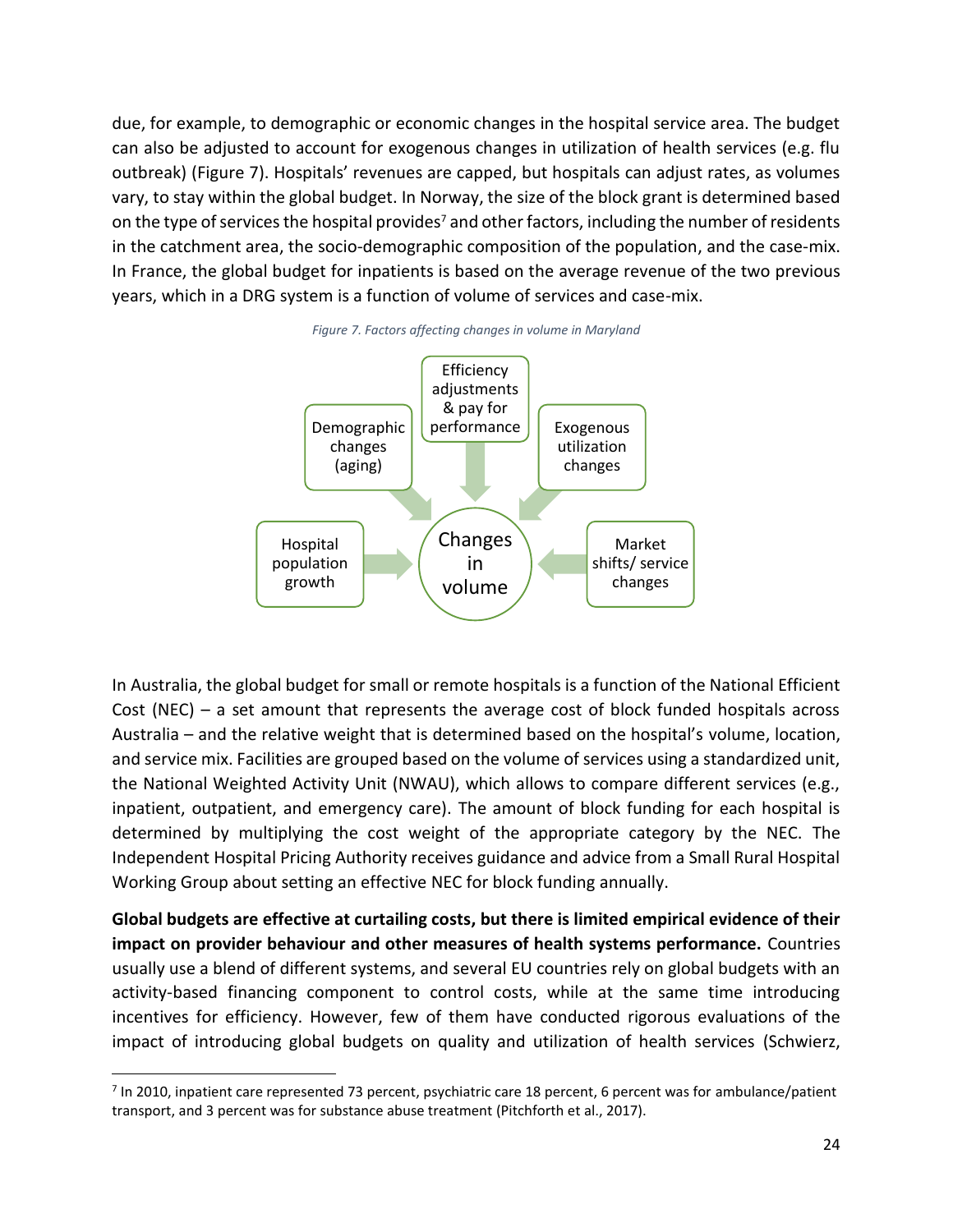due, for example, to demographic or economic changes in the hospital service area. The budget can also be adjusted to account for exogenous changes in utilization of health services (e.g. flu outbreak) (Figure 7). Hospitals' revenues are capped, but hospitals can adjust rates, as volumes vary, to stay within the global budget. In Norway, the size of the block grant is determined based on the type of services the hospital provides[7] and other factors, including the number of residents in the catchment area, the socio-demographic composition of the population, and the case-mix. In France, the global budget for inpatients is based on the average revenue of the two previous years, which in a DRG system is a function of volume of services and case-mix.

*Figure 7. Factors affecting changes in volume in Maryland*

Efficiency adjustments & pay for performance

Demographic changes (aging)

Exogenous utilization changes

Hospital population growth

Changes in volume

Market shifts/ service changes

In Australia, the global budget for small or remote hospitals is a function of the National Efficient Cost (NEC) – a set amount that represents the average cost of block funded hospitals across Australia – and the relative weight that is determined based on the hospital's volume, location, and service mix. Facilities are grouped based on the volume of services using a standardized unit, the National Weighted Activity Unit (NWAU), which allows to compare different services (e.g., inpatient, outpatient, and emergency care). The amount of block funding for each hospital is determined by multiplying the cost weight of the appropriate category by the NEC. The Independent Hospital Pricing Authority receives guidance and advice from a Small Rural Hospital Working Group about setting an effective NEC for block funding annually.

**Global budgets are effective at curtailing costs, but there is limited empirical evidence of their impact on provider behaviour and other measures of health systems performance.** Countries usually use a blend of different systems, and several EU countries rely on global budgets with an activity-based financing component to control costs, while at the same time introducing incentives for efficiency. However, few of them have conducted rigorous evaluations of the impact of introducing global budgets on quality and utilization of health services (Schwierz,

[7] In 2010, inpatient care represented 73 percent, psychiatric care 18 percent, 6 percent was for ambulance/patient transport, and 3 percent was for substance abuse treatment (Pitchforth et al., 2017).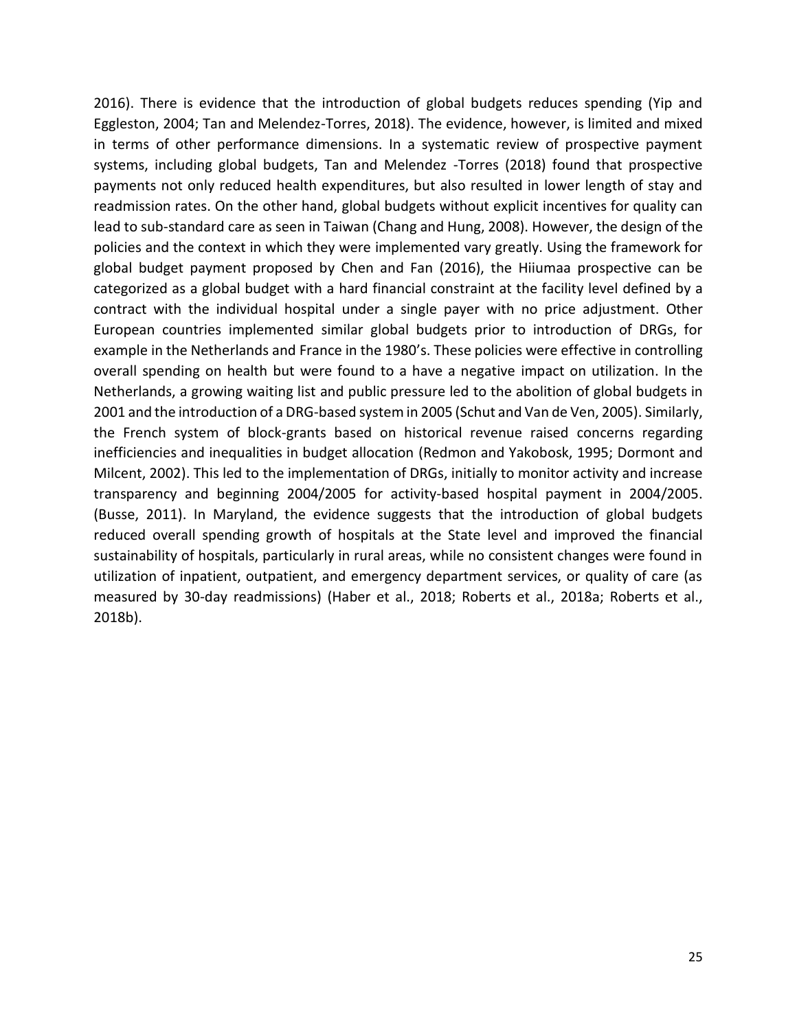2016). There is evidence that the introduction of global budgets reduces spending (Yip and Eggleston, 2004; Tan and Melendez-Torres, 2018). The evidence, however, is limited and mixed in terms of other performance dimensions. In a systematic review of prospective payment systems, including global budgets, Tan and Melendez -Torres (2018) found that prospective payments not only reduced health expenditures, but also resulted in lower length of stay and readmission rates. On the other hand, global budgets without explicit incentives for quality can lead to sub-standard care as seen in Taiwan (Chang and Hung, 2008). However, the design of the policies and the context in which they were implemented vary greatly. Using the framework for global budget payment proposed by Chen and Fan (2016), the Hiiumaa prospective can be categorized as a global budget with a hard financial constraint at the facility level defined by a contract with the individual hospital under a single payer with no price adjustment. Other European countries implemented similar global budgets prior to introduction of DRGs, for example in the Netherlands and France in the 1980's. These policies were effective in controlling overall spending on health but were found to a have a negative impact on utilization. In the Netherlands, a growing waiting list and public pressure led to the abolition of global budgets in 2001 and the introduction of a DRG-based system in 2005 (Schut and Van de Ven, 2005). Similarly, the French system of block-grants based on historical revenue raised concerns regarding inefficiencies and inequalities in budget allocation (Redmon and Yakobosk, 1995; Dormont and Milcent, 2002). This led to the implementation of DRGs, initially to monitor activity and increase transparency and beginning 2004/2005 for activity-based hospital payment in 2004/2005. (Busse, 2011). In Maryland, the evidence suggests that the introduction of global budgets reduced overall spending growth of hospitals at the State level and improved the financial sustainability of hospitals, particularly in rural areas, while no consistent changes were found in utilization of inpatient, outpatient, and emergency department services, or quality of care (as measured by 30-day readmissions) (Haber et al., 2018; Roberts et al., 2018a; Roberts et al., 2018b).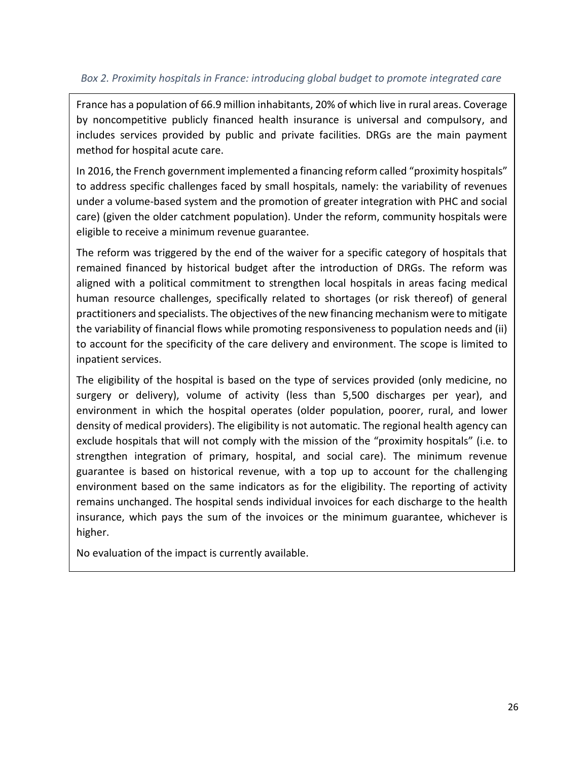*Box 2. Proximity hospitals in France: introducing global budget to promote integrated care*

France has a population of 66.9 million inhabitants, 20% of which live in rural areas. Coverage by noncompetitive publicly financed health insurance is universal and compulsory, and includes services provided by public and private facilities. DRGs are the main payment method for hospital acute care.

In 2016, the French government implemented a financing reform called "proximity hospitals" to address specific challenges faced by small hospitals, namely: the variability of revenues under a volume-based system and the promotion of greater integration with PHC and social care) (given the older catchment population). Under the reform, community hospitals were eligible to receive a minimum revenue guarantee.

The reform was triggered by the end of the waiver for a specific category of hospitals that remained financed by historical budget after the introduction of DRGs. The reform was aligned with a political commitment to strengthen local hospitals in areas facing medical human resource challenges, specifically related to shortages (or risk thereof) of general practitioners and specialists. The objectives of the new financing mechanism were to mitigate the variability of financial flows while promoting responsiveness to population needs and (ii) to account for the specificity of the care delivery and environment. The scope is limited to inpatient services.

The eligibility of the hospital is based on the type of services provided (only medicine, no surgery or delivery), volume of activity (less than 5,500 discharges per year), and environment in which the hospital operates (older population, poorer, rural, and lower density of medical providers). The eligibility is not automatic. The regional health agency can exclude hospitals that will not comply with the mission of the "proximity hospitals" (i.e. to strengthen integration of primary, hospital, and social care). The minimum revenue guarantee is based on historical revenue, with a top up to account for the challenging environment based on the same indicators as for the eligibility. The reporting of activity remains unchanged. The hospital sends individual invoices for each discharge to the health insurance, which pays the sum of the invoices or the minimum guarantee, whichever is higher.

No evaluation of the impact is currently available.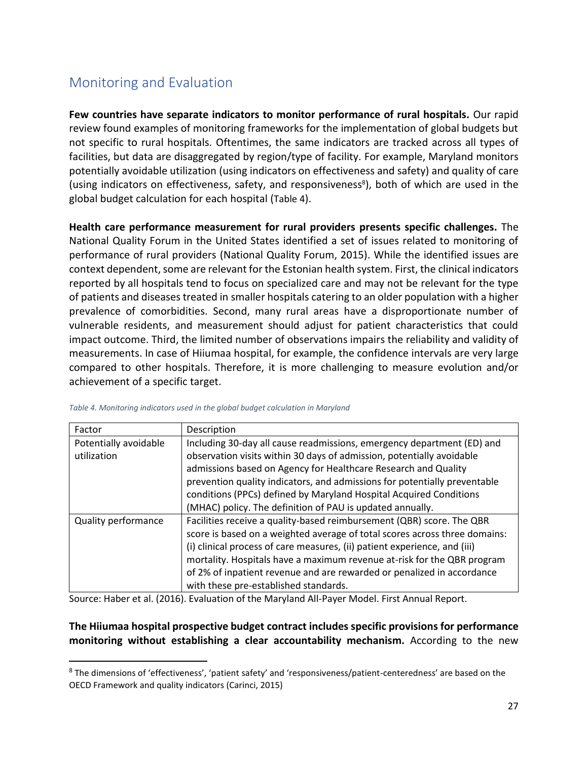## Monitoring and Evaluation

**Few countries have separate indicators to monitor performance of rural hospitals.** Our rapid review found examples of monitoring frameworks for the implementation of global budgets but not specific to rural hospitals. Oftentimes, the same indicators are tracked across all types of facilities, but data are disaggregated by region/type of facility. For example, Maryland monitors potentially avoidable utilization (using indicators on effectiveness and safety) and quality of care (using indicators on effectiveness, safety, and responsiveness[8]), both of which are used in the global budget calculation for each hospital (Table 4).

**Health care performance measurement for rural providers presents specific challenges.** The National Quality Forum in the United States identified a set of issues related to monitoring of performance of rural providers (National Quality Forum, 2015). While the identified issues are context dependent, some are relevant for the Estonian health system. First, the clinical indicators reported by all hospitals tend to focus on specialized care and may not be relevant for the type of patients and diseases treated in smaller hospitals catering to an older population with a higher prevalence of comorbidities. Second, many rural areas have a disproportionate number of vulnerable residents, and measurement should adjust for patient characteristics that could impact outcome. Third, the limited number of observations impairs the reliability and validity of measurements. In case of Hiiumaa hospital, for example, the confidence intervals are very large compared to other hospitals. Therefore, it is more challenging to measure evolution and/or achievement of a specific target.

*Table 4. Monitoring indicators used in the global budget calculation in Maryland*

| Factor | Description |
|---|---|
| Potentially avoidable utilization | Including 30-day all cause readmissions, emergency department (ED) and observation visits within 30 days of admission, potentially avoidable admissions based on Agency for Healthcare Research and Quality prevention quality indicators, and admissions for potentially preventable conditions (PPCs) defined by Maryland Hospital Acquired Conditions (MHAC) policy. The definition of PAU is updated annually. |
| Quality performance | Facilities receive a quality-based reimbursement (QBR) score. The QBR score is based on a weighted average of total scores across three domains: (i) clinical process of care measures, (ii) patient experience, and (iii) mortality. Hospitals have a maximum revenue at-risk for the QBR program of 2% of inpatient revenue and are rewarded or penalized in accordance with these pre-established standards. |

Source: Haber et al. (2016). Evaluation of the Maryland All-Payer Model. First Annual Report.

**The Hiiumaa hospital prospective budget contract includes specific provisions for performance monitoring without establishing a clear accountability mechanism.** According to the new

[8] The dimensions of 'effectiveness', 'patient safety' and 'responsiveness/patient-centeredness' are based on the OECD Framework and quality indicators (Carinci, 2015)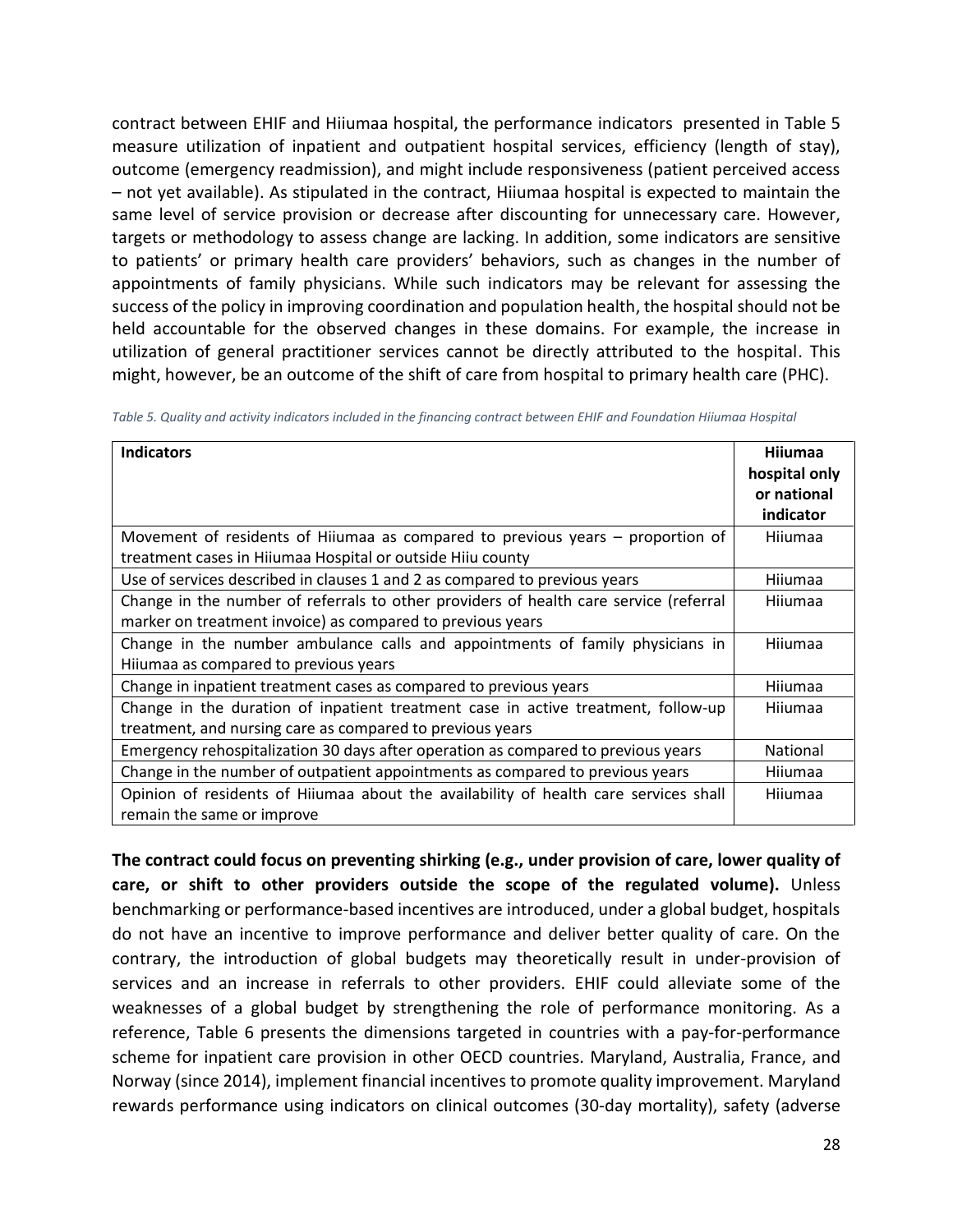contract between EHIF and Hiiumaa hospital, the performance indicators presented in Table 5 measure utilization of inpatient and outpatient hospital services, efficiency (length of stay), outcome (emergency readmission), and might include responsiveness (patient perceived access – not yet available). As stipulated in the contract, Hiiumaa hospital is expected to maintain the same level of service provision or decrease after discounting for unnecessary care. However, targets or methodology to assess change are lacking. In addition, some indicators are sensitive to patients' or primary health care providers' behaviors, such as changes in the number of appointments of family physicians. While such indicators may be relevant for assessing the success of the policy in improving coordination and population health, the hospital should not be held accountable for the observed changes in these domains. For example, the increase in utilization of general practitioner services cannot be directly attributed to the hospital. This might, however, be an outcome of the shift of care from hospital to primary health care (PHC).

*Table 5. Quality and activity indicators included in the financing contract between EHIF and Foundation Hiiumaa Hospital*

| Indicators | Hiiumaa hospital only or national indicator |
|---|---|
| Movement of residents of Hiiumaa as compared to previous years – proportion of treatment cases in Hiiumaa Hospital or outside Hiiu county | Hiiumaa |
| Use of services described in clauses 1 and 2 as compared to previous years | Hiiumaa |
| Change in the number of referrals to other providers of health care service (referral marker on treatment invoice) as compared to previous years | Hiiumaa |
| Change in the number ambulance calls and appointments of family physicians in Hiiumaa as compared to previous years | Hiiumaa |
| Change in inpatient treatment cases as compared to previous years | Hiiumaa |
| Change in the duration of inpatient treatment case in active treatment, follow-up treatment, and nursing care as compared to previous years | Hiiumaa |
| Emergency rehospitalization 30 days after operation as compared to previous years | National |
| Change in the number of outpatient appointments as compared to previous years | Hiiumaa |
| Opinion of residents of Hiiumaa about the availability of health care services shall remain the same or improve | Hiiumaa |

**The contract could focus on preventing shirking (e.g., under provision of care, lower quality of care, or shift to other providers outside the scope of the regulated volume).** Unless benchmarking or performance-based incentives are introduced, under a global budget, hospitals do not have an incentive to improve performance and deliver better quality of care. On the contrary, the introduction of global budgets may theoretically result in under-provision of services and an increase in referrals to other providers. EHIF could alleviate some of the weaknesses of a global budget by strengthening the role of performance monitoring. As a reference, Table 6 presents the dimensions targeted in countries with a pay-for-performance scheme for inpatient care provision in other OECD countries. Maryland, Australia, France, and Norway (since 2014), implement financial incentives to promote quality improvement. Maryland rewards performance using indicators on clinical outcomes (30-day mortality), safety (adverse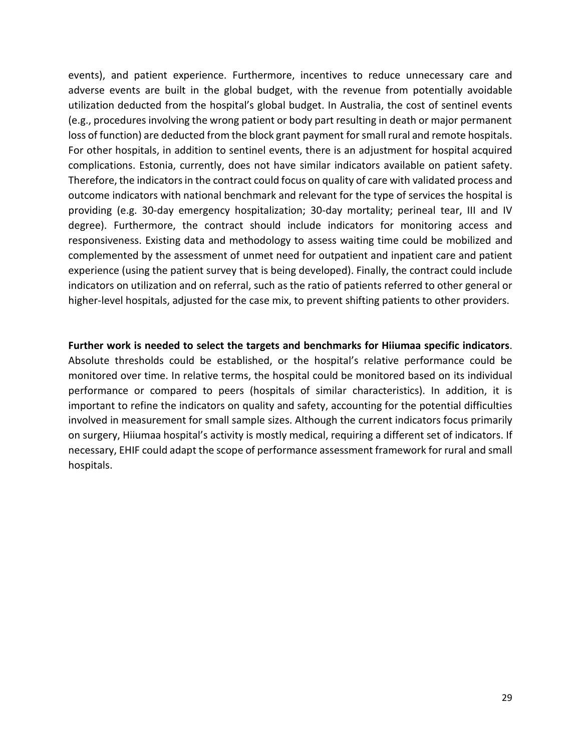events), and patient experience. Furthermore, incentives to reduce unnecessary care and adverse events are built in the global budget, with the revenue from potentially avoidable utilization deducted from the hospital's global budget. In Australia, the cost of sentinel events (e.g., procedures involving the wrong patient or body part resulting in death or major permanent loss of function) are deducted from the block grant payment for small rural and remote hospitals. For other hospitals, in addition to sentinel events, there is an adjustment for hospital acquired complications. Estonia, currently, does not have similar indicators available on patient safety. Therefore, the indicators in the contract could focus on quality of care with validated process and outcome indicators with national benchmark and relevant for the type of services the hospital is providing (e.g. 30-day emergency hospitalization; 30-day mortality; perineal tear, III and IV degree). Furthermore, the contract should include indicators for monitoring access and responsiveness. Existing data and methodology to assess waiting time could be mobilized and complemented by the assessment of unmet need for outpatient and inpatient care and patient experience (using the patient survey that is being developed). Finally, the contract could include indicators on utilization and on referral, such as the ratio of patients referred to other general or higher-level hospitals, adjusted for the case mix, to prevent shifting patients to other providers.

**Further work is needed to select the targets and benchmarks for Hiiumaa specific indicators**. Absolute thresholds could be established, or the hospital's relative performance could be monitored over time. In relative terms, the hospital could be monitored based on its individual performance or compared to peers (hospitals of similar characteristics). In addition, it is important to refine the indicators on quality and safety, accounting for the potential difficulties involved in measurement for small sample sizes. Although the current indicators focus primarily on surgery, Hiiumaa hospital's activity is mostly medical, requiring a different set of indicators. If necessary, EHIF could adapt the scope of performance assessment framework for rural and small hospitals.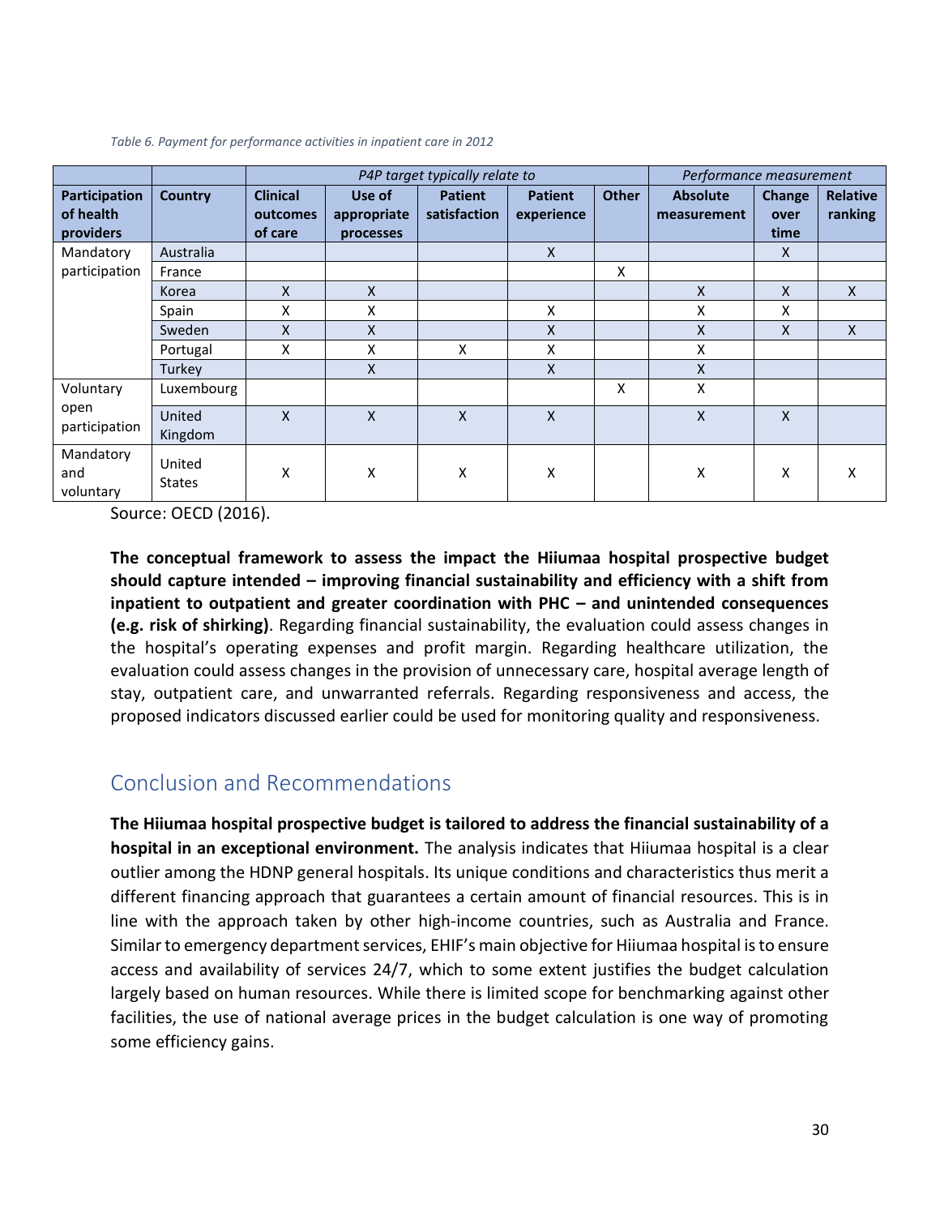*Table 6. Payment for performance activities in inpatient care in 2012*

| | | P4P target typically relate to | | | | | Performance measurement | | |
|---|---|---|---|---|---|---|---|---|---|
| **Participation of health providers** | **Country** | **Clinical outcomes of care** | **Use of appropriate processes** | **Patient satisfaction** | **Patient experience** | **Other** | **Absolute measurement** | **Change over time** | **Relative ranking** |
| Mandatory participation | Australia | | | | X | | | X | |
| | France | | | | | X | | | |
| | Korea | X | X | | | | X | X | X |
| | Spain | X | X | | X | | X | X | |
| | Sweden | X | X | | X | | X | X | X |
| | Portugal | X | X | X | X | | X | | |
| | Turkey | | X | | X | | X | | |
| Voluntary open participation | Luxembourg | | | | | X | X | | |
| | United Kingdom | X | X | X | X | | X | X | |
| Mandatory and voluntary | United States | X | X | X | X | | X | X | X |

Source: OECD (2016).

**The conceptual framework to assess the impact the Hiiumaa hospital prospective budget should capture intended – improving financial sustainability and efficiency with a shift from inpatient to outpatient and greater coordination with PHC – and unintended consequences (e.g. risk of shirking)**. Regarding financial sustainability, the evaluation could assess changes in the hospital's operating expenses and profit margin. Regarding healthcare utilization, the evaluation could assess changes in the provision of unnecessary care, hospital average length of stay, outpatient care, and unwarranted referrals. Regarding responsiveness and access, the proposed indicators discussed earlier could be used for monitoring quality and responsiveness.

## Conclusion and Recommendations

**The Hiiumaa hospital prospective budget is tailored to address the financial sustainability of a hospital in an exceptional environment.** The analysis indicates that Hiiumaa hospital is a clear outlier among the HDNP general hospitals. Its unique conditions and characteristics thus merit a different financing approach that guarantees a certain amount of financial resources. This is in line with the approach taken by other high-income countries, such as Australia and France. Similar to emergency department services, EHIF's main objective for Hiiumaa hospital is to ensure access and availability of services 24/7, which to some extent justifies the budget calculation largely based on human resources. While there is limited scope for benchmarking against other facilities, the use of national average prices in the budget calculation is one way of promoting some efficiency gains.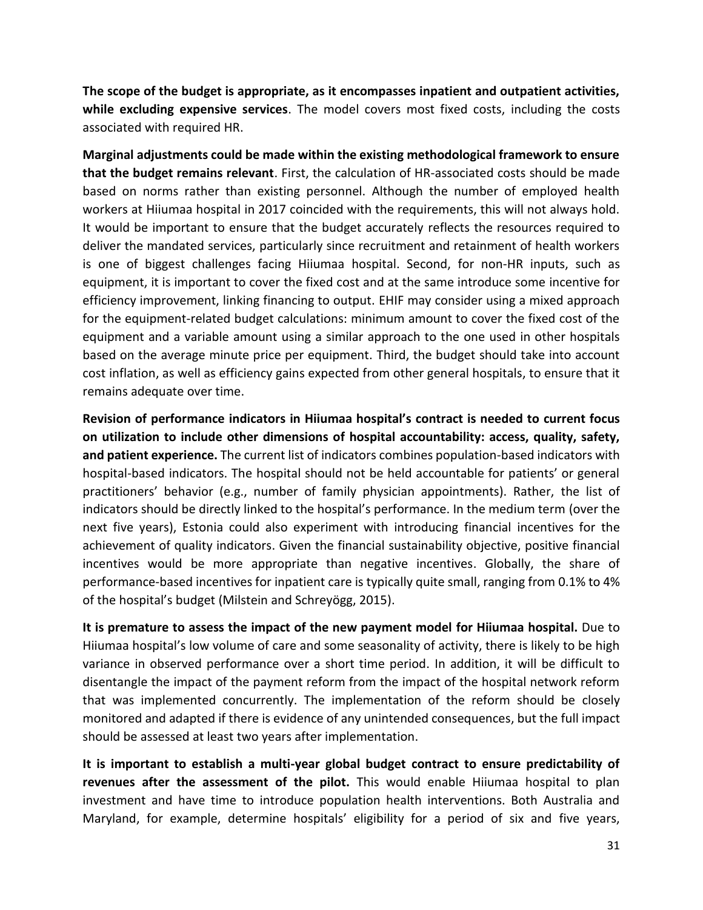**The scope of the budget is appropriate, as it encompasses inpatient and outpatient activities, while excluding expensive services**. The model covers most fixed costs, including the costs associated with required HR.

**Marginal adjustments could be made within the existing methodological framework to ensure that the budget remains relevant**. First, the calculation of HR-associated costs should be made based on norms rather than existing personnel. Although the number of employed health workers at Hiiumaa hospital in 2017 coincided with the requirements, this will not always hold. It would be important to ensure that the budget accurately reflects the resources required to deliver the mandated services, particularly since recruitment and retainment of health workers is one of biggest challenges facing Hiiumaa hospital. Second, for non-HR inputs, such as equipment, it is important to cover the fixed cost and at the same introduce some incentive for efficiency improvement, linking financing to output. EHIF may consider using a mixed approach for the equipment-related budget calculations: minimum amount to cover the fixed cost of the equipment and a variable amount using a similar approach to the one used in other hospitals based on the average minute price per equipment. Third, the budget should take into account cost inflation, as well as efficiency gains expected from other general hospitals, to ensure that it remains adequate over time.

**Revision of performance indicators in Hiiumaa hospital's contract is needed to current focus on utilization to include other dimensions of hospital accountability: access, quality, safety, and patient experience.** The current list of indicators combines population-based indicators with hospital-based indicators. The hospital should not be held accountable for patients' or general practitioners' behavior (e.g., number of family physician appointments). Rather, the list of indicators should be directly linked to the hospital's performance. In the medium term (over the next five years), Estonia could also experiment with introducing financial incentives for the achievement of quality indicators. Given the financial sustainability objective, positive financial incentives would be more appropriate than negative incentives. Globally, the share of performance-based incentives for inpatient care is typically quite small, ranging from 0.1% to 4% of the hospital's budget (Milstein and Schreyögg, 2015).

**It is premature to assess the impact of the new payment model for Hiiumaa hospital.** Due to Hiiumaa hospital's low volume of care and some seasonality of activity, there is likely to be high variance in observed performance over a short time period. In addition, it will be difficult to disentangle the impact of the payment reform from the impact of the hospital network reform that was implemented concurrently. The implementation of the reform should be closely monitored and adapted if there is evidence of any unintended consequences, but the full impact should be assessed at least two years after implementation.

**It is important to establish a multi-year global budget contract to ensure predictability of revenues after the assessment of the pilot.** This would enable Hiiumaa hospital to plan investment and have time to introduce population health interventions. Both Australia and Maryland, for example, determine hospitals' eligibility for a period of six and five years,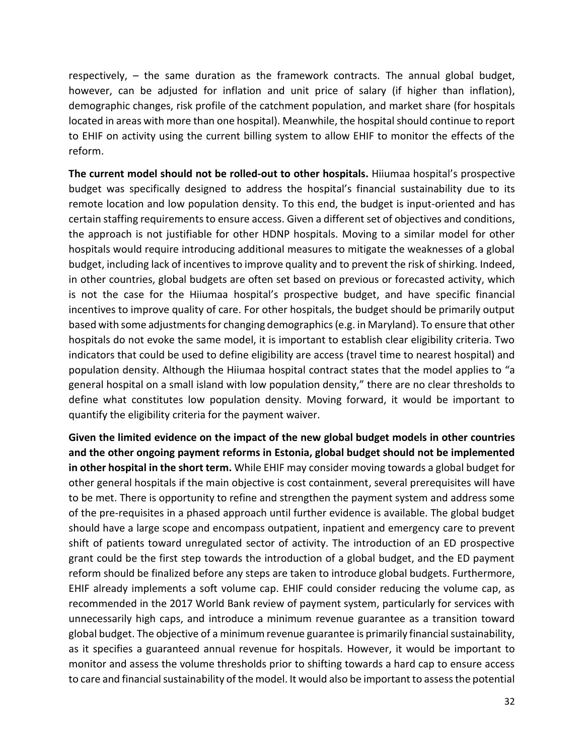respectively, – the same duration as the framework contracts. The annual global budget, however, can be adjusted for inflation and unit price of salary (if higher than inflation), demographic changes, risk profile of the catchment population, and market share (for hospitals located in areas with more than one hospital). Meanwhile, the hospital should continue to report to EHIF on activity using the current billing system to allow EHIF to monitor the effects of the reform.

**The current model should not be rolled-out to other hospitals.** Hiiumaa hospital's prospective budget was specifically designed to address the hospital's financial sustainability due to its remote location and low population density. To this end, the budget is input-oriented and has certain staffing requirements to ensure access. Given a different set of objectives and conditions, the approach is not justifiable for other HDNP hospitals. Moving to a similar model for other hospitals would require introducing additional measures to mitigate the weaknesses of a global budget, including lack of incentives to improve quality and to prevent the risk of shirking. Indeed, in other countries, global budgets are often set based on previous or forecasted activity, which is not the case for the Hiiumaa hospital's prospective budget, and have specific financial incentives to improve quality of care. For other hospitals, the budget should be primarily output based with some adjustments for changing demographics (e.g. in Maryland). To ensure that other hospitals do not evoke the same model, it is important to establish clear eligibility criteria. Two indicators that could be used to define eligibility are access (travel time to nearest hospital) and population density. Although the Hiiumaa hospital contract states that the model applies to "a general hospital on a small island with low population density," there are no clear thresholds to define what constitutes low population density. Moving forward, it would be important to quantify the eligibility criteria for the payment waiver.

**Given the limited evidence on the impact of the new global budget models in other countries and the other ongoing payment reforms in Estonia, global budget should not be implemented in other hospital in the short term.** While EHIF may consider moving towards a global budget for other general hospitals if the main objective is cost containment, several prerequisites will have to be met. There is opportunity to refine and strengthen the payment system and address some of the pre-requisites in a phased approach until further evidence is available. The global budget should have a large scope and encompass outpatient, inpatient and emergency care to prevent shift of patients toward unregulated sector of activity. The introduction of an ED prospective grant could be the first step towards the introduction of a global budget, and the ED payment reform should be finalized before any steps are taken to introduce global budgets. Furthermore, EHIF already implements a soft volume cap. EHIF could consider reducing the volume cap, as recommended in the 2017 World Bank review of payment system, particularly for services with unnecessarily high caps, and introduce a minimum revenue guarantee as a transition toward global budget. The objective of a minimum revenue guarantee is primarily financial sustainability, as it specifies a guaranteed annual revenue for hospitals. However, it would be important to monitor and assess the volume thresholds prior to shifting towards a hard cap to ensure access to care and financial sustainability of the model. It would also be important to assess the potential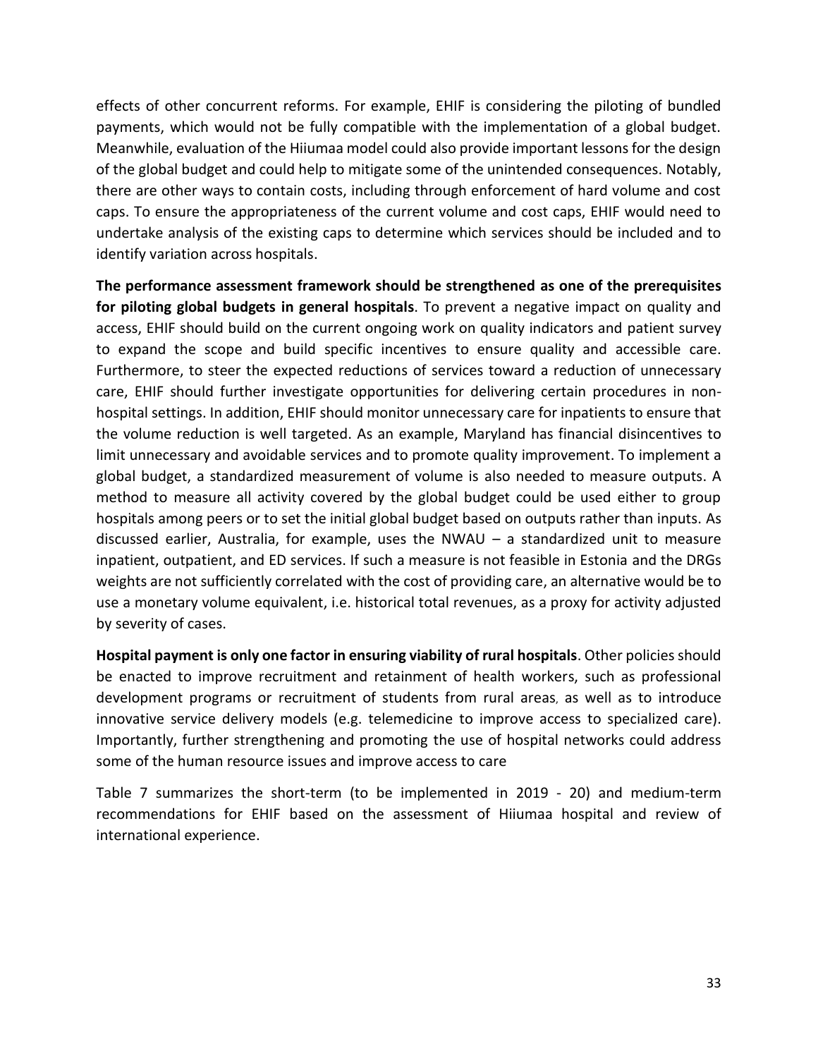effects of other concurrent reforms. For example, EHIF is considering the piloting of bundled payments, which would not be fully compatible with the implementation of a global budget. Meanwhile, evaluation of the Hiiumaa model could also provide important lessons for the design of the global budget and could help to mitigate some of the unintended consequences. Notably, there are other ways to contain costs, including through enforcement of hard volume and cost caps. To ensure the appropriateness of the current volume and cost caps, EHIF would need to undertake analysis of the existing caps to determine which services should be included and to identify variation across hospitals.

**The performance assessment framework should be strengthened as one of the prerequisites for piloting global budgets in general hospitals**. To prevent a negative impact on quality and access, EHIF should build on the current ongoing work on quality indicators and patient survey to expand the scope and build specific incentives to ensure quality and accessible care. Furthermore, to steer the expected reductions of services toward a reduction of unnecessary care, EHIF should further investigate opportunities for delivering certain procedures in non-hospital settings. In addition, EHIF should monitor unnecessary care for inpatients to ensure that the volume reduction is well targeted. As an example, Maryland has financial disincentives to limit unnecessary and avoidable services and to promote quality improvement. To implement a global budget, a standardized measurement of volume is also needed to measure outputs. A method to measure all activity covered by the global budget could be used either to group hospitals among peers or to set the initial global budget based on outputs rather than inputs. As discussed earlier, Australia, for example, uses the NWAU – a standardized unit to measure inpatient, outpatient, and ED services. If such a measure is not feasible in Estonia and the DRGs weights are not sufficiently correlated with the cost of providing care, an alternative would be to use a monetary volume equivalent, i.e. historical total revenues, as a proxy for activity adjusted by severity of cases.

**Hospital payment is only one factor in ensuring viability of rural hospitals**. Other policies should be enacted to improve recruitment and retainment of health workers, such as professional development programs or recruitment of students from rural areas, as well as to introduce innovative service delivery models (e.g. telemedicine to improve access to specialized care). Importantly, further strengthening and promoting the use of hospital networks could address some of the human resource issues and improve access to care

Table 7 summarizes the short-term (to be implemented in 2019 - 20) and medium-term recommendations for EHIF based on the assessment of Hiiumaa hospital and review of international experience.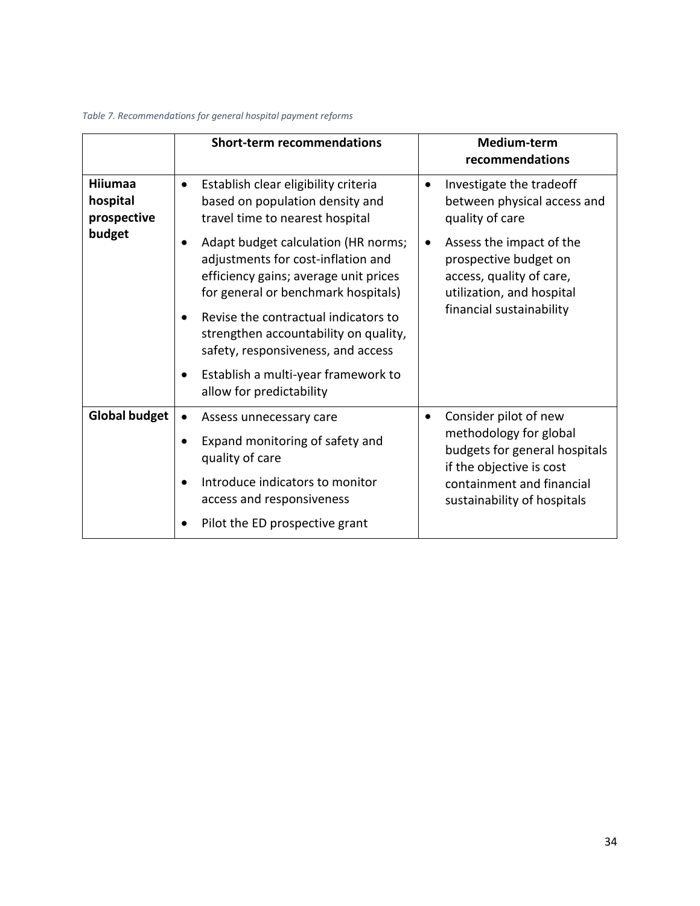*Table 7. Recommendations for general hospital payment reforms*

| | Short-term recommendations | Medium-term recommendations |
|---|---|---|
| **Hiiumaa hospital prospective budget** | • Establish clear eligibility criteria based on population density and travel time to nearest hospital<br>• Adapt budget calculation (HR norms; adjustments for cost-inflation and efficiency gains; average unit prices for general or benchmark hospitals)<br>• Revise the contractual indicators to strengthen accountability on quality, safety, responsiveness, and access<br>• Establish a multi-year framework to allow for predictability | • Investigate the tradeoff between physical access and quality of care<br>• Assess the impact of the prospective budget on access, quality of care, utilization, and hospital financial sustainability |
| **Global budget** | • Assess unnecessary care<br>• Expand monitoring of safety and quality of care<br>• Introduce indicators to monitor access and responsiveness<br>• Pilot the ED prospective grant | • Consider pilot of new methodology for global budgets for general hospitals if the objective is cost containment and financial sustainability of hospitals |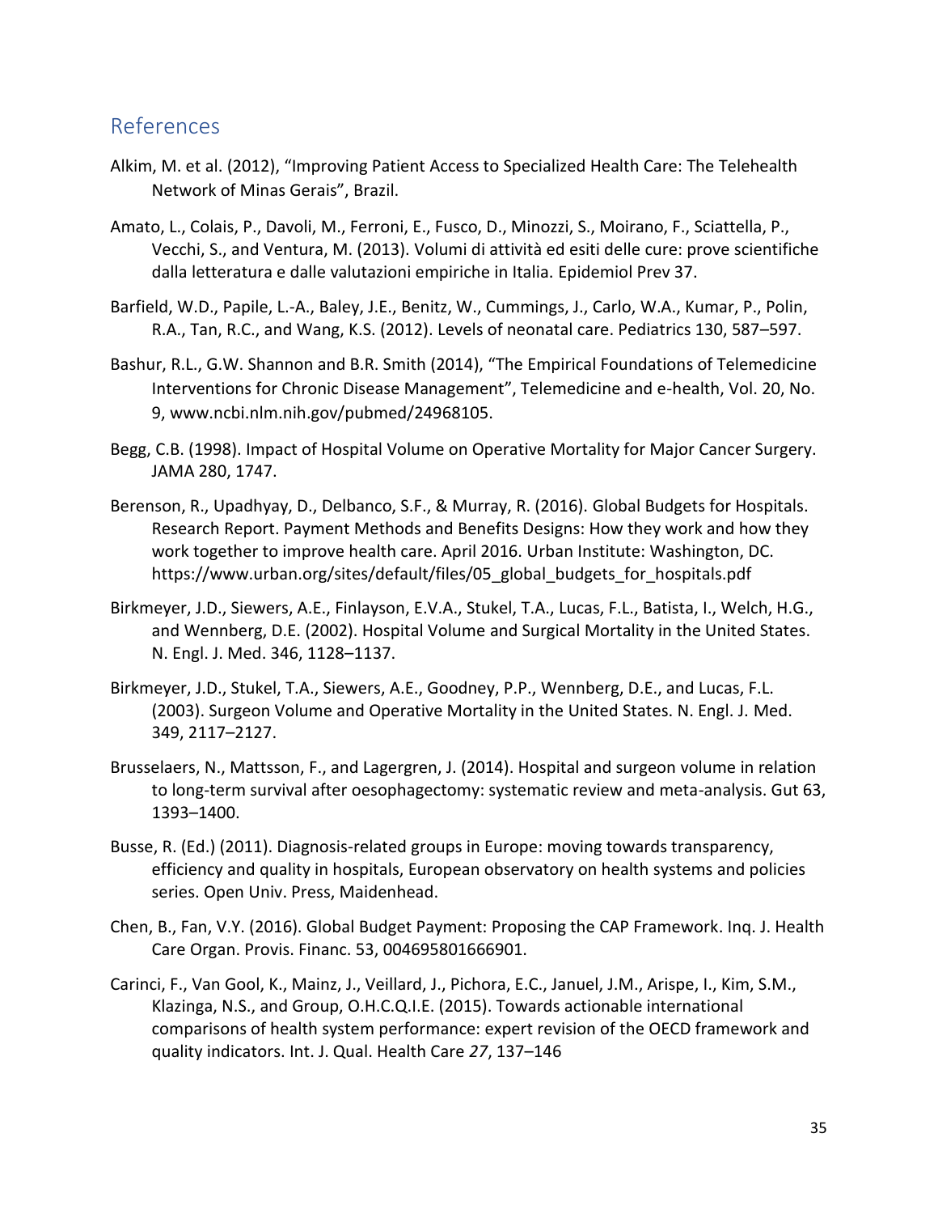## References

Alkim, M. et al. (2012), "Improving Patient Access to Specialized Health Care: The Telehealth Network of Minas Gerais", Brazil.

Amato, L., Colais, P., Davoli, M., Ferroni, E., Fusco, D., Minozzi, S., Moirano, F., Sciattella, P., Vecchi, S., and Ventura, M. (2013). Volumi di attività ed esiti delle cure: prove scientifiche dalla letteratura e dalle valutazioni empiriche in Italia. Epidemiol Prev 37.

Barfield, W.D., Papile, L.-A., Baley, J.E., Benitz, W., Cummings, J., Carlo, W.A., Kumar, P., Polin, R.A., Tan, R.C., and Wang, K.S. (2012). Levels of neonatal care. Pediatrics 130, 587–597.

Bashur, R.L., G.W. Shannon and B.R. Smith (2014), "The Empirical Foundations of Telemedicine Interventions for Chronic Disease Management", Telemedicine and e-health, Vol. 20, No. 9, www.ncbi.nlm.nih.gov/pubmed/24968105.

Begg, C.B. (1998). Impact of Hospital Volume on Operative Mortality for Major Cancer Surgery. JAMA 280, 1747.

Berenson, R., Upadhyay, D., Delbanco, S.F., & Murray, R. (2016). Global Budgets for Hospitals. Research Report. Payment Methods and Benefits Designs: How they work and how they work together to improve health care. April 2016. Urban Institute: Washington, DC. https://www.urban.org/sites/default/files/05_global_budgets_for_hospitals.pdf

Birkmeyer, J.D., Siewers, A.E., Finlayson, E.V.A., Stukel, T.A., Lucas, F.L., Batista, I., Welch, H.G., and Wennberg, D.E. (2002). Hospital Volume and Surgical Mortality in the United States. N. Engl. J. Med. 346, 1128–1137.

Birkmeyer, J.D., Stukel, T.A., Siewers, A.E., Goodney, P.P., Wennberg, D.E., and Lucas, F.L. (2003). Surgeon Volume and Operative Mortality in the United States. N. Engl. J. Med. 349, 2117–2127.

Brusselaers, N., Mattsson, F., and Lagergren, J. (2014). Hospital and surgeon volume in relation to long-term survival after oesophagectomy: systematic review and meta-analysis. Gut 63, 1393–1400.

Busse, R. (Ed.) (2011). Diagnosis-related groups in Europe: moving towards transparency, efficiency and quality in hospitals, European observatory on health systems and policies series. Open Univ. Press, Maidenhead.

Chen, B., Fan, V.Y. (2016). Global Budget Payment: Proposing the CAP Framework. Inq. J. Health Care Organ. Provis. Financ. 53, 004695801666901.

Carinci, F., Van Gool, K., Mainz, J., Veillard, J., Pichora, E.C., Januel, J.M., Arispe, I., Kim, S.M., Klazinga, N.S., and Group, O.H.C.Q.I.E. (2015). Towards actionable international comparisons of health system performance: expert revision of the OECD framework and quality indicators. Int. J. Qual. Health Care *27*, 137–146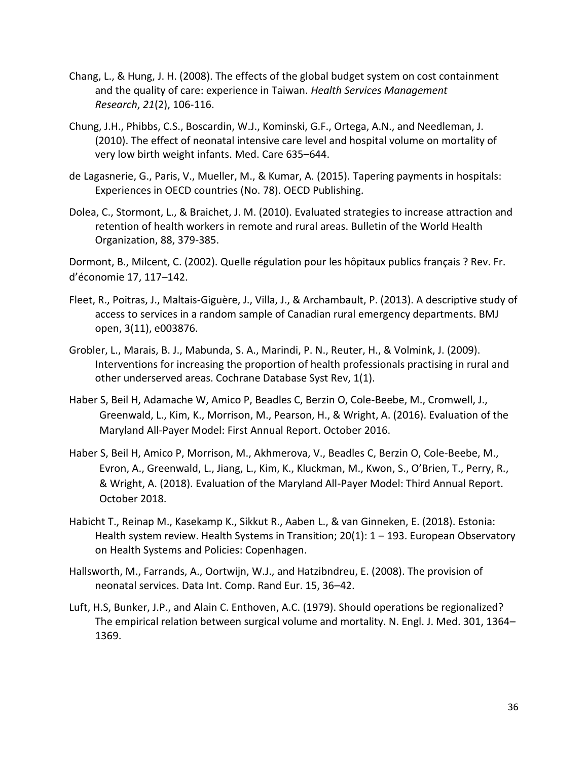Chang, L., & Hung, J. H. (2008). The effects of the global budget system on cost containment and the quality of care: experience in Taiwan. *Health Services Management Research*, *21*(2), 106-116.

Chung, J.H., Phibbs, C.S., Boscardin, W.J., Kominski, G.F., Ortega, A.N., and Needleman, J. (2010). The effect of neonatal intensive care level and hospital volume on mortality of very low birth weight infants. Med. Care 635–644.

de Lagasnerie, G., Paris, V., Mueller, M., & Kumar, A. (2015). Tapering payments in hospitals: Experiences in OECD countries (No. 78). OECD Publishing.

Dolea, C., Stormont, L., & Braichet, J. M. (2010). Evaluated strategies to increase attraction and retention of health workers in remote and rural areas. Bulletin of the World Health Organization, 88, 379-385.

Dormont, B., Milcent, C. (2002). Quelle régulation pour les hôpitaux publics français ? Rev. Fr. d'économie 17, 117–142.

Fleet, R., Poitras, J., Maltais-Giguère, J., Villa, J., & Archambault, P. (2013). A descriptive study of access to services in a random sample of Canadian rural emergency departments. BMJ open, 3(11), e003876.

Grobler, L., Marais, B. J., Mabunda, S. A., Marindi, P. N., Reuter, H., & Volmink, J. (2009). Interventions for increasing the proportion of health professionals practising in rural and other underserved areas. Cochrane Database Syst Rev, 1(1).

Haber S, Beil H, Adamache W, Amico P, Beadles C, Berzin O, Cole-Beebe, M., Cromwell, J., Greenwald, L., Kim, K., Morrison, M., Pearson, H., & Wright, A. (2016). Evaluation of the Maryland All-Payer Model: First Annual Report. October 2016.

Haber S, Beil H, Amico P, Morrison, M., Akhmerova, V., Beadles C, Berzin O, Cole-Beebe, M., Evron, A., Greenwald, L., Jiang, L., Kim, K., Kluckman, M., Kwon, S., O'Brien, T., Perry, R., & Wright, A. (2018). Evaluation of the Maryland All-Payer Model: Third Annual Report. October 2018.

Habicht T., Reinap M., Kasekamp K., Sikkut R., Aaben L., & van Ginneken, E. (2018). Estonia: Health system review. Health Systems in Transition; 20(1): 1 – 193. European Observatory on Health Systems and Policies: Copenhagen.

Hallsworth, M., Farrands, A., Oortwijn, W.J., and Hatzibndreu, E. (2008). The provision of neonatal services. Data Int. Comp. Rand Eur. 15, 36–42.

Luft, H.S, Bunker, J.P., and Alain C. Enthoven, A.C. (1979). Should operations be regionalized? The empirical relation between surgical volume and mortality. N. Engl. J. Med. 301, 1364–1369.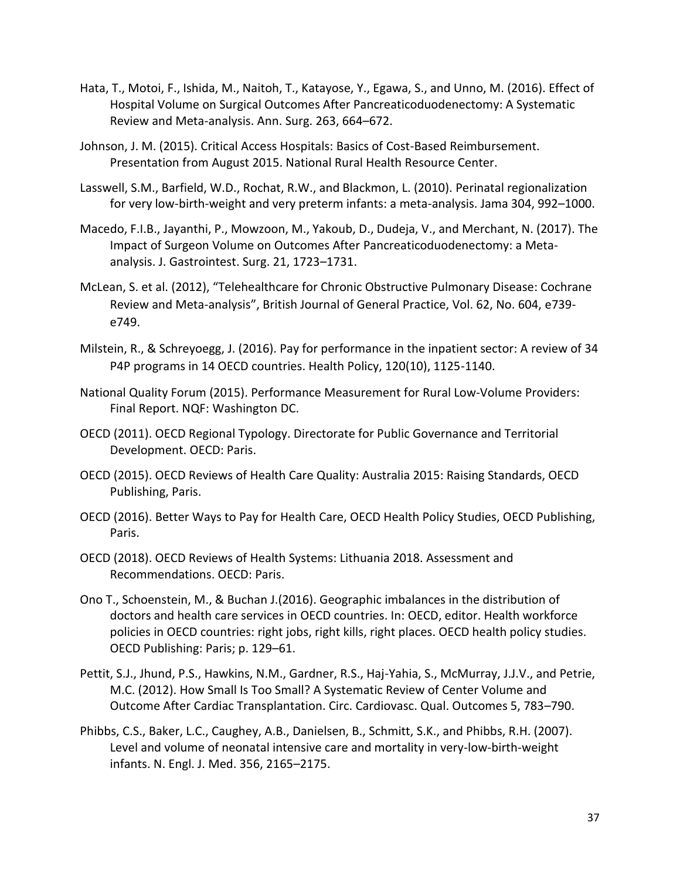Hata, T., Motoi, F., Ishida, M., Naitoh, T., Katayose, Y., Egawa, S., and Unno, M. (2016). Effect of Hospital Volume on Surgical Outcomes After Pancreaticoduodenectomy: A Systematic Review and Meta-analysis. Ann. Surg. 263, 664–672.

Johnson, J. M. (2015). Critical Access Hospitals: Basics of Cost-Based Reimbursement. Presentation from August 2015. National Rural Health Resource Center.

Lasswell, S.M., Barfield, W.D., Rochat, R.W., and Blackmon, L. (2010). Perinatal regionalization for very low-birth-weight and very preterm infants: a meta-analysis. Jama 304, 992–1000.

Macedo, F.I.B., Jayanthi, P., Mowzoon, M., Yakoub, D., Dudeja, V., and Merchant, N. (2017). The Impact of Surgeon Volume on Outcomes After Pancreaticoduodenectomy: a Meta-analysis. J. Gastrointest. Surg. 21, 1723–1731.

McLean, S. et al. (2012), "Telehealthcare for Chronic Obstructive Pulmonary Disease: Cochrane Review and Meta-analysis", British Journal of General Practice, Vol. 62, No. 604, e739-e749.

Milstein, R., & Schreyoegg, J. (2016). Pay for performance in the inpatient sector: A review of 34 P4P programs in 14 OECD countries. Health Policy, 120(10), 1125-1140.

National Quality Forum (2015). Performance Measurement for Rural Low-Volume Providers: Final Report. NQF: Washington DC.

OECD (2011). OECD Regional Typology. Directorate for Public Governance and Territorial Development. OECD: Paris.

OECD (2015). OECD Reviews of Health Care Quality: Australia 2015: Raising Standards, OECD Publishing, Paris.

OECD (2016). Better Ways to Pay for Health Care, OECD Health Policy Studies, OECD Publishing, Paris.

OECD (2018). OECD Reviews of Health Systems: Lithuania 2018. Assessment and Recommendations. OECD: Paris.

Ono T., Schoenstein, M., & Buchan J.(2016). Geographic imbalances in the distribution of doctors and health care services in OECD countries. In: OECD, editor. Health workforce policies in OECD countries: right jobs, right kills, right places. OECD health policy studies. OECD Publishing: Paris; p. 129–61.

Pettit, S.J., Jhund, P.S., Hawkins, N.M., Gardner, R.S., Haj-Yahia, S., McMurray, J.J.V., and Petrie, M.C. (2012). How Small Is Too Small? A Systematic Review of Center Volume and Outcome After Cardiac Transplantation. Circ. Cardiovasc. Qual. Outcomes 5, 783–790.

Phibbs, C.S., Baker, L.C., Caughey, A.B., Danielsen, B., Schmitt, S.K., and Phibbs, R.H. (2007). Level and volume of neonatal intensive care and mortality in very-low-birth-weight infants. N. Engl. J. Med. 356, 2165–2175.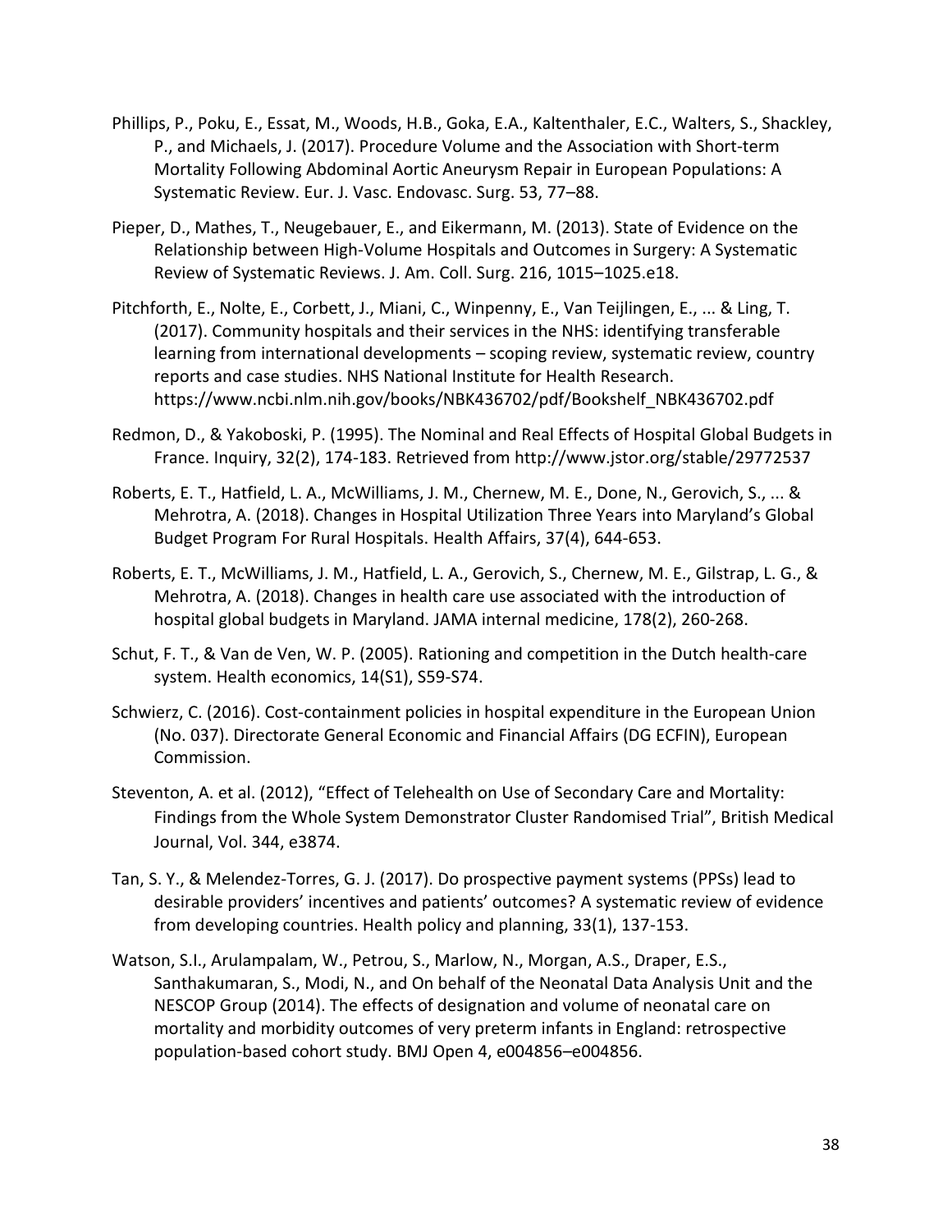Phillips, P., Poku, E., Essat, M., Woods, H.B., Goka, E.A., Kaltenthaler, E.C., Walters, S., Shackley, P., and Michaels, J. (2017). Procedure Volume and the Association with Short-term Mortality Following Abdominal Aortic Aneurysm Repair in European Populations: A Systematic Review. Eur. J. Vasc. Endovasc. Surg. 53, 77–88.

Pieper, D., Mathes, T., Neugebauer, E., and Eikermann, M. (2013). State of Evidence on the Relationship between High-Volume Hospitals and Outcomes in Surgery: A Systematic Review of Systematic Reviews. J. Am. Coll. Surg. 216, 1015–1025.e18.

Pitchforth, E., Nolte, E., Corbett, J., Miani, C., Winpenny, E., Van Teijlingen, E., ... & Ling, T. (2017). Community hospitals and their services in the NHS: identifying transferable learning from international developments – scoping review, systematic review, country reports and case studies. NHS National Institute for Health Research. https://www.ncbi.nlm.nih.gov/books/NBK436702/pdf/Bookshelf_NBK436702.pdf

Redmon, D., & Yakoboski, P. (1995). The Nominal and Real Effects of Hospital Global Budgets in France. Inquiry, 32(2), 174-183. Retrieved from http://www.jstor.org/stable/29772537

Roberts, E. T., Hatfield, L. A., McWilliams, J. M., Chernew, M. E., Done, N., Gerovich, S., ... & Mehrotra, A. (2018). Changes in Hospital Utilization Three Years into Maryland's Global Budget Program For Rural Hospitals. Health Affairs, 37(4), 644-653.

Roberts, E. T., McWilliams, J. M., Hatfield, L. A., Gerovich, S., Chernew, M. E., Gilstrap, L. G., & Mehrotra, A. (2018). Changes in health care use associated with the introduction of hospital global budgets in Maryland. JAMA internal medicine, 178(2), 260-268.

Schut, F. T., & Van de Ven, W. P. (2005). Rationing and competition in the Dutch health-care system. Health economics, 14(S1), S59-S74.

Schwierz, C. (2016). Cost-containment policies in hospital expenditure in the European Union (No. 037). Directorate General Economic and Financial Affairs (DG ECFIN), European Commission.

Steventon, A. et al. (2012), "Effect of Telehealth on Use of Secondary Care and Mortality: Findings from the Whole System Demonstrator Cluster Randomised Trial", British Medical Journal, Vol. 344, e3874.

Tan, S. Y., & Melendez-Torres, G. J. (2017). Do prospective payment systems (PPSs) lead to desirable providers' incentives and patients' outcomes? A systematic review of evidence from developing countries. Health policy and planning, 33(1), 137-153.

Watson, S.I., Arulampalam, W., Petrou, S., Marlow, N., Morgan, A.S., Draper, E.S., Santhakumaran, S., Modi, N., and On behalf of the Neonatal Data Analysis Unit and the NESCOP Group (2014). The effects of designation and volume of neonatal care on mortality and morbidity outcomes of very preterm infants in England: retrospective population-based cohort study. BMJ Open 4, e004856–e004856.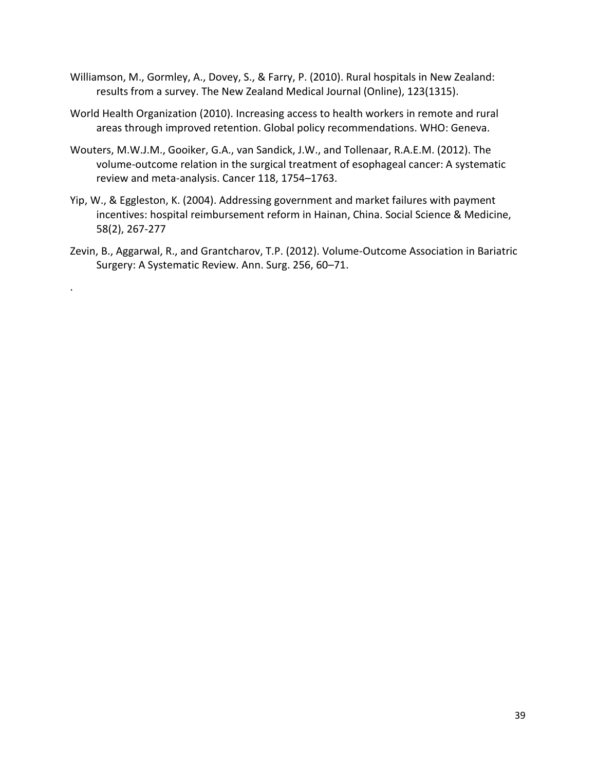Williamson, M., Gormley, A., Dovey, S., & Farry, P. (2010). Rural hospitals in New Zealand: results from a survey. The New Zealand Medical Journal (Online), 123(1315).

World Health Organization (2010). Increasing access to health workers in remote and rural areas through improved retention. Global policy recommendations. WHO: Geneva.

Wouters, M.W.J.M., Gooiker, G.A., van Sandick, J.W., and Tollenaar, R.A.E.M. (2012). The volume-outcome relation in the surgical treatment of esophageal cancer: A systematic review and meta-analysis. Cancer 118, 1754–1763.

Yip, W., & Eggleston, K. (2004). Addressing government and market failures with payment incentives: hospital reimbursement reform in Hainan, China. Social Science & Medicine, 58(2), 267-277

Zevin, B., Aggarwal, R., and Grantcharov, T.P. (2012). Volume-Outcome Association in Bariatric Surgery: A Systematic Review. Ann. Surg. 256, 60–71.

.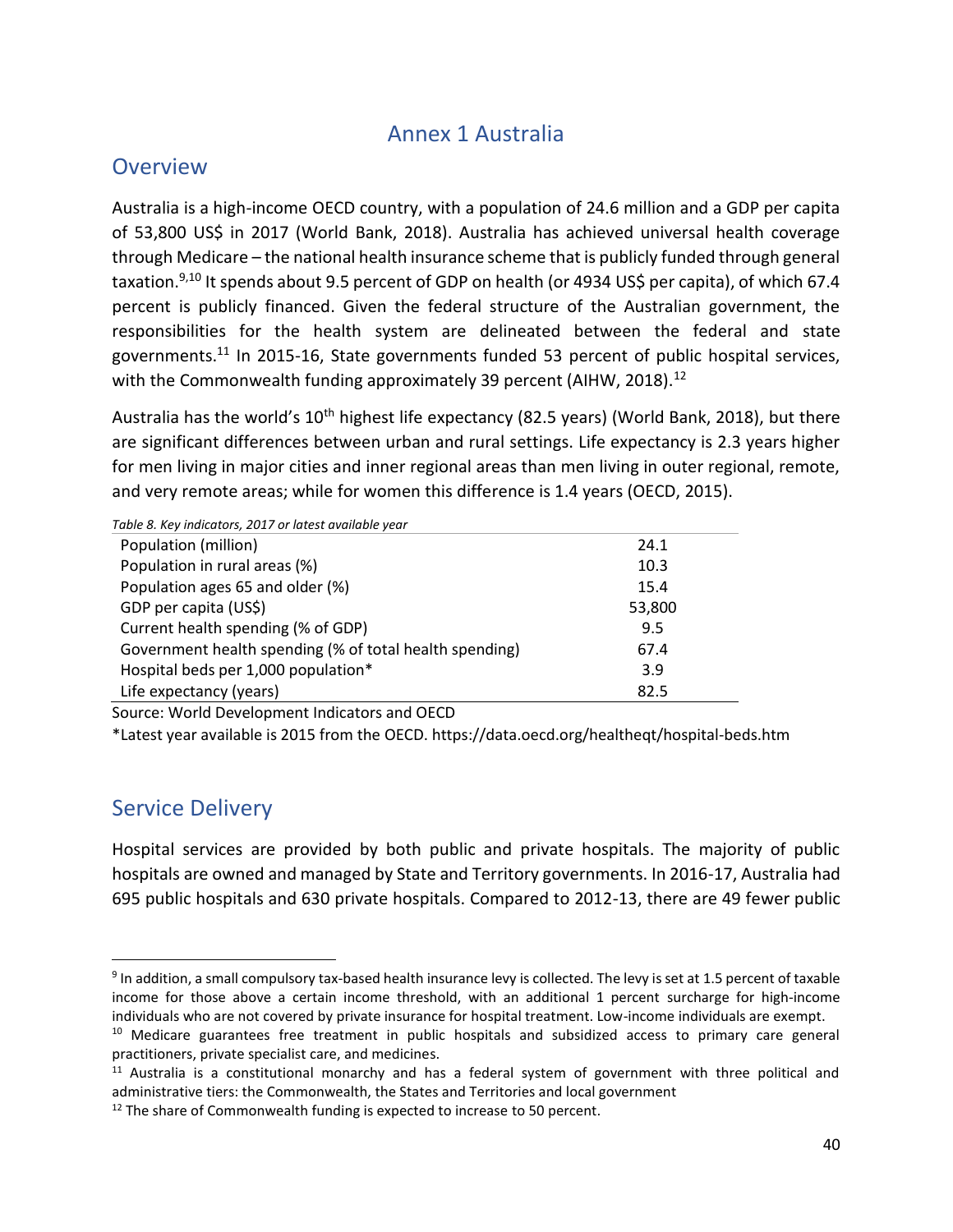# Annex 1 Australia

## Overview

Australia is a high-income OECD country, with a population of 24.6 million and a GDP per capita of 53,800 US$ in 2017 (World Bank, 2018). Australia has achieved universal health coverage through Medicare – the national health insurance scheme that is publicly funded through general taxation.[9,10] It spends about 9.5 percent of GDP on health (or 4934 US$ per capita), of which 67.4 percent is publicly financed. Given the federal structure of the Australian government, the responsibilities for the health system are delineated between the federal and state governments.[11] In 2015-16, State governments funded 53 percent of public hospital services, with the Commonwealth funding approximately 39 percent (AIHW, 2018).[12]

Australia has the world's 10th highest life expectancy (82.5 years) (World Bank, 2018), but there are significant differences between urban and rural settings. Life expectancy is 2.3 years higher for men living in major cities and inner regional areas than men living in outer regional, remote, and very remote areas; while for women this difference is 1.4 years (OECD, 2015).

*Table 8. Key indicators, 2017 or latest available year*

| Indicator | Value |
|---|---|
| Population (million) | 24.1 |
| Population in rural areas (%) | 10.3 |
| Population ages 65 and older (%) | 15.4 |
| GDP per capita (US$) | 53,800 |
| Current health spending (% of GDP) | 9.5 |
| Government health spending (% of total health spending) | 67.4 |
| Hospital beds per 1,000 population* | 3.9 |
| Life expectancy (years) | 82.5 |

Source: World Development Indicators and OECD

*Latest year available is 2015 from the OECD. https://data.oecd.org/healtheqt/hospital-beds.htm

## Service Delivery

Hospital services are provided by both public and private hospitals. The majority of public hospitals are owned and managed by State and Territory governments. In 2016-17, Australia had 695 public hospitals and 630 private hospitals. Compared to 2012-13, there are 49 fewer public

---

[9] In addition, a small compulsory tax-based health insurance levy is collected. The levy is set at 1.5 percent of taxable income for those above a certain income threshold, with an additional 1 percent surcharge for high-income individuals who are not covered by private insurance for hospital treatment. Low-income individuals are exempt.

[10] Medicare guarantees free treatment in public hospitals and subsidized access to primary care general practitioners, private specialist care, and medicines.

[11] Australia is a constitutional monarchy and has a federal system of government with three political and administrative tiers: the Commonwealth, the States and Territories and local government

[12] The share of Commonwealth funding is expected to increase to 50 percent.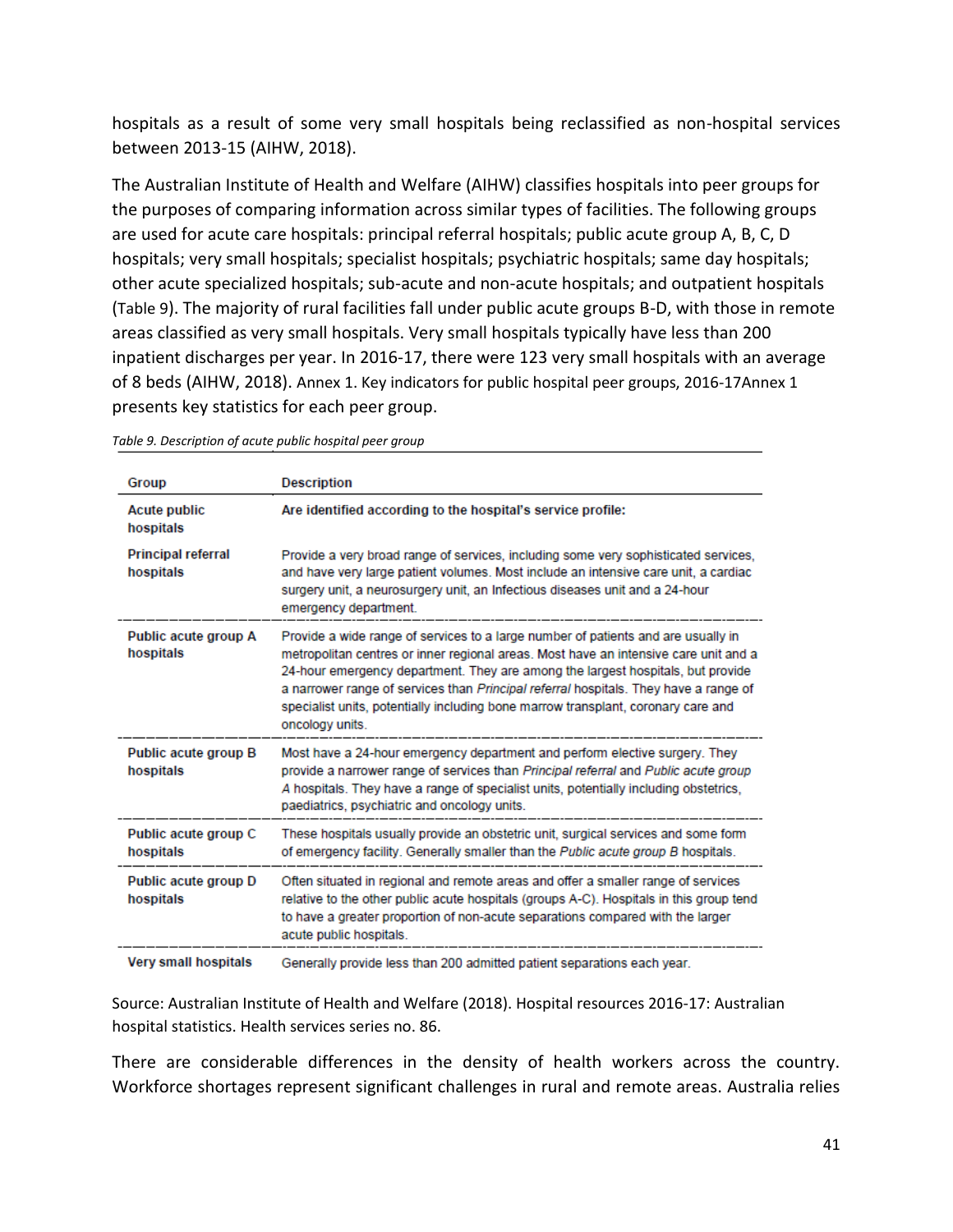hospitals as a result of some very small hospitals being reclassified as non-hospital services between 2013-15 (AIHW, 2018).

The Australian Institute of Health and Welfare (AIHW) classifies hospitals into peer groups for the purposes of comparing information across similar types of facilities. The following groups are used for acute care hospitals: principal referral hospitals; public acute group A, B, C, D hospitals; very small hospitals; specialist hospitals; psychiatric hospitals; same day hospitals; other acute specialized hospitals; sub-acute and non-acute hospitals; and outpatient hospitals (Table 9). The majority of rural facilities fall under public acute groups B-D, with those in remote areas classified as very small hospitals. Very small hospitals typically have less than 200 inpatient discharges per year. In 2016-17, there were 123 very small hospitals with an average of 8 beds (AIHW, 2018). Annex 1. Key indicators for public hospital peer groups, 2016-17Annex 1 presents key statistics for each peer group.

*Table 9. Description of acute public hospital peer group*

| Group | Description |
|---|---|
| **Acute public hospitals** | **Are identified according to the hospital's service profile:** |
| **Principal referral hospitals** | Provide a very broad range of services, including some very sophisticated services, and have very large patient volumes. Most include an intensive care unit, a cardiac surgery unit, a neurosurgery unit, an Infectious diseases unit and a 24-hour emergency department. |
| **Public acute group A hospitals** | Provide a wide range of services to a large number of patients and are usually in metropolitan centres or inner regional areas. Most have an intensive care unit and a 24-hour emergency department. They are among the largest hospitals, but provide a narrower range of services than *Principal referral* hospitals. They have a range of specialist units, potentially including bone marrow transplant, coronary care and oncology units. |
| **Public acute group B hospitals** | Most have a 24-hour emergency department and perform elective surgery. They provide a narrower range of services than *Principal referral* and *Public acute group A* hospitals. They have a range of specialist units, potentially including obstetrics, paediatrics, psychiatric and oncology units. |
| **Public acute group C hospitals** | These hospitals usually provide an obstetric unit, surgical services and some form of emergency facility. Generally smaller than the *Public acute group B* hospitals. |
| **Public acute group D hospitals** | Often situated in regional and remote areas and offer a smaller range of services relative to the other public acute hospitals (groups A-C). Hospitals in this group tend to have a greater proportion of non-acute separations compared with the larger acute public hospitals. |
| **Very small hospitals** | Generally provide less than 200 admitted patient separations each year. |

Source: Australian Institute of Health and Welfare (2018). Hospital resources 2016-17: Australian hospital statistics. Health services series no. 86.

There are considerable differences in the density of health workers across the country. Workforce shortages represent significant challenges in rural and remote areas. Australia relies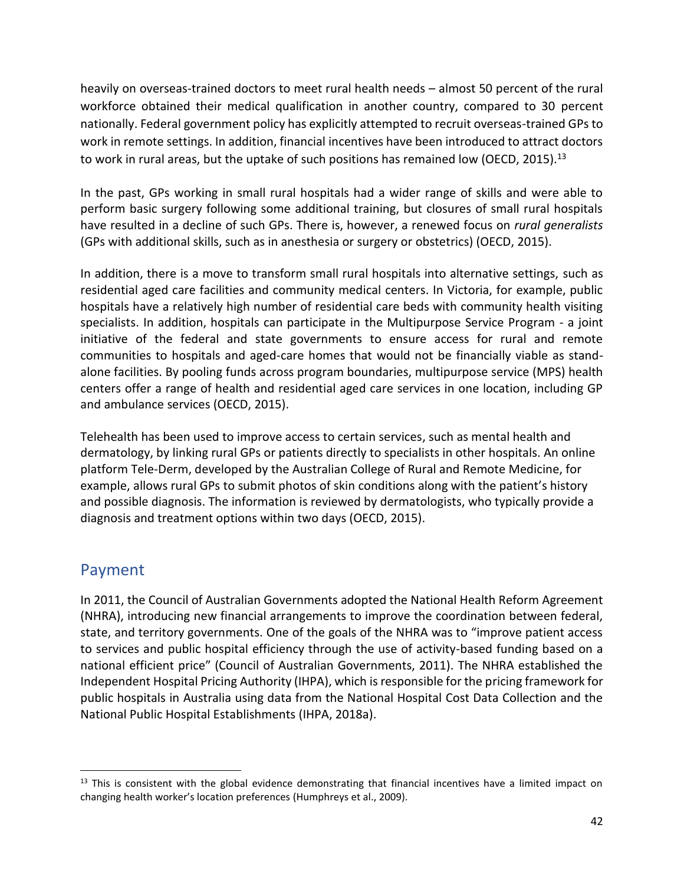heavily on overseas-trained doctors to meet rural health needs – almost 50 percent of the rural workforce obtained their medical qualification in another country, compared to 30 percent nationally. Federal government policy has explicitly attempted to recruit overseas-trained GPs to work in remote settings. In addition, financial incentives have been introduced to attract doctors to work in rural areas, but the uptake of such positions has remained low (OECD, 2015).[13]

In the past, GPs working in small rural hospitals had a wider range of skills and were able to perform basic surgery following some additional training, but closures of small rural hospitals have resulted in a decline of such GPs. There is, however, a renewed focus on *rural generalists* (GPs with additional skills, such as in anesthesia or surgery or obstetrics) (OECD, 2015).

In addition, there is a move to transform small rural hospitals into alternative settings, such as residential aged care facilities and community medical centers. In Victoria, for example, public hospitals have a relatively high number of residential care beds with community health visiting specialists. In addition, hospitals can participate in the Multipurpose Service Program - a joint initiative of the federal and state governments to ensure access for rural and remote communities to hospitals and aged-care homes that would not be financially viable as stand-alone facilities. By pooling funds across program boundaries, multipurpose service (MPS) health centers offer a range of health and residential aged care services in one location, including GP and ambulance services (OECD, 2015).

Telehealth has been used to improve access to certain services, such as mental health and dermatology, by linking rural GPs or patients directly to specialists in other hospitals. An online platform Tele-Derm, developed by the Australian College of Rural and Remote Medicine, for example, allows rural GPs to submit photos of skin conditions along with the patient's history and possible diagnosis. The information is reviewed by dermatologists, who typically provide a diagnosis and treatment options within two days (OECD, 2015).

## Payment

In 2011, the Council of Australian Governments adopted the National Health Reform Agreement (NHRA), introducing new financial arrangements to improve the coordination between federal, state, and territory governments. One of the goals of the NHRA was to "improve patient access to services and public hospital efficiency through the use of activity-based funding based on a national efficient price" (Council of Australian Governments, 2011). The NHRA established the Independent Hospital Pricing Authority (IHPA), which is responsible for the pricing framework for public hospitals in Australia using data from the National Hospital Cost Data Collection and the National Public Hospital Establishments (IHPA, 2018a).

---

[13] This is consistent with the global evidence demonstrating that financial incentives have a limited impact on changing health worker's location preferences (Humphreys et al., 2009).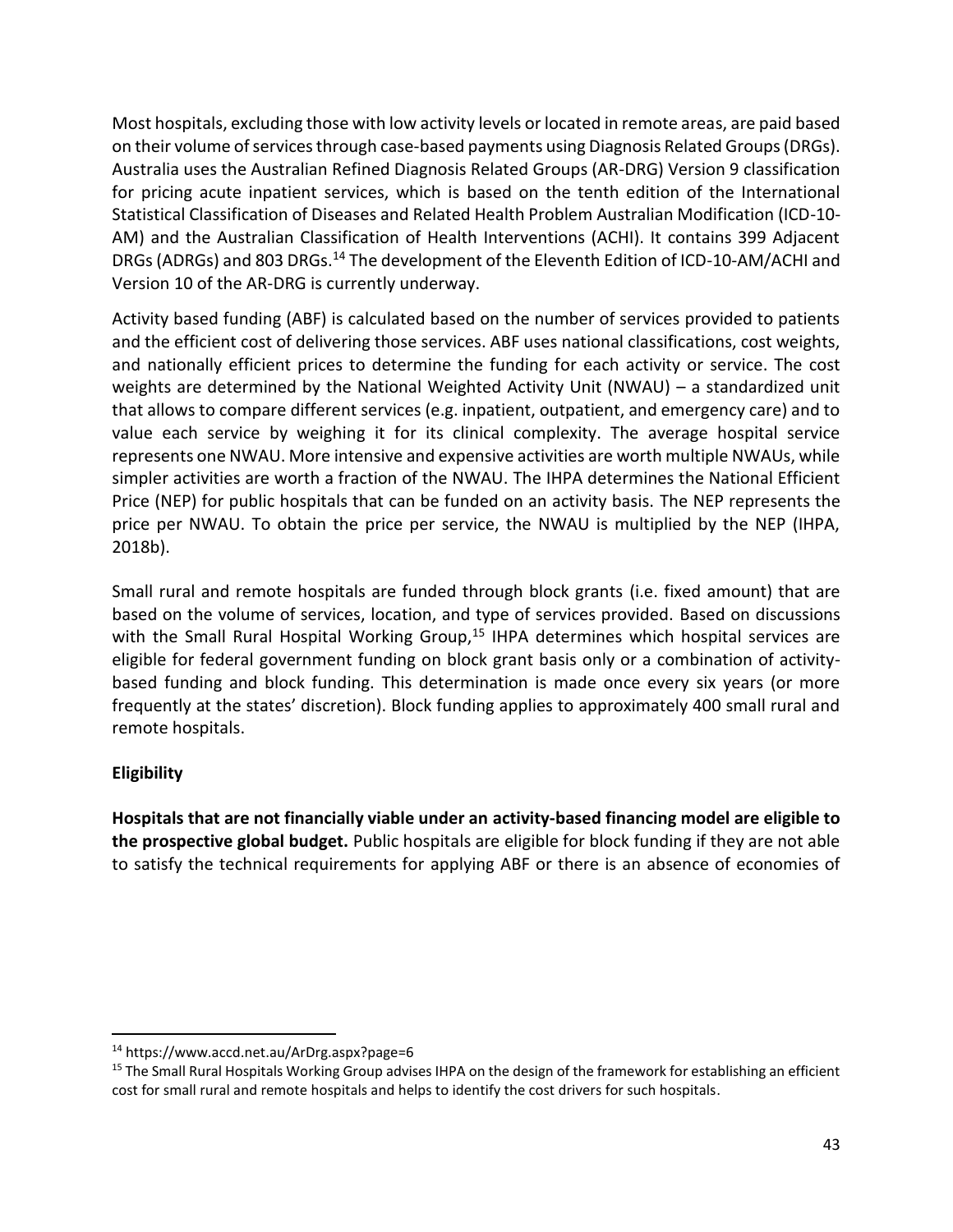Most hospitals, excluding those with low activity levels or located in remote areas, are paid based on their volume of services through case-based payments using Diagnosis Related Groups (DRGs). Australia uses the Australian Refined Diagnosis Related Groups (AR-DRG) Version 9 classification for pricing acute inpatient services, which is based on the tenth edition of the International Statistical Classification of Diseases and Related Health Problem Australian Modification (ICD-10-AM) and the Australian Classification of Health Interventions (ACHI). It contains 399 Adjacent DRGs (ADRGs) and 803 DRGs.[14] The development of the Eleventh Edition of ICD-10-AM/ACHI and Version 10 of the AR-DRG is currently underway.

Activity based funding (ABF) is calculated based on the number of services provided to patients and the efficient cost of delivering those services. ABF uses national classifications, cost weights, and nationally efficient prices to determine the funding for each activity or service. The cost weights are determined by the National Weighted Activity Unit (NWAU) – a standardized unit that allows to compare different services (e.g. inpatient, outpatient, and emergency care) and to value each service by weighing it for its clinical complexity. The average hospital service represents one NWAU. More intensive and expensive activities are worth multiple NWAUs, while simpler activities are worth a fraction of the NWAU. The IHPA determines the National Efficient Price (NEP) for public hospitals that can be funded on an activity basis. The NEP represents the price per NWAU. To obtain the price per service, the NWAU is multiplied by the NEP (IHPA, 2018b).

Small rural and remote hospitals are funded through block grants (i.e. fixed amount) that are based on the volume of services, location, and type of services provided. Based on discussions with the Small Rural Hospital Working Group,[15] IHPA determines which hospital services are eligible for federal government funding on block grant basis only or a combination of activity-based funding and block funding. This determination is made once every six years (or more frequently at the states' discretion). Block funding applies to approximately 400 small rural and remote hospitals.

**Eligibility**

**Hospitals that are not financially viable under an activity-based financing model are eligible to the prospective global budget.** Public hospitals are eligible for block funding if they are not able to satisfy the technical requirements for applying ABF or there is an absence of economies of

[14] https://www.accd.net.au/ArDrg.aspx?page=6

[15] The Small Rural Hospitals Working Group advises IHPA on the design of the framework for establishing an efficient cost for small rural and remote hospitals and helps to identify the cost drivers for such hospitals.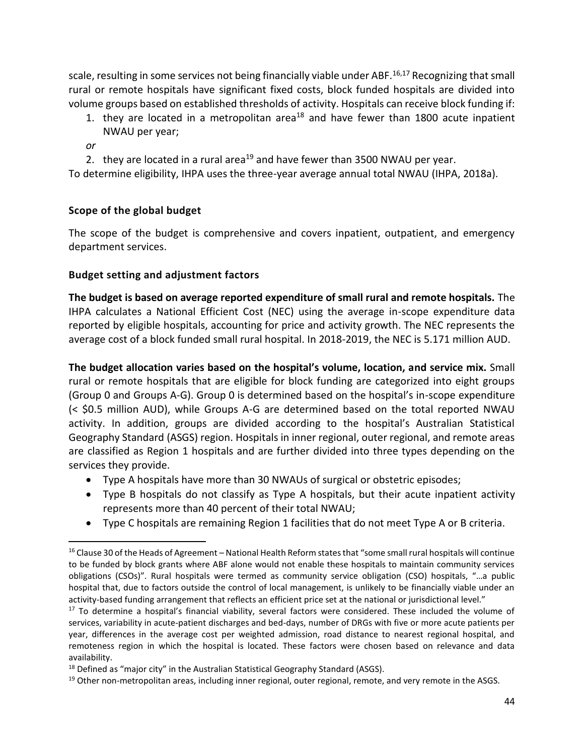scale, resulting in some services not being financially viable under ABF.[16,17] Recognizing that small rural or remote hospitals have significant fixed costs, block funded hospitals are divided into volume groups based on established thresholds of activity. Hospitals can receive block funding if:

1. they are located in a metropolitan area[18] and have fewer than 1800 acute inpatient NWAU per year;

*or*

2. they are located in a rural area[19] and have fewer than 3500 NWAU per year.

To determine eligibility, IHPA uses the three-year average annual total NWAU (IHPA, 2018a).

**Scope of the global budget**

The scope of the budget is comprehensive and covers inpatient, outpatient, and emergency department services.

**Budget setting and adjustment factors**

**The budget is based on average reported expenditure of small rural and remote hospitals.** The IHPA calculates a National Efficient Cost (NEC) using the average in-scope expenditure data reported by eligible hospitals, accounting for price and activity growth. The NEC represents the average cost of a block funded small rural hospital. In 2018-2019, the NEC is 5.171 million AUD.

**The budget allocation varies based on the hospital's volume, location, and service mix.** Small rural or remote hospitals that are eligible for block funding are categorized into eight groups (Group 0 and Groups A-G). Group 0 is determined based on the hospital's in-scope expenditure (< $0.5 million AUD), while Groups A-G are determined based on the total reported NWAU activity. In addition, groups are divided according to the hospital's Australian Statistical Geography Standard (ASGS) region. Hospitals in inner regional, outer regional, and remote areas are classified as Region 1 hospitals and are further divided into three types depending on the services they provide.

- Type A hospitals have more than 30 NWAUs of surgical or obstetric episodes;
- Type B hospitals do not classify as Type A hospitals, but their acute inpatient activity represents more than 40 percent of their total NWAU;
- Type C hospitals are remaining Region 1 facilities that do not meet Type A or B criteria.

---

[16] Clause 30 of the Heads of Agreement – National Health Reform states that "some small rural hospitals will continue to be funded by block grants where ABF alone would not enable these hospitals to maintain community services obligations (CSOs)". Rural hospitals were termed as community service obligation (CSO) hospitals, "…a public hospital that, due to factors outside the control of local management, is unlikely to be financially viable under an activity-based funding arrangement that reflects an efficient price set at the national or jurisdictional level."

[17] To determine a hospital's financial viability, several factors were considered. These included the volume of services, variability in acute-patient discharges and bed-days, number of DRGs with five or more acute patients per year, differences in the average cost per weighted admission, road distance to nearest regional hospital, and remoteness region in which the hospital is located. These factors were chosen based on relevance and data availability.

[18] Defined as "major city" in the Australian Statistical Geography Standard (ASGS).

[19] Other non-metropolitan areas, including inner regional, outer regional, remote, and very remote in the ASGS.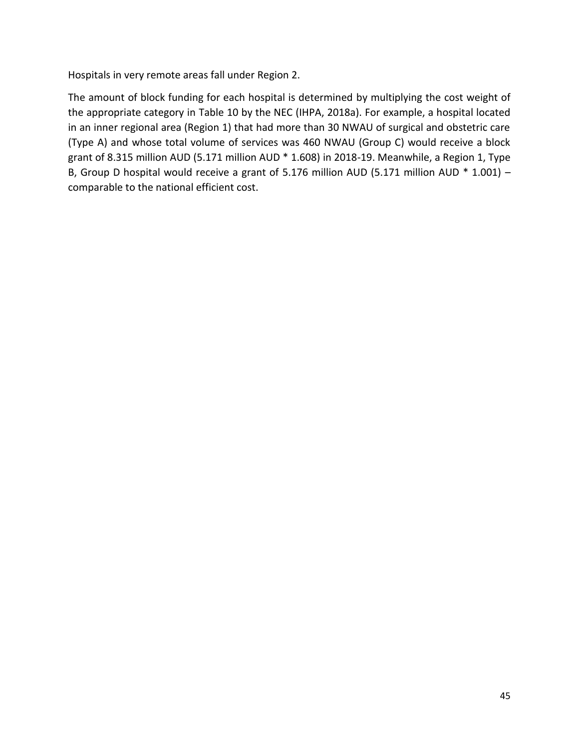Hospitals in very remote areas fall under Region 2.

The amount of block funding for each hospital is determined by multiplying the cost weight of the appropriate category in Table 10 by the NEC (IHPA, 2018a). For example, a hospital located in an inner regional area (Region 1) that had more than 30 NWAU of surgical and obstetric care (Type A) and whose total volume of services was 460 NWAU (Group C) would receive a block grant of 8.315 million AUD (5.171 million AUD * 1.608) in 2018-19. Meanwhile, a Region 1, Type B, Group D hospital would receive a grant of 5.176 million AUD (5.171 million AUD * 1.001) – comparable to the national efficient cost.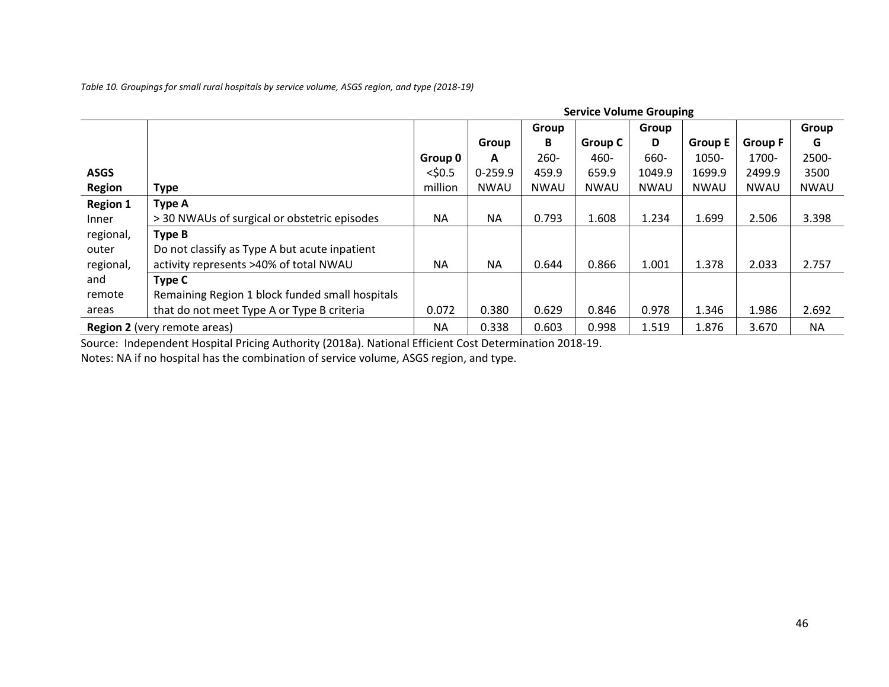*Table 10. Groupings for small rural hospitals by service volume, ASGS region, and type (2018-19)*

| | | **Service Volume Grouping** | | | | | | | |
|---|---|---|---|---|---|---|---|---|---|
| **ASGS Region** | **Type** | **Group 0** <$0.5 million | **Group A** 0-259.9 NWAU | **Group B** 260-459.9 NWAU | **Group C** 460-659.9 NWAU | **Group D** 660-1049.9 NWAU | **Group E** 1050-1699.9 NWAU | **Group F** 1700-2499.9 NWAU | **Group G** 2500-3500 NWAU |
| **Region 1** Inner regional, outer regional, and remote areas | **Type A** > 30 NWAUs of surgical or obstetric episodes | NA | NA | 0.793 | 1.608 | 1.234 | 1.699 | 2.506 | 3.398 |
| | **Type B** Do not classify as Type A but acute inpatient activity represents >40% of total NWAU | NA | NA | 0.644 | 0.866 | 1.001 | 1.378 | 2.033 | 2.757 |
| | **Type C** Remaining Region 1 block funded small hospitals that do not meet Type A or Type B criteria | 0.072 | 0.380 | 0.629 | 0.846 | 0.978 | 1.346 | 1.986 | 2.692 |
| **Region 2** (very remote areas) | | NA | 0.338 | 0.603 | 0.998 | 1.519 | 1.876 | 3.670 | NA |

Source: Independent Hospital Pricing Authority (2018a). National Efficient Cost Determination 2018-19.

Notes: NA if no hospital has the combination of service volume, ASGS region, and type.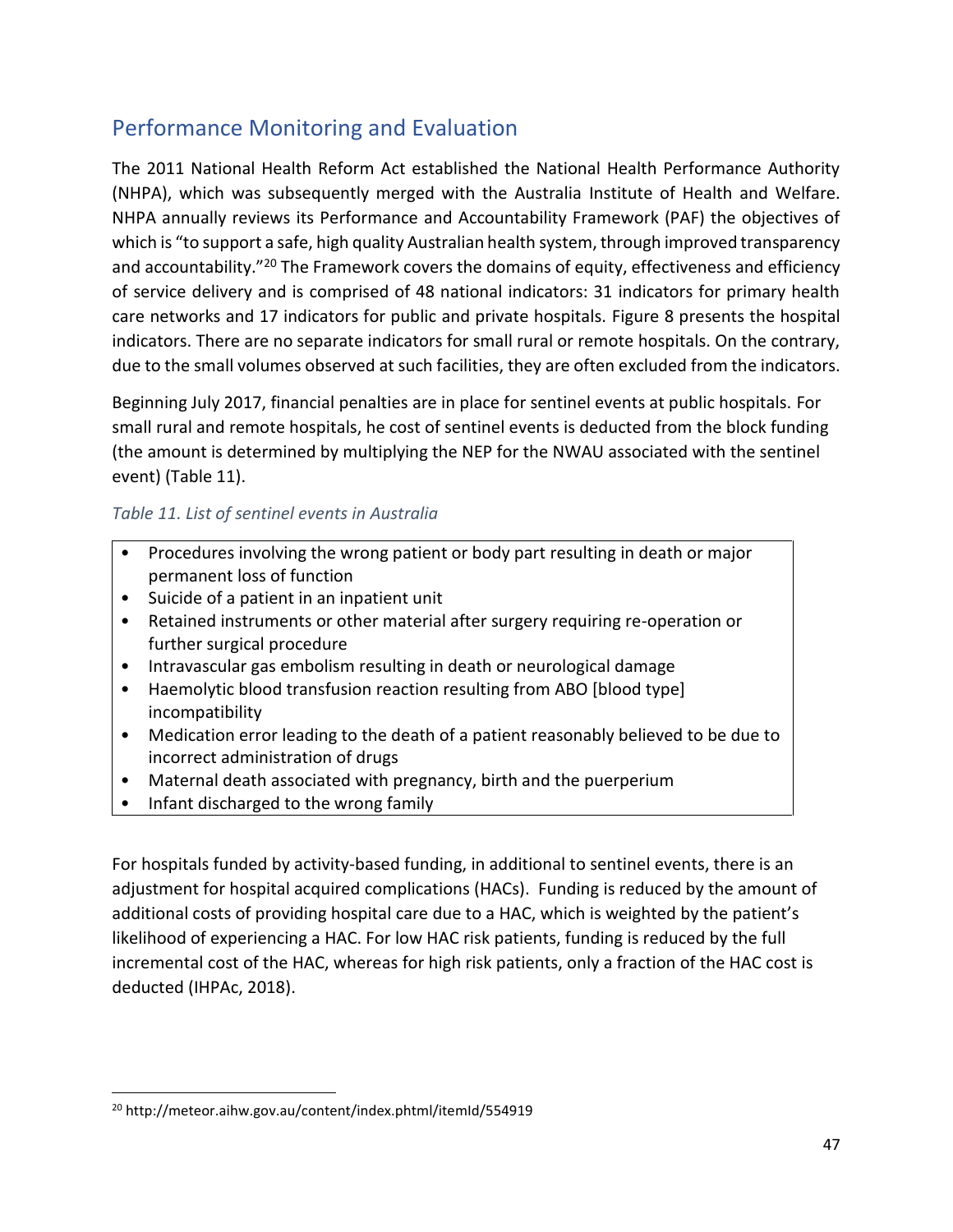## Performance Monitoring and Evaluation

The 2011 National Health Reform Act established the National Health Performance Authority (NHPA), which was subsequently merged with the Australia Institute of Health and Welfare. NHPA annually reviews its Performance and Accountability Framework (PAF) the objectives of which is "to support a safe, high quality Australian health system, through improved transparency and accountability."[20] The Framework covers the domains of equity, effectiveness and efficiency of service delivery and is comprised of 48 national indicators: 31 indicators for primary health care networks and 17 indicators for public and private hospitals. Figure 8 presents the hospital indicators. There are no separate indicators for small rural or remote hospitals. On the contrary, due to the small volumes observed at such facilities, they are often excluded from the indicators.

Beginning July 2017, financial penalties are in place for sentinel events at public hospitals. For small rural and remote hospitals, he cost of sentinel events is deducted from the block funding (the amount is determined by multiplying the NEP for the NWAU associated with the sentinel event) (Table 11).

*Table 11. List of sentinel events in Australia*

- Procedures involving the wrong patient or body part resulting in death or major permanent loss of function
- Suicide of a patient in an inpatient unit
- Retained instruments or other material after surgery requiring re-operation or further surgical procedure
- Intravascular gas embolism resulting in death or neurological damage
- Haemolytic blood transfusion reaction resulting from ABO [blood type] incompatibility
- Medication error leading to the death of a patient reasonably believed to be due to incorrect administration of drugs
- Maternal death associated with pregnancy, birth and the puerperium
- Infant discharged to the wrong family

For hospitals funded by activity-based funding, in additional to sentinel events, there is an adjustment for hospital acquired complications (HACs). Funding is reduced by the amount of additional costs of providing hospital care due to a HAC, which is weighted by the patient's likelihood of experiencing a HAC. For low HAC risk patients, funding is reduced by the full incremental cost of the HAC, whereas for high risk patients, only a fraction of the HAC cost is deducted (IHPAc, 2018).

[20] http://meteor.aihw.gov.au/content/index.phtml/itemId/554919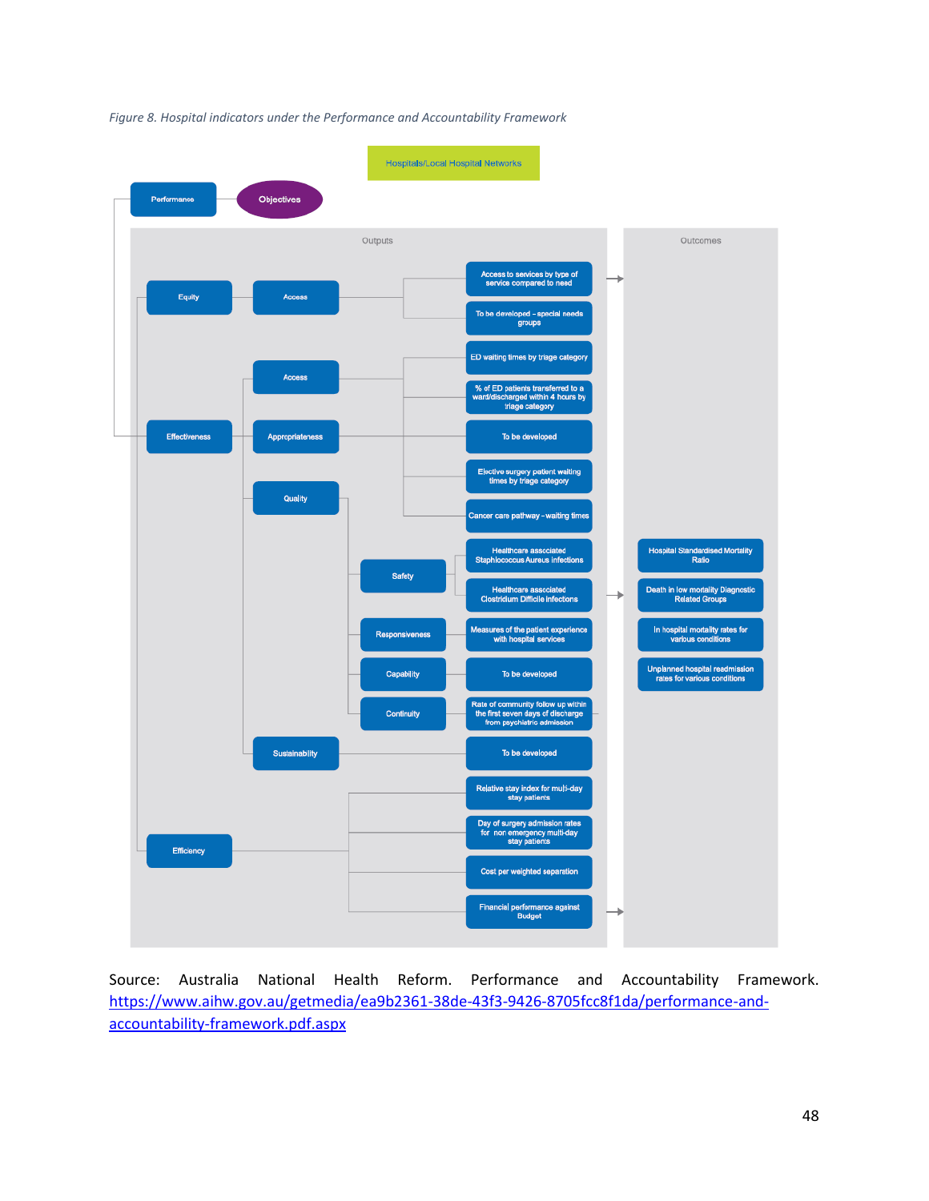*Figure 8. Hospital indicators under the Performance and Accountability Framework*

Hospitals/Local Hospital Networks

Performance — Objectives

**Outputs**

- **Equity**
  - Access
    - Access to services by type of service compared to need
    - To be developed – special needs groups
- **Effectiveness**
  - Access
    - ED waiting times by triage category
    - % of ED patients transferred to a ward/discharged within 4 hours by triage category
  - Appropriateness
    - To be developed
    - Elective surgery patient waiting times by triage category
    - Cancer care pathway – waiting times
  - Quality
    - Safety
      - Healthcare associated Staphlococcus Aureus infections
      - Healthcare associated Clostridium Difficile infections
    - Responsiveness
      - Measures of the patient experience with hospital services
    - Capability
      - To be developed
    - Continuity
      - Rate of community follow up within the first seven days of discharge from psychiatric admission
  - Sustainability
    - To be developed
- **Efficiency**
  - Relative stay index for multi-day stay patients
  - Day of surgery admission rates for non emergency multi-day stay patients
  - Cost per weighted separation
  - Financial performance against Budget

**Outcomes**

- Hospital Standardised Mortality Ratio
- Death in low mortality Diagnostic Related Groups
- In hospital mortality rates for various conditions
- Unplanned hospital readmission rates for various conditions

Source: Australia National Health Reform. Performance and Accountability Framework. https://www.aihw.gov.au/getmedia/ea9b2361-38de-43f3-9426-8705fcc8f1da/performance-and-accountability-framework.pdf.aspx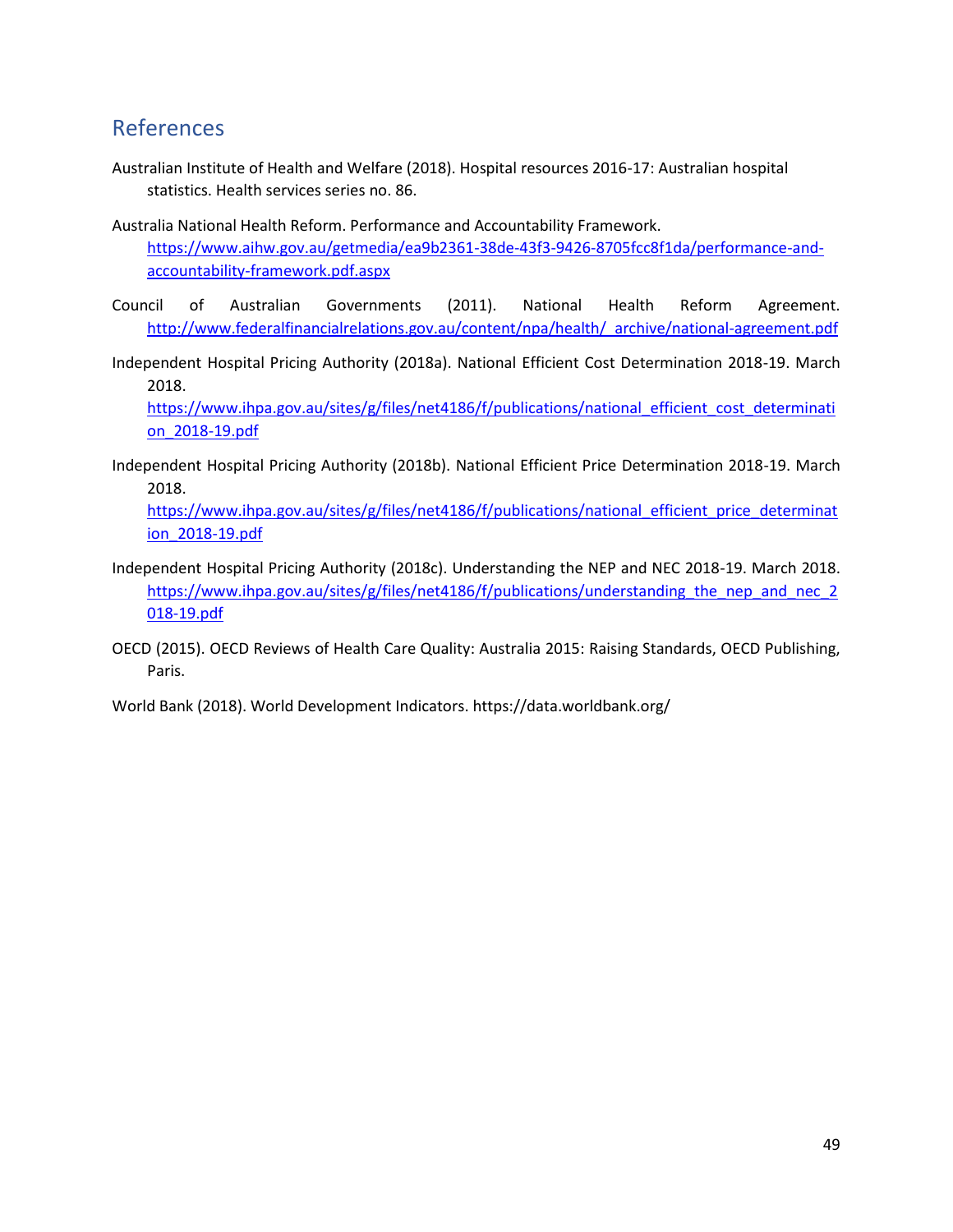## References

Australian Institute of Health and Welfare (2018). Hospital resources 2016-17: Australian hospital statistics. Health services series no. 86.

Australia National Health Reform. Performance and Accountability Framework. https://www.aihw.gov.au/getmedia/ea9b2361-38de-43f3-9426-8705fcc8f1da/performance-and-accountability-framework.pdf.aspx

Council of Australian Governments (2011). National Health Reform Agreement. http://www.federalfinancialrelations.gov.au/content/npa/health/_archive/national-agreement.pdf

Independent Hospital Pricing Authority (2018a). National Efficient Cost Determination 2018-19. March 2018. https://www.ihpa.gov.au/sites/g/files/net4186/f/publications/national_efficient_cost_determination_2018-19.pdf

Independent Hospital Pricing Authority (2018b). National Efficient Price Determination 2018-19. March 2018. https://www.ihpa.gov.au/sites/g/files/net4186/f/publications/national_efficient_price_determination_2018-19.pdf

Independent Hospital Pricing Authority (2018c). Understanding the NEP and NEC 2018-19. March 2018. https://www.ihpa.gov.au/sites/g/files/net4186/f/publications/understanding_the_nep_and_nec_2018-19.pdf

OECD (2015). OECD Reviews of Health Care Quality: Australia 2015: Raising Standards, OECD Publishing, Paris.

World Bank (2018). World Development Indicators. https://data.worldbank.org/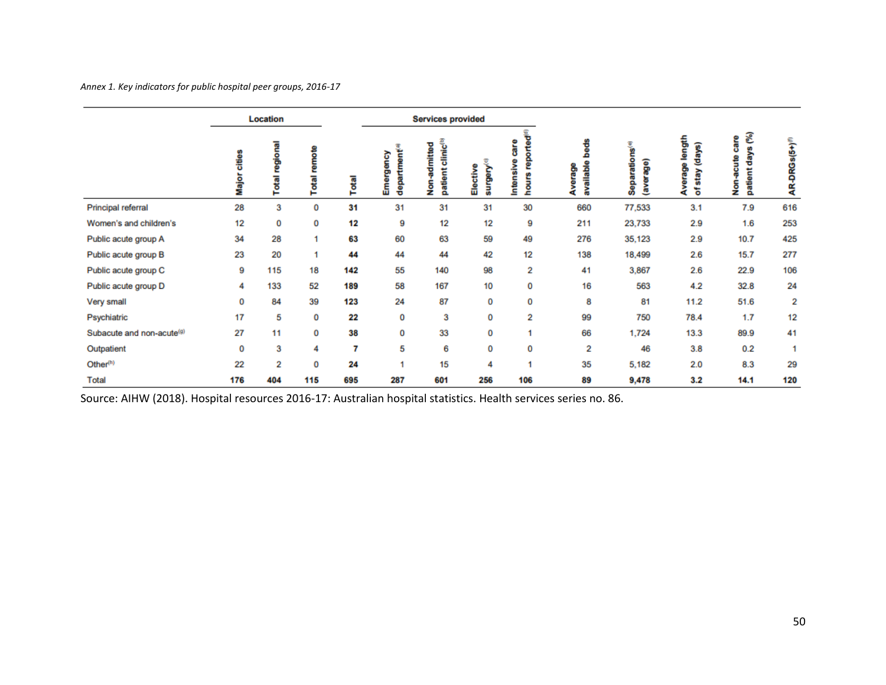*Annex 1. Key indicators for public hospital peer groups, 2016-17*

| | Location | | | | Services provided | | | | | | | | |
|---|---|---|---|---|---|---|---|---|---|---|---|---|---|
| | Major cities | Total regional | Total remote | Total | Emergency department[a] | Non-admitted patient clinic[b] | Elective surgery[c] | Intensive care hours reported[d] | Average available beds | Separations[e] (average) | Average length of stay (days) | Non-acute care patient days (%) | AR-DRGs(5+)[f] |
| Principal referral | 28 | 3 | 0 | **31** | 31 | 31 | 31 | 30 | 660 | 77,533 | 3.1 | 7.9 | 616 |
| Women's and children's | 12 | 0 | 0 | **12** | 9 | 12 | 12 | 9 | 211 | 23,733 | 2.9 | 1.6 | 253 |
| Public acute group A | 34 | 28 | 1 | **63** | 60 | 63 | 59 | 49 | 276 | 35,123 | 2.9 | 10.7 | 425 |
| Public acute group B | 23 | 20 | 1 | **44** | 44 | 44 | 42 | 12 | 138 | 18,499 | 2.6 | 15.7 | 277 |
| Public acute group C | 9 | 115 | 18 | **142** | 55 | 140 | 98 | 2 | 41 | 3,867 | 2.6 | 22.9 | 106 |
| Public acute group D | 4 | 133 | 52 | **189** | 58 | 167 | 10 | 0 | 16 | 563 | 4.2 | 32.8 | 24 |
| Very small | 0 | 84 | 39 | **123** | 24 | 87 | 0 | 0 | 8 | 81 | 11.2 | 51.6 | 2 |
| Psychiatric | 17 | 5 | 0 | **22** | 0 | 3 | 0 | 2 | 99 | 750 | 78.4 | 1.7 | 12 |
| Subacute and non-acute[g] | 27 | 11 | 0 | **38** | 0 | 33 | 0 | 1 | 66 | 1,724 | 13.3 | 89.9 | 41 |
| Outpatient | 0 | 3 | 4 | **7** | 5 | 6 | 0 | 0 | 2 | 46 | 3.8 | 0.2 | 1 |
| Other[h] | 22 | 2 | 0 | **24** | 1 | 15 | 4 | 1 | 35 | 5,182 | 2.0 | 8.3 | 29 |
| Total | **176** | **404** | **115** | **695** | **287** | **601** | **256** | **106** | **89** | **9,478** | **3.2** | **14.1** | **120** |

Source: AIHW (2018). Hospital resources 2016-17: Australian hospital statistics. Health services series no. 86.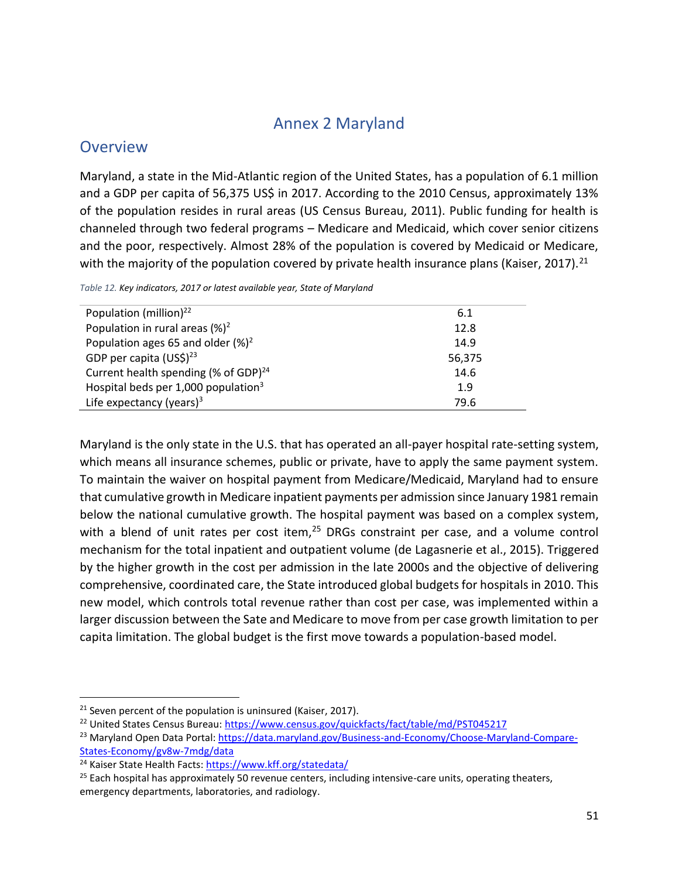# Annex 2 Maryland

## Overview

Maryland, a state in the Mid-Atlantic region of the United States, has a population of 6.1 million and a GDP per capita of 56,375 US$ in 2017. According to the 2010 Census, approximately 13% of the population resides in rural areas (US Census Bureau, 2011). Public funding for health is channeled through two federal programs – Medicare and Medicaid, which cover senior citizens and the poor, respectively. Almost 28% of the population is covered by Medicaid or Medicare, with the majority of the population covered by private health insurance plans (Kaiser, 2017).[21]

*Table 12. Key indicators, 2017 or latest available year, State of Maryland*

| | |
|---|---|
| Population (million)[22] | 6.1 |
| Population in rural areas (%)[2] | 12.8 |
| Population ages 65 and older (%)[2] | 14.9 |
| GDP per capita (US$)[23] | 56,375 |
| Current health spending (% of GDP)[24] | 14.6 |
| Hospital beds per 1,000 population[3] | 1.9 |
| Life expectancy (years)[3] | 79.6 |

Maryland is the only state in the U.S. that has operated an all-payer hospital rate-setting system, which means all insurance schemes, public or private, have to apply the same payment system. To maintain the waiver on hospital payment from Medicare/Medicaid, Maryland had to ensure that cumulative growth in Medicare inpatient payments per admission since January 1981 remain below the national cumulative growth. The hospital payment was based on a complex system, with a blend of unit rates per cost item,[25] DRGs constraint per case, and a volume control mechanism for the total inpatient and outpatient volume (de Lagasnerie et al., 2015). Triggered by the higher growth in the cost per admission in the late 2000s and the objective of delivering comprehensive, coordinated care, the State introduced global budgets for hospitals in 2010. This new model, which controls total revenue rather than cost per case, was implemented within a larger discussion between the Sate and Medicare to move from per case growth limitation to per capita limitation. The global budget is the first move towards a population-based model.

[21] Seven percent of the population is uninsured (Kaiser, 2017).

[22] United States Census Bureau: https://www.census.gov/quickfacts/fact/table/md/PST045217

[23] Maryland Open Data Portal: https://data.maryland.gov/Business-and-Economy/Choose-Maryland-Compare-States-Economy/gv8w-7mdg/data

[24] Kaiser State Health Facts: https://www.kff.org/statedata/

[25] Each hospital has approximately 50 revenue centers, including intensive-care units, operating theaters, emergency departments, laboratories, and radiology.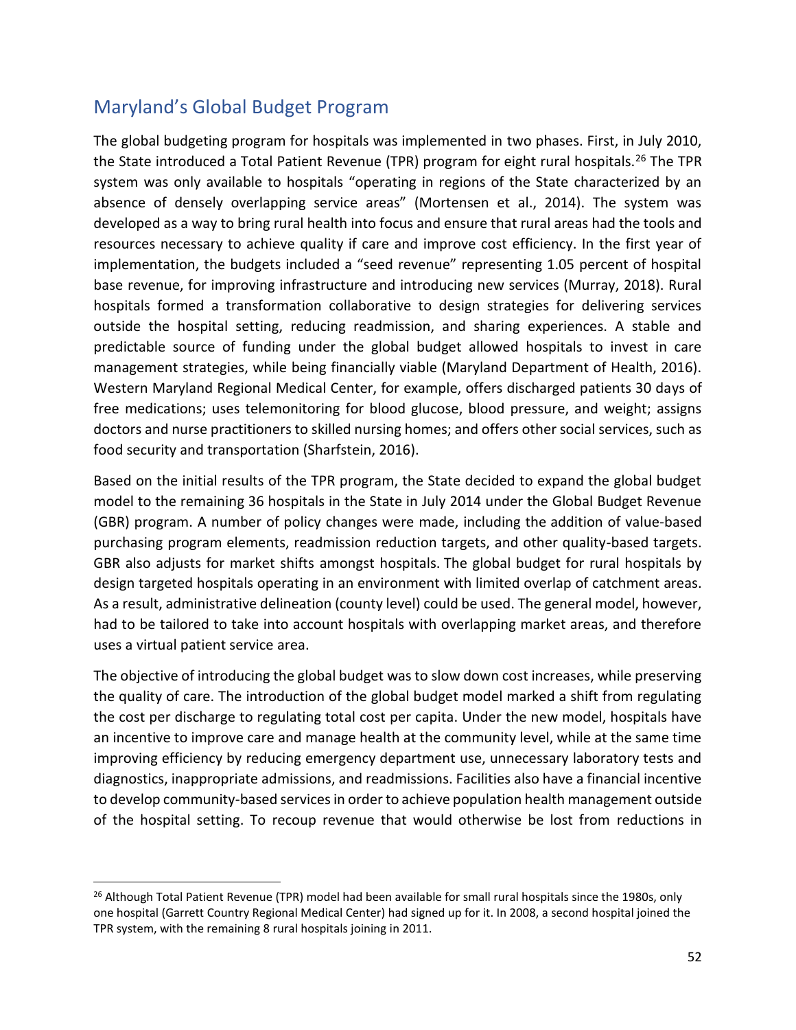## Maryland's Global Budget Program

The global budgeting program for hospitals was implemented in two phases. First, in July 2010, the State introduced a Total Patient Revenue (TPR) program for eight rural hospitals.[26] The TPR system was only available to hospitals "operating in regions of the State characterized by an absence of densely overlapping service areas" (Mortensen et al., 2014). The system was developed as a way to bring rural health into focus and ensure that rural areas had the tools and resources necessary to achieve quality if care and improve cost efficiency. In the first year of implementation, the budgets included a "seed revenue" representing 1.05 percent of hospital base revenue, for improving infrastructure and introducing new services (Murray, 2018). Rural hospitals formed a transformation collaborative to design strategies for delivering services outside the hospital setting, reducing readmission, and sharing experiences. A stable and predictable source of funding under the global budget allowed hospitals to invest in care management strategies, while being financially viable (Maryland Department of Health, 2016). Western Maryland Regional Medical Center, for example, offers discharged patients 30 days of free medications; uses telemonitoring for blood glucose, blood pressure, and weight; assigns doctors and nurse practitioners to skilled nursing homes; and offers other social services, such as food security and transportation (Sharfstein, 2016).

Based on the initial results of the TPR program, the State decided to expand the global budget model to the remaining 36 hospitals in the State in July 2014 under the Global Budget Revenue (GBR) program. A number of policy changes were made, including the addition of value-based purchasing program elements, readmission reduction targets, and other quality-based targets. GBR also adjusts for market shifts amongst hospitals. The global budget for rural hospitals by design targeted hospitals operating in an environment with limited overlap of catchment areas. As a result, administrative delineation (county level) could be used. The general model, however, had to be tailored to take into account hospitals with overlapping market areas, and therefore uses a virtual patient service area.

The objective of introducing the global budget was to slow down cost increases, while preserving the quality of care. The introduction of the global budget model marked a shift from regulating the cost per discharge to regulating total cost per capita. Under the new model, hospitals have an incentive to improve care and manage health at the community level, while at the same time improving efficiency by reducing emergency department use, unnecessary laboratory tests and diagnostics, inappropriate admissions, and readmissions. Facilities also have a financial incentive to develop community-based services in order to achieve population health management outside of the hospital setting. To recoup revenue that would otherwise be lost from reductions in

[26] Although Total Patient Revenue (TPR) model had been available for small rural hospitals since the 1980s, only one hospital (Garrett Country Regional Medical Center) had signed up for it. In 2008, a second hospital joined the TPR system, with the remaining 8 rural hospitals joining in 2011.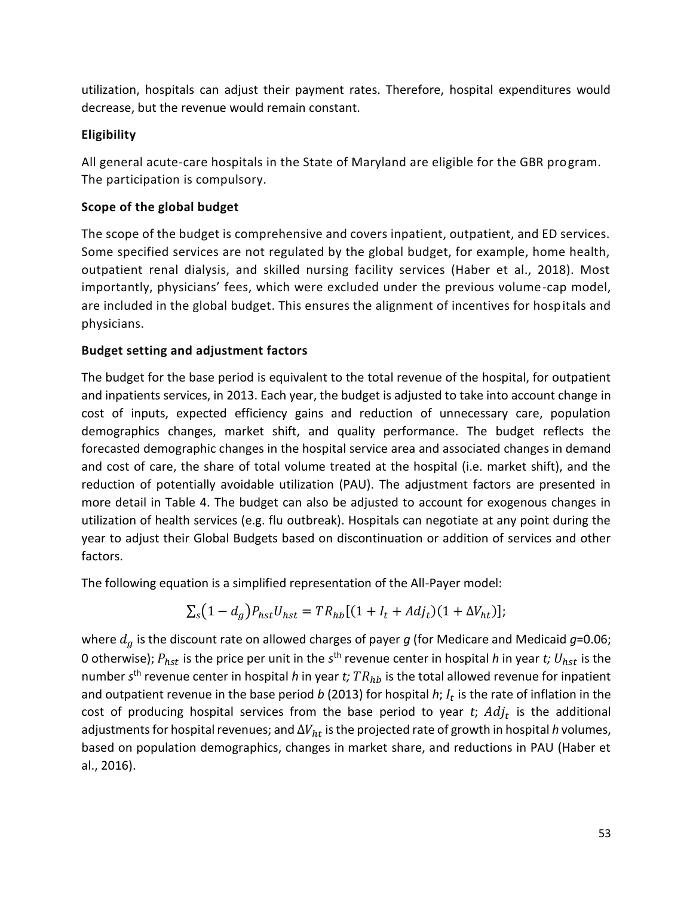utilization, hospitals can adjust their payment rates. Therefore, hospital expenditures would decrease, but the revenue would remain constant.

### Eligibility

All general acute-care hospitals in the State of Maryland are eligible for the GBR program. The participation is compulsory.

### Scope of the global budget

The scope of the budget is comprehensive and covers inpatient, outpatient, and ED services. Some specified services are not regulated by the global budget, for example, home health, outpatient renal dialysis, and skilled nursing facility services (Haber et al., 2018). Most importantly, physicians' fees, which were excluded under the previous volume-cap model, are included in the global budget. This ensures the alignment of incentives for hospitals and physicians.

### Budget setting and adjustment factors

The budget for the base period is equivalent to the total revenue of the hospital, for outpatient and inpatients services, in 2013. Each year, the budget is adjusted to take into account change in cost of inputs, expected efficiency gains and reduction of unnecessary care, population demographics changes, market shift, and quality performance. The budget reflects the forecasted demographic changes in the hospital service area and associated changes in demand and cost of care, the share of total volume treated at the hospital (i.e. market shift), and the reduction of potentially avoidable utilization (PAU). The adjustment factors are presented in more detail in Table 4. The budget can also be adjusted to account for exogenous changes in utilization of health services (e.g. flu outbreak). Hospitals can negotiate at any point during the year to adjust their Global Budgets based on discontinuation or addition of services and other factors.

The following equation is a simplified representation of the All-Payer model:

$$\sum_s (1 - d_g) P_{hst} U_{hst} = TR_{hb}[(1 + I_t + Adj_t)(1 + \Delta V_{ht})];$$

where $d_g$ is the discount rate on allowed charges of payer *g* (for Medicare and Medicaid *g*=0.06; 0 otherwise); $P_{hst}$ is the price per unit in the *s*th revenue center in hospital *h* in year *t; $U_{hst}$* is the number *s*th revenue center in hospital *h* in year *t; $TR_{hb}$* is the total allowed revenue for inpatient and outpatient revenue in the base period *b* (2013) for hospital *h*; $I_t$ is the rate of inflation in the cost of producing hospital services from the base period to year *t*; $Adj_t$ is the additional adjustments for hospital revenues; and $\Delta V_{ht}$ is the projected rate of growth in hospital *h* volumes, based on population demographics, changes in market share, and reductions in PAU (Haber et al., 2016).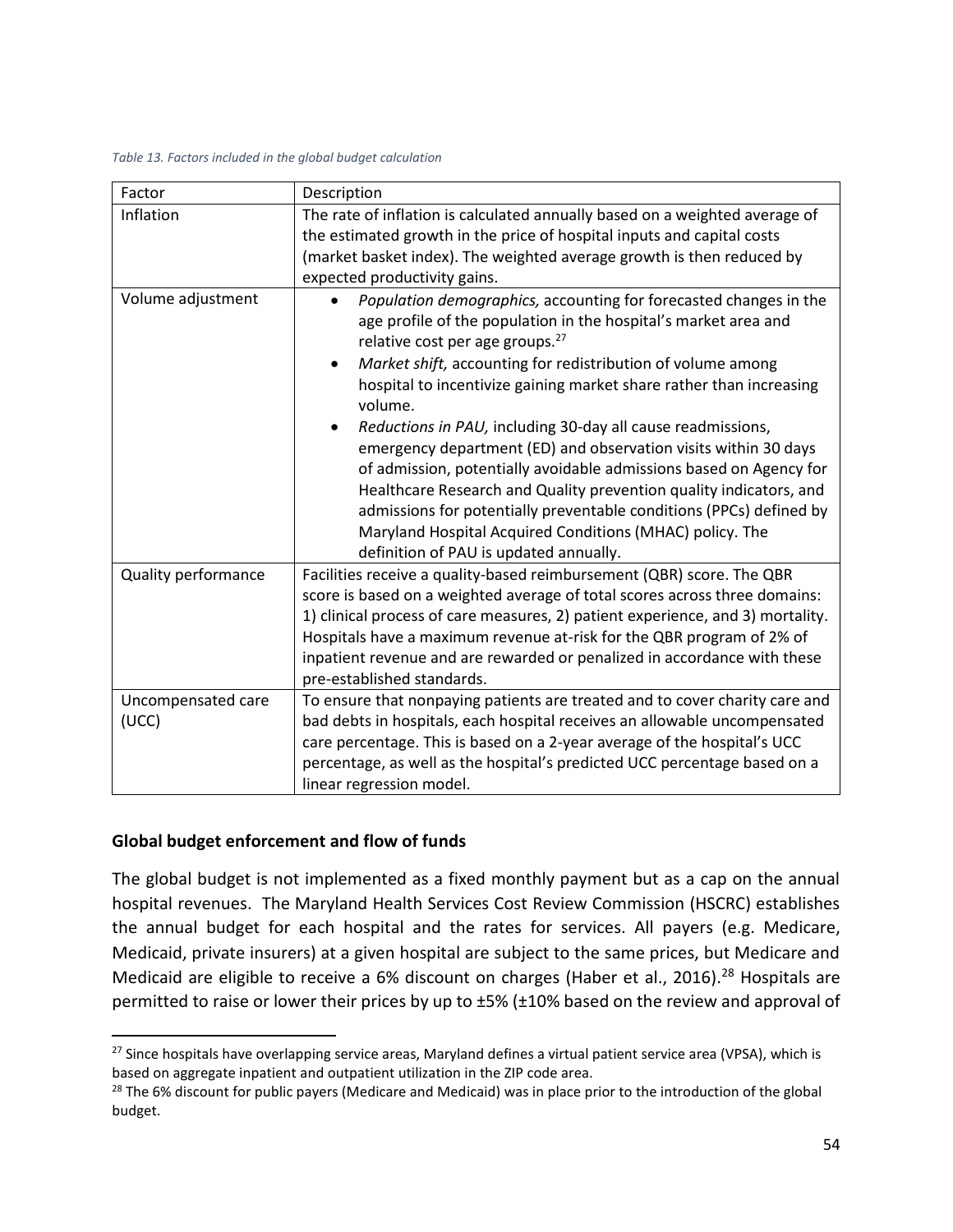*Table 13. Factors included in the global budget calculation*

| Factor | Description |
|---|---|
| Inflation | The rate of inflation is calculated annually based on a weighted average of the estimated growth in the price of hospital inputs and capital costs (market basket index). The weighted average growth is then reduced by expected productivity gains. |
| Volume adjustment | • *Population demographics,* accounting for forecasted changes in the age profile of the population in the hospital's market area and relative cost per age groups.[27] • *Market shift,* accounting for redistribution of volume among hospital to incentivize gaining market share rather than increasing volume. • *Reductions in PAU,* including 30-day all cause readmissions, emergency department (ED) and observation visits within 30 days of admission, potentially avoidable admissions based on Agency for Healthcare Research and Quality prevention quality indicators, and admissions for potentially preventable conditions (PPCs) defined by Maryland Hospital Acquired Conditions (MHAC) policy. The definition of PAU is updated annually. |
| Quality performance | Facilities receive a quality-based reimbursement (QBR) score. The QBR score is based on a weighted average of total scores across three domains: 1) clinical process of care measures, 2) patient experience, and 3) mortality. Hospitals have a maximum revenue at-risk for the QBR program of 2% of inpatient revenue and are rewarded or penalized in accordance with these pre-established standards. |
| Uncompensated care (UCC) | To ensure that nonpaying patients are treated and to cover charity care and bad debts in hospitals, each hospital receives an allowable uncompensated care percentage. This is based on a 2-year average of the hospital's UCC percentage, as well as the hospital's predicted UCC percentage based on a linear regression model. |

**Global budget enforcement and flow of funds**

The global budget is not implemented as a fixed monthly payment but as a cap on the annual hospital revenues. The Maryland Health Services Cost Review Commission (HSCRC) establishes the annual budget for each hospital and the rates for services. All payers (e.g. Medicare, Medicaid, private insurers) at a given hospital are subject to the same prices, but Medicare and Medicaid are eligible to receive a 6% discount on charges (Haber et al., 2016).[28] Hospitals are permitted to raise or lower their prices by up to ±5% (±10% based on the review and approval of

[27] Since hospitals have overlapping service areas, Maryland defines a virtual patient service area (VPSA), which is based on aggregate inpatient and outpatient utilization in the ZIP code area.

[28] The 6% discount for public payers (Medicare and Medicaid) was in place prior to the introduction of the global budget.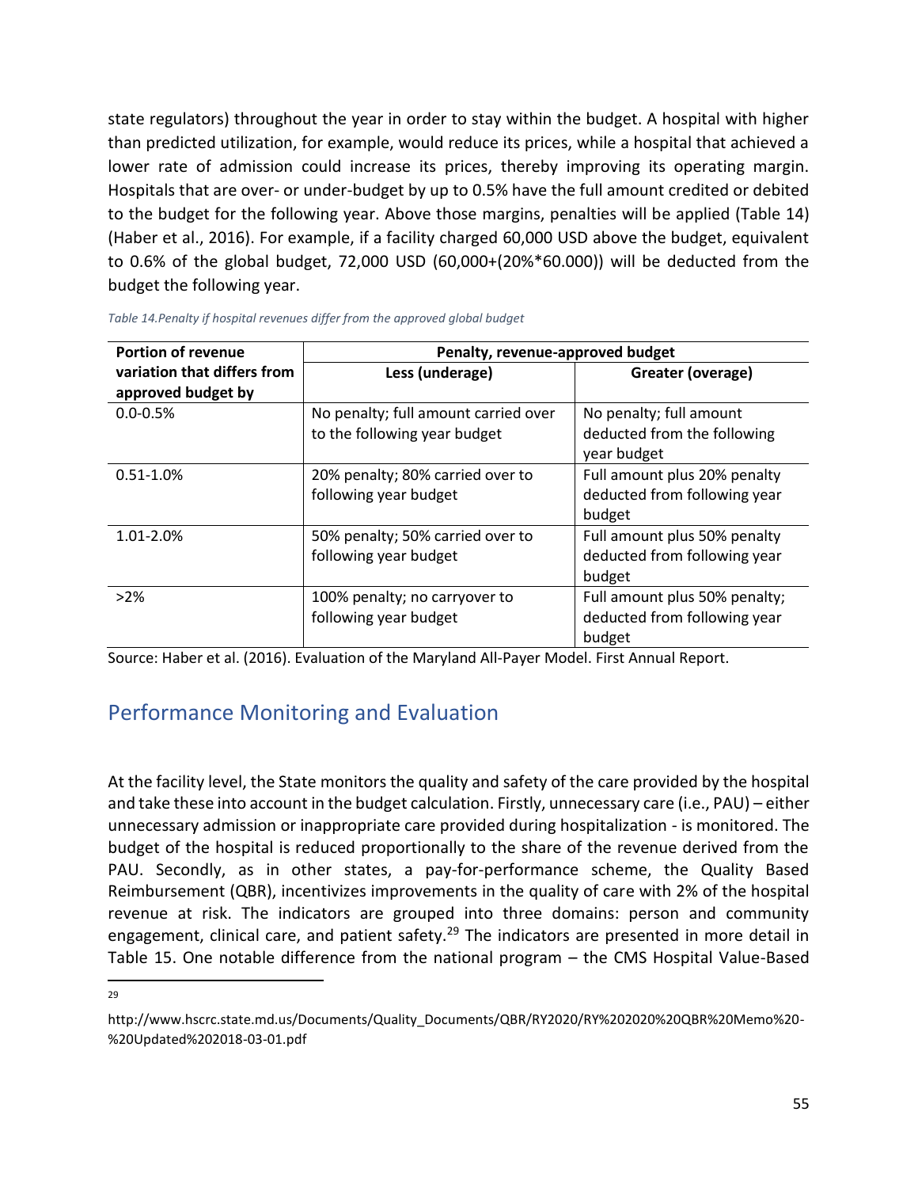state regulators) throughout the year in order to stay within the budget. A hospital with higher than predicted utilization, for example, would reduce its prices, while a hospital that achieved a lower rate of admission could increase its prices, thereby improving its operating margin. Hospitals that are over- or under-budget by up to 0.5% have the full amount credited or debited to the budget for the following year. Above those margins, penalties will be applied (Table 14) (Haber et al., 2016). For example, if a facility charged 60,000 USD above the budget, equivalent to 0.6% of the global budget, 72,000 USD (60,000+(20%*60.000)) will be deducted from the budget the following year.

*Table 14.Penalty if hospital revenues differ from the approved global budget*

| Portion of revenue variation that differs from approved budget by | Penalty, revenue-approved budget | |
|---|---|---|
| | Less (underage) | Greater (overage) |
| 0.0-0.5% | No penalty; full amount carried over to the following year budget | No penalty; full amount deducted from the following year budget |
| 0.51-1.0% | 20% penalty; 80% carried over to following year budget | Full amount plus 20% penalty deducted from following year budget |
| 1.01-2.0% | 50% penalty; 50% carried over to following year budget | Full amount plus 50% penalty deducted from following year budget |
| >2% | 100% penalty; no carryover to following year budget | Full amount plus 50% penalty; deducted from following year budget |

Source: Haber et al. (2016). Evaluation of the Maryland All-Payer Model. First Annual Report.

## Performance Monitoring and Evaluation

At the facility level, the State monitors the quality and safety of the care provided by the hospital and take these into account in the budget calculation. Firstly, unnecessary care (i.e., PAU) – either unnecessary admission or inappropriate care provided during hospitalization - is monitored. The budget of the hospital is reduced proportionally to the share of the revenue derived from the PAU. Secondly, as in other states, a pay-for-performance scheme, the Quality Based Reimbursement (QBR), incentivizes improvements in the quality of care with 2% of the hospital revenue at risk. The indicators are grouped into three domains: person and community engagement, clinical care, and patient safety.[29] The indicators are presented in more detail in Table 15. One notable difference from the national program – the CMS Hospital Value-Based

[29] http://www.hscrc.state.md.us/Documents/Quality_Documents/QBR/RY2020/RY%202020%20QBR%20Memo%20-%20Updated%202018-03-01.pdf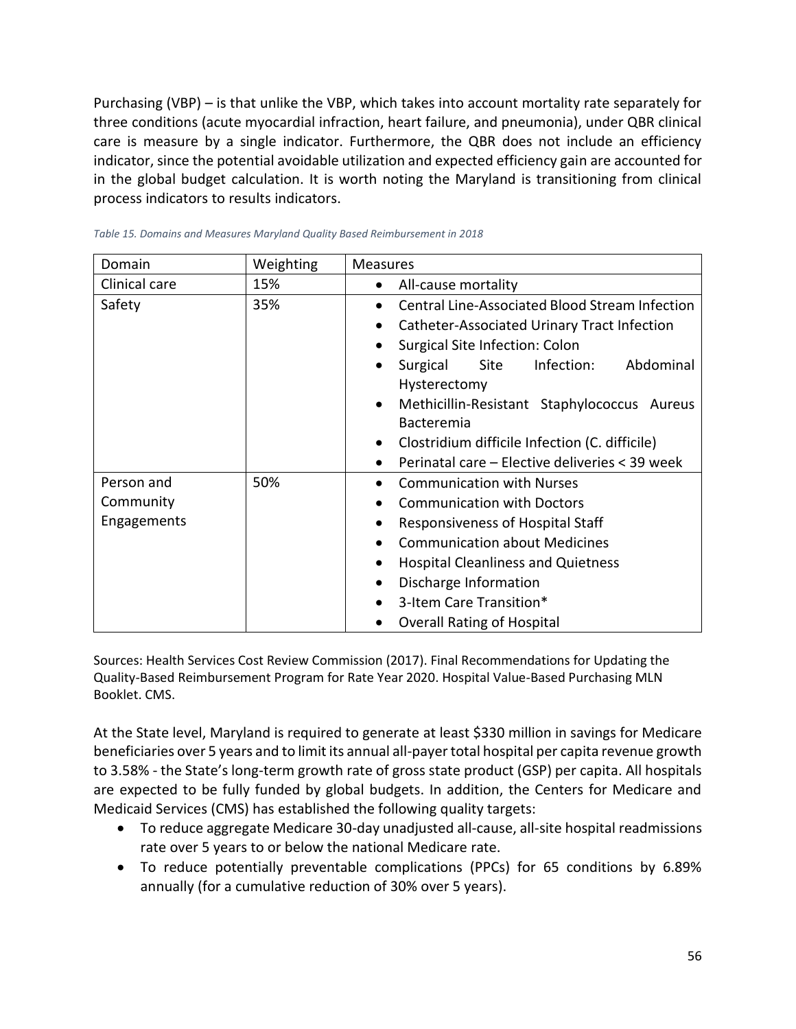Purchasing (VBP) – is that unlike the VBP, which takes into account mortality rate separately for three conditions (acute myocardial infraction, heart failure, and pneumonia), under QBR clinical care is measure by a single indicator. Furthermore, the QBR does not include an efficiency indicator, since the potential avoidable utilization and expected efficiency gain are accounted for in the global budget calculation. It is worth noting the Maryland is transitioning from clinical process indicators to results indicators.

*Table 15. Domains and Measures Maryland Quality Based Reimbursement in 2018*

| Domain | Weighting | Measures |
| --- | --- | --- |
| Clinical care | 15% | • All-cause mortality |
| Safety | 35% | • Central Line-Associated Blood Stream Infection<br>• Catheter-Associated Urinary Tract Infection<br>• Surgical Site Infection: Colon<br>• Surgical Site Infection: Abdominal Hysterectomy<br>• Methicillin-Resistant Staphylococcus Aureus Bacteremia<br>• Clostridium difficile Infection (C. difficile)<br>• Perinatal care – Elective deliveries < 39 week |
| Person and Community Engagements | 50% | • Communication with Nurses<br>• Communication with Doctors<br>• Responsiveness of Hospital Staff<br>• Communication about Medicines<br>• Hospital Cleanliness and Quietness<br>• Discharge Information<br>• 3-Item Care Transition*<br>• Overall Rating of Hospital |

Sources: Health Services Cost Review Commission (2017). Final Recommendations for Updating the Quality-Based Reimbursement Program for Rate Year 2020. Hospital Value-Based Purchasing MLN Booklet. CMS.

At the State level, Maryland is required to generate at least $330 million in savings for Medicare beneficiaries over 5 years and to limit its annual all-payer total hospital per capita revenue growth to 3.58% - the State's long-term growth rate of gross state product (GSP) per capita. All hospitals are expected to be fully funded by global budgets. In addition, the Centers for Medicare and Medicaid Services (CMS) has established the following quality targets:

- To reduce aggregate Medicare 30-day unadjusted all-cause, all-site hospital readmissions rate over 5 years to or below the national Medicare rate.
- To reduce potentially preventable complications (PPCs) for 65 conditions by 6.89% annually (for a cumulative reduction of 30% over 5 years).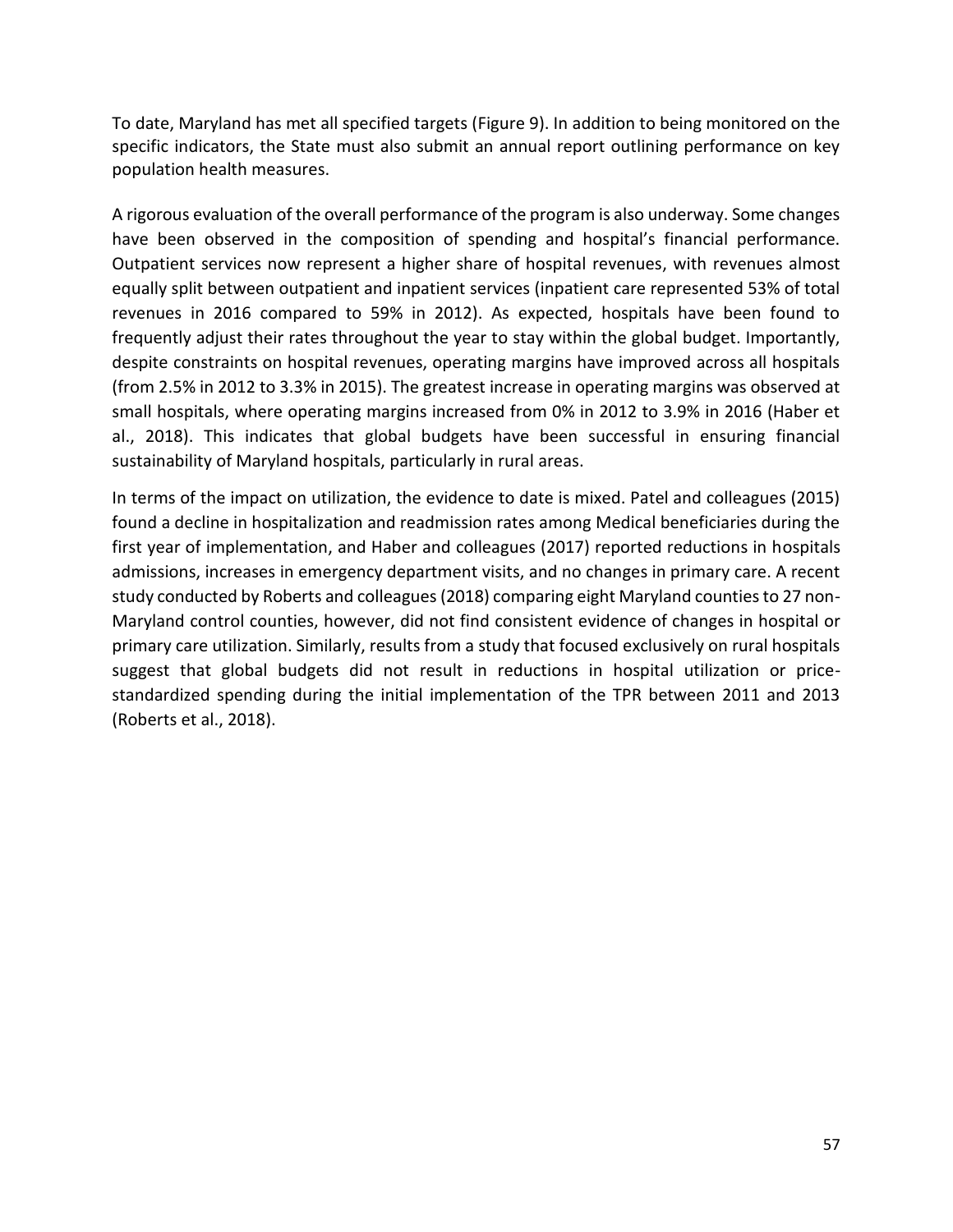To date, Maryland has met all specified targets (Figure 9). In addition to being monitored on the specific indicators, the State must also submit an annual report outlining performance on key population health measures.

A rigorous evaluation of the overall performance of the program is also underway. Some changes have been observed in the composition of spending and hospital's financial performance. Outpatient services now represent a higher share of hospital revenues, with revenues almost equally split between outpatient and inpatient services (inpatient care represented 53% of total revenues in 2016 compared to 59% in 2012). As expected, hospitals have been found to frequently adjust their rates throughout the year to stay within the global budget. Importantly, despite constraints on hospital revenues, operating margins have improved across all hospitals (from 2.5% in 2012 to 3.3% in 2015). The greatest increase in operating margins was observed at small hospitals, where operating margins increased from 0% in 2012 to 3.9% in 2016 (Haber et al., 2018). This indicates that global budgets have been successful in ensuring financial sustainability of Maryland hospitals, particularly in rural areas.

In terms of the impact on utilization, the evidence to date is mixed. Patel and colleagues (2015) found a decline in hospitalization and readmission rates among Medical beneficiaries during the first year of implementation, and Haber and colleagues (2017) reported reductions in hospitals admissions, increases in emergency department visits, and no changes in primary care. A recent study conducted by Roberts and colleagues (2018) comparing eight Maryland counties to 27 non-Maryland control counties, however, did not find consistent evidence of changes in hospital or primary care utilization. Similarly, results from a study that focused exclusively on rural hospitals suggest that global budgets did not result in reductions in hospital utilization or price-standardized spending during the initial implementation of the TPR between 2011 and 2013 (Roberts et al., 2018).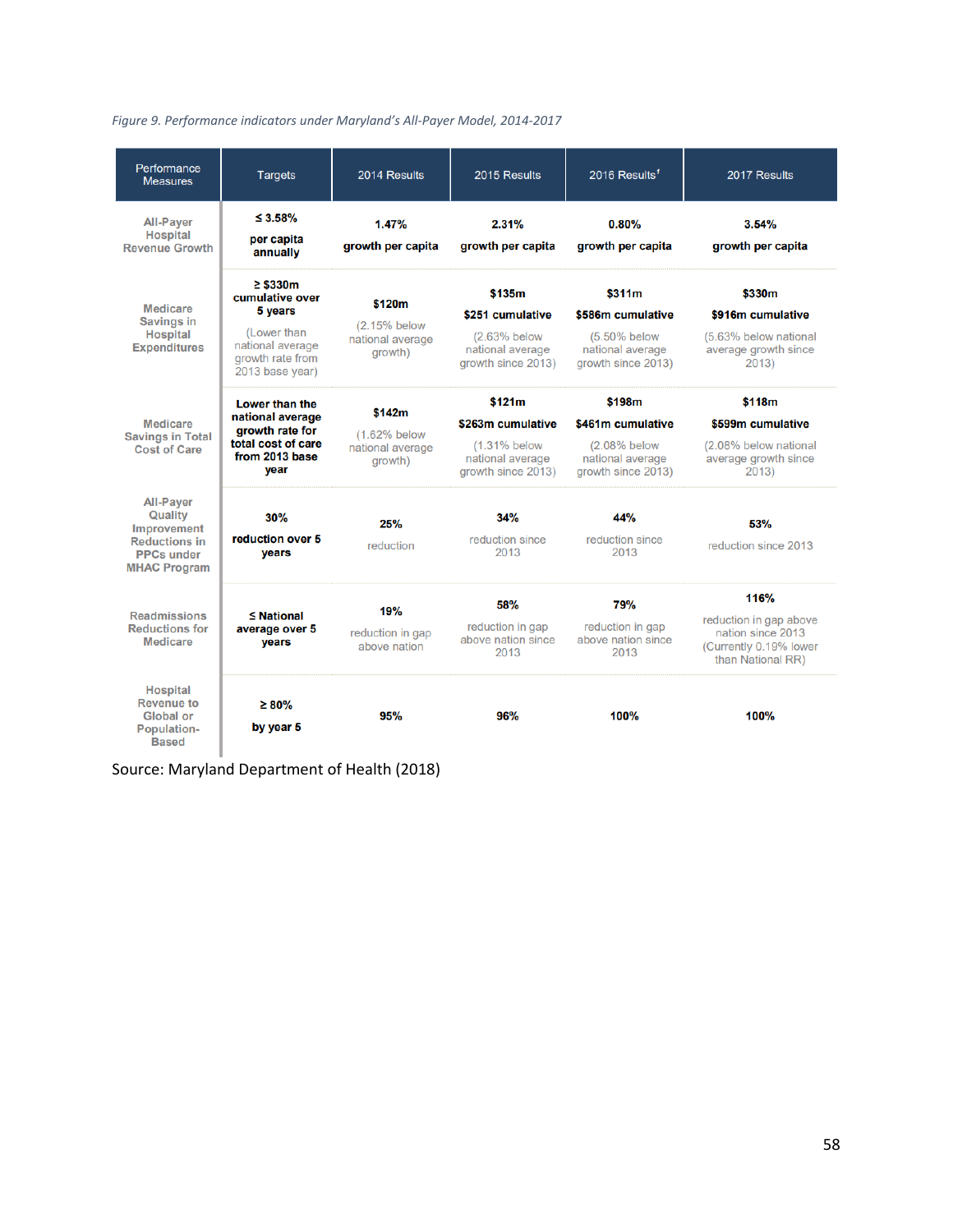*Figure 9. Performance indicators under Maryland's All-Payer Model, 2014-2017*

| Performance Measures | Targets | 2014 Results | 2015 Results | 2016 Results[1] | 2017 Results |
|---|---|---|---|---|---|
| All-Payer Hospital Revenue Growth | ≤ 3.58% per capita annually | 1.47% growth per capita | 2.31% growth per capita | 0.80% growth per capita | 3.54% growth per capita |
| Medicare Savings in Hospital Expenditures | ≥ $330m cumulative over 5 years (Lower than national average growth rate from 2013 base year) | $120m (2.15% below national average growth) | $135m $251 cumulative (2.63% below national average growth since 2013) | $311m $586m cumulative (5.50% below national average growth since 2013) | $330m $916m cumulative (5.63% below national average growth since 2013) |
| Medicare Savings in Total Cost of Care | Lower than the national average growth rate for total cost of care from 2013 base year | $142m (1.62% below national average growth) | $121m $263m cumulative (1.31% below national average growth since 2013) | $198m $461m cumulative (2.08% below national average growth since 2013) | $118m $599m cumulative (2.08% below national average growth since 2013) |
| All-Payer Quality Improvement Reductions in PPCs under MHAC Program | 30% reduction over 5 years | 25% reduction | 34% reduction since 2013 | 44% reduction since 2013 | 53% reduction since 2013 |
| Readmissions Reductions for Medicare | ≤ National average over 5 years | 19% reduction in gap above nation | 58% reduction in gap above nation since 2013 | 79% reduction in gap above nation since 2013 | 116% reduction in gap above nation since 2013 (Currently 0.19% lower than National RR) |
| Hospital Revenue to Global or Population-Based | ≥ 80% by year 5 | 95% | 96% | 100% | 100% |

Source: Maryland Department of Health (2018)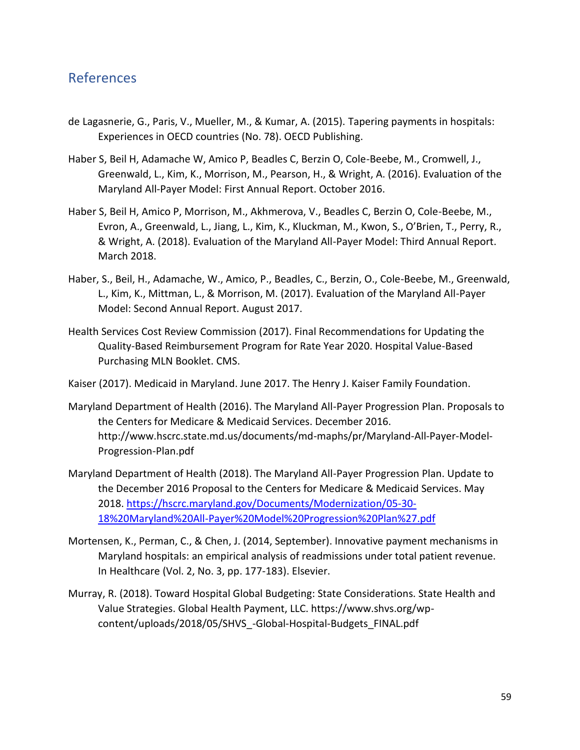## References

de Lagasnerie, G., Paris, V., Mueller, M., & Kumar, A. (2015). Tapering payments in hospitals: Experiences in OECD countries (No. 78). OECD Publishing.

Haber S, Beil H, Adamache W, Amico P, Beadles C, Berzin O, Cole-Beebe, M., Cromwell, J., Greenwald, L., Kim, K., Morrison, M., Pearson, H., & Wright, A. (2016). Evaluation of the Maryland All-Payer Model: First Annual Report. October 2016.

Haber S, Beil H, Amico P, Morrison, M., Akhmerova, V., Beadles C, Berzin O, Cole-Beebe, M., Evron, A., Greenwald, L., Jiang, L., Kim, K., Kluckman, M., Kwon, S., O'Brien, T., Perry, R., & Wright, A. (2018). Evaluation of the Maryland All-Payer Model: Third Annual Report. March 2018.

Haber, S., Beil, H., Adamache, W., Amico, P., Beadles, C., Berzin, O., Cole-Beebe, M., Greenwald, L., Kim, K., Mittman, L., & Morrison, M. (2017). Evaluation of the Maryland All-Payer Model: Second Annual Report. August 2017.

Health Services Cost Review Commission (2017). Final Recommendations for Updating the Quality-Based Reimbursement Program for Rate Year 2020. Hospital Value-Based Purchasing MLN Booklet. CMS.

Kaiser (2017). Medicaid in Maryland. June 2017. The Henry J. Kaiser Family Foundation.

Maryland Department of Health (2016). The Maryland All-Payer Progression Plan. Proposals to the Centers for Medicare & Medicaid Services. December 2016. http://www.hscrc.state.md.us/documents/md-maphs/pr/Maryland-All-Payer-Model-Progression-Plan.pdf

Maryland Department of Health (2018). The Maryland All-Payer Progression Plan. Update to the December 2016 Proposal to the Centers for Medicare & Medicaid Services. May 2018. https://hscrc.maryland.gov/Documents/Modernization/05-30-18%20Maryland%20All-Payer%20Model%20Progression%20Plan%27.pdf

Mortensen, K., Perman, C., & Chen, J. (2014, September). Innovative payment mechanisms in Maryland hospitals: an empirical analysis of readmissions under total patient revenue. In Healthcare (Vol. 2, No. 3, pp. 177-183). Elsevier.

Murray, R. (2018). Toward Hospital Global Budgeting: State Considerations. State Health and Value Strategies. Global Health Payment, LLC. https://www.shvs.org/wp-content/uploads/2018/05/SHVS_-Global-Hospital-Budgets_FINAL.pdf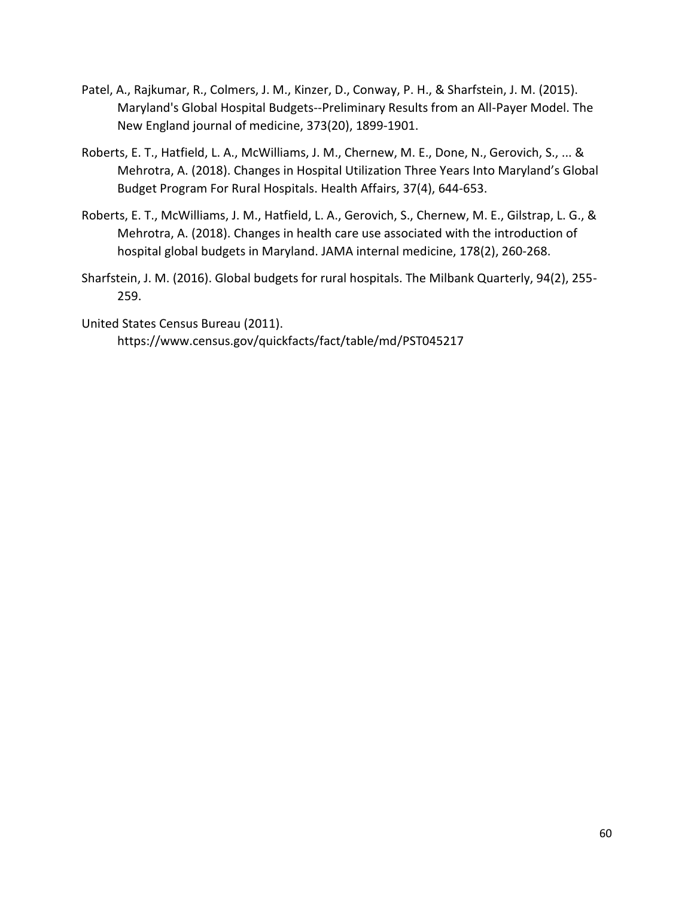Patel, A., Rajkumar, R., Colmers, J. M., Kinzer, D., Conway, P. H., & Sharfstein, J. M. (2015). Maryland's Global Hospital Budgets--Preliminary Results from an All-Payer Model. The New England journal of medicine, 373(20), 1899-1901.

Roberts, E. T., Hatfield, L. A., McWilliams, J. M., Chernew, M. E., Done, N., Gerovich, S., ... & Mehrotra, A. (2018). Changes in Hospital Utilization Three Years Into Maryland's Global Budget Program For Rural Hospitals. Health Affairs, 37(4), 644-653.

Roberts, E. T., McWilliams, J. M., Hatfield, L. A., Gerovich, S., Chernew, M. E., Gilstrap, L. G., & Mehrotra, A. (2018). Changes in health care use associated with the introduction of hospital global budgets in Maryland. JAMA internal medicine, 178(2), 260-268.

Sharfstein, J. M. (2016). Global budgets for rural hospitals. The Milbank Quarterly, 94(2), 255-259.

United States Census Bureau (2011). https://www.census.gov/quickfacts/fact/table/md/PST045217